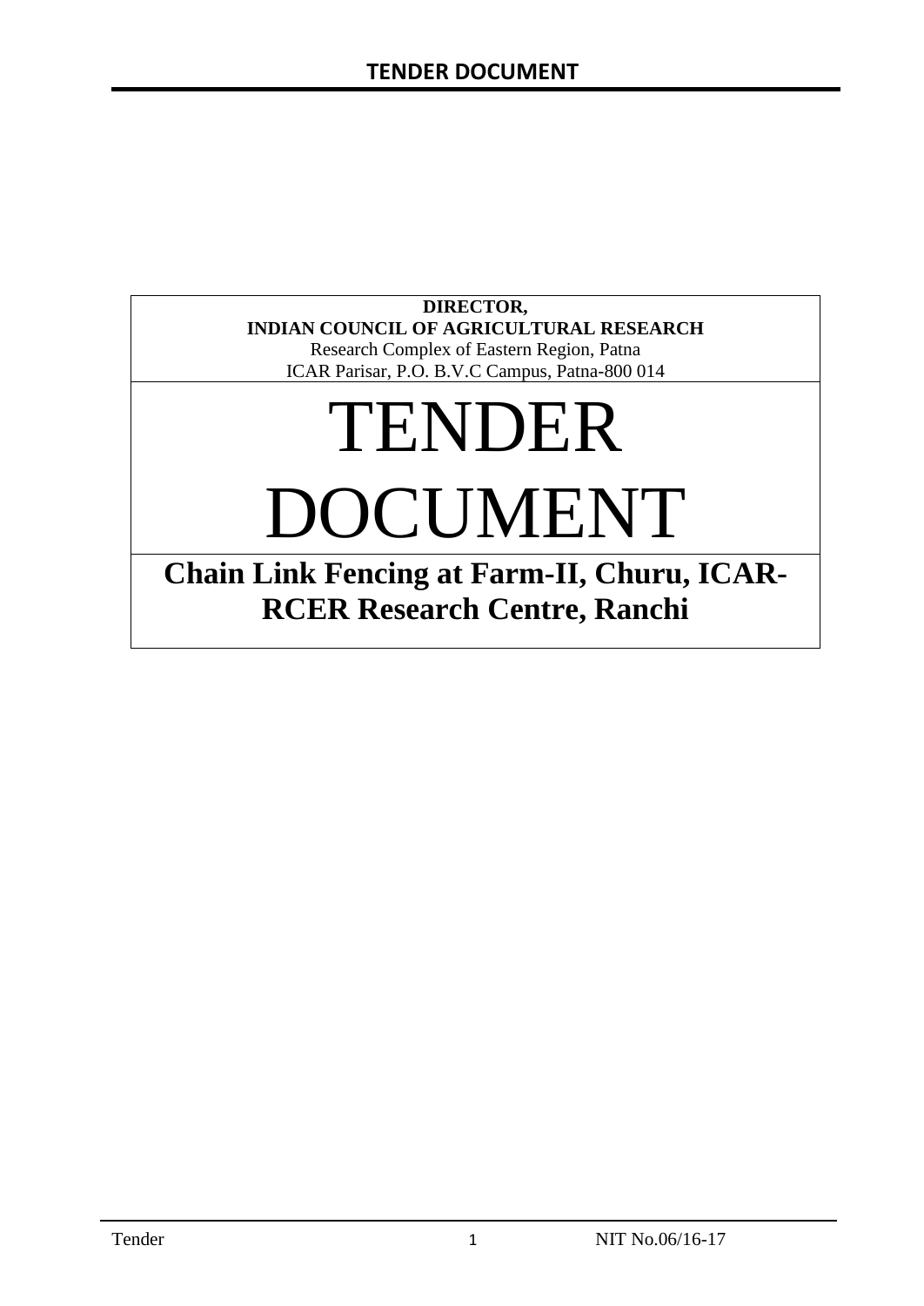**DIRECTOR,**
**INDIAN COUNCIL OF AGRICULTURAL RESEARCH**
Research Complex of Eastern Region, Patna
ICAR Parisar, P.O. B.V.C Campus, Patna-800 014

# TENDER DOCUMENT

## Chain Link Fencing at Farm-II, Churu, ICAR-RCER Research Centre, Ranchi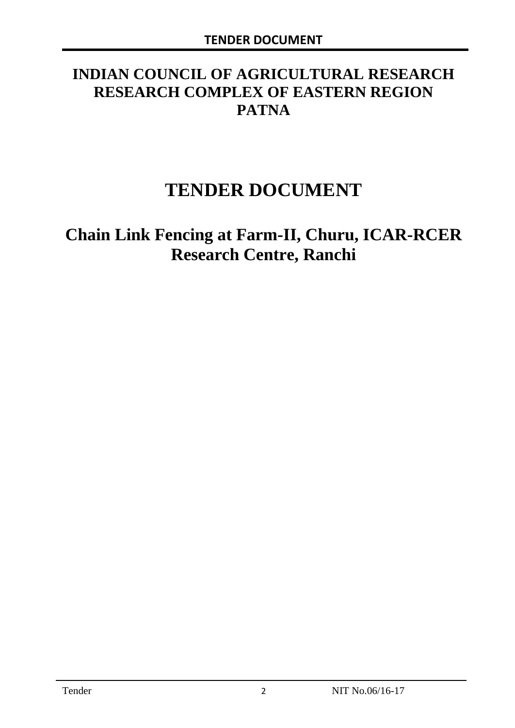# INDIAN COUNCIL OF AGRICULTURAL RESEARCH RESEARCH COMPLEX OF EASTERN REGION PATNA

# TENDER DOCUMENT

## Chain Link Fencing at Farm-II, Churu, ICAR-RCER Research Centre, Ranchi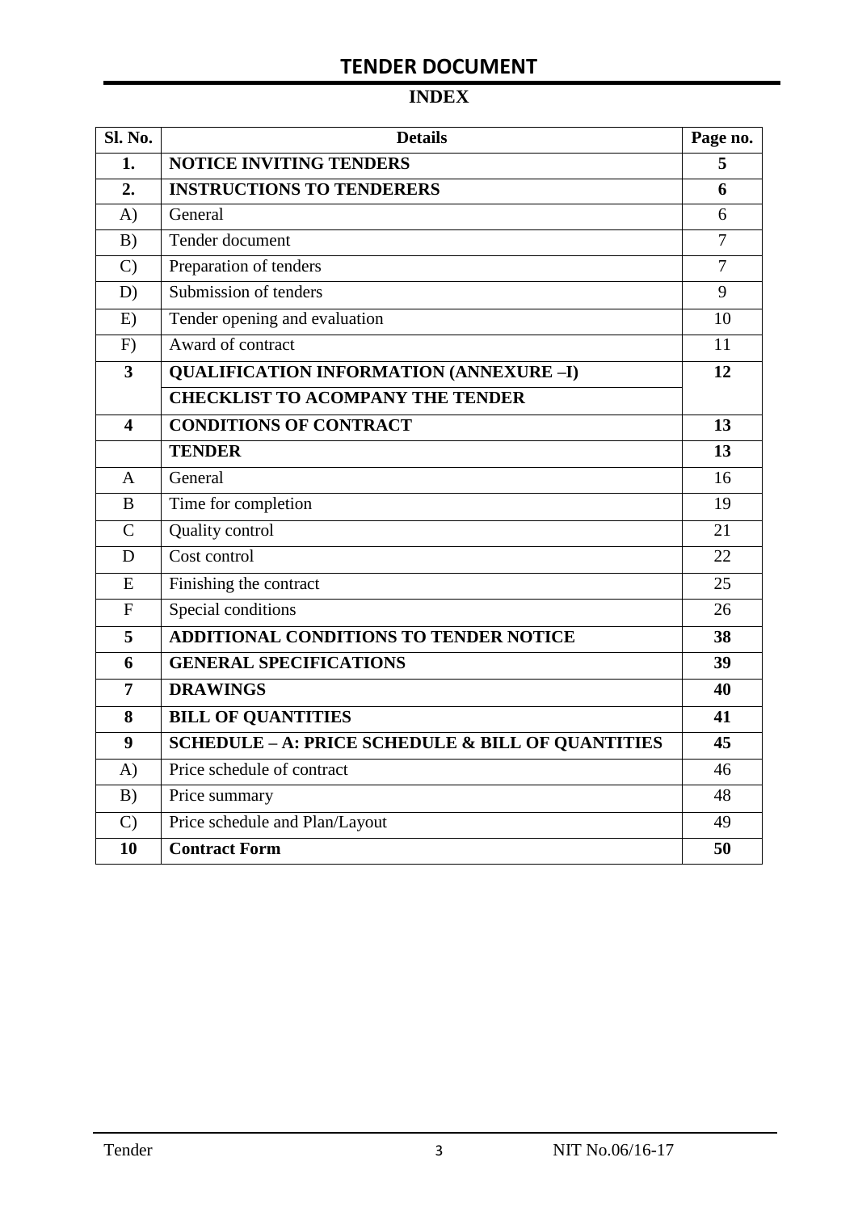# TENDER DOCUMENT

## INDEX

| Sl. No. | Details | Page no. |
|---|---|---|
| **1.** | **NOTICE INVITING TENDERS** | **5** |
| **2.** | **INSTRUCTIONS TO TENDERERS** | **6** |
| A) | General | 6 |
| B) | Tender document | 7 |
| C) | Preparation of tenders | 7 |
| D) | Submission of tenders | 9 |
| E) | Tender opening and evaluation | 10 |
| F) | Award of contract | 11 |
| **3** | **QUALIFICATION INFORMATION (ANNEXURE –I)** | **12** |
| | **CHECKLIST TO ACOMPANY THE TENDER** | |
| **4** | **CONDITIONS OF CONTRACT** | **13** |
| | **TENDER** | **13** |
| A | General | 16 |
| B | Time for completion | 19 |
| C | Quality control | 21 |
| D | Cost control | 22 |
| E | Finishing the contract | 25 |
| F | Special conditions | 26 |
| **5** | **ADDITIONAL CONDITIONS TO TENDER NOTICE** | **38** |
| **6** | **GENERAL SPECIFICATIONS** | **39** |
| **7** | **DRAWINGS** | **40** |
| **8** | **BILL OF QUANTITIES** | **41** |
| **9** | **SCHEDULE – A: PRICE SCHEDULE & BILL OF QUANTITIES** | **45** |
| A) | Price schedule of contract | 46 |
| B) | Price summary | 48 |
| C) | Price schedule and Plan/Layout | 49 |
| **10** | **Contract Form** | **50** |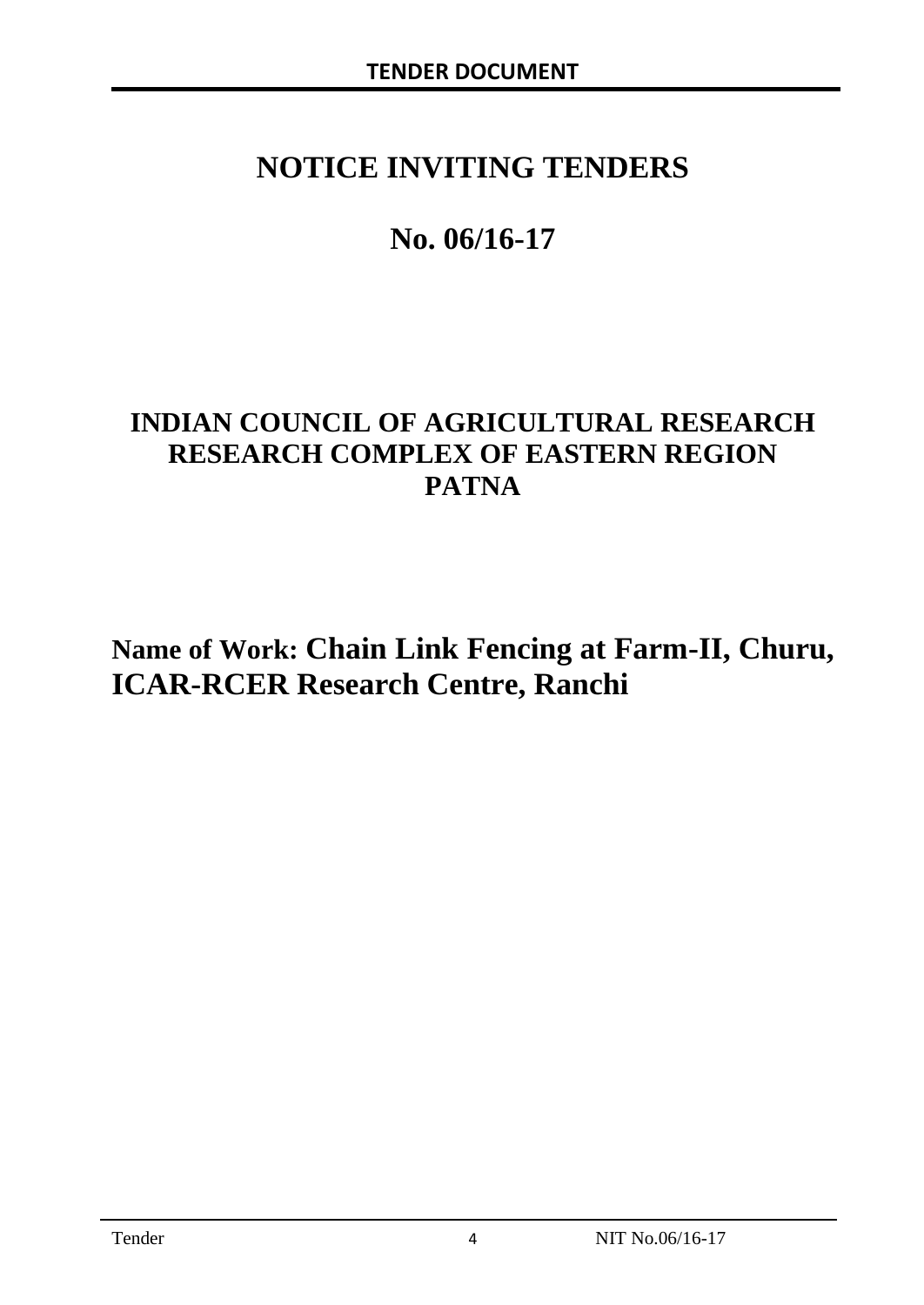# NOTICE INVITING TENDERS

# No. 06/16-17

## INDIAN COUNCIL OF AGRICULTURAL RESEARCH RESEARCH COMPLEX OF EASTERN REGION PATNA

**Name of Work: Chain Link Fencing at Farm-II, Churu, ICAR-RCER Research Centre, Ranchi**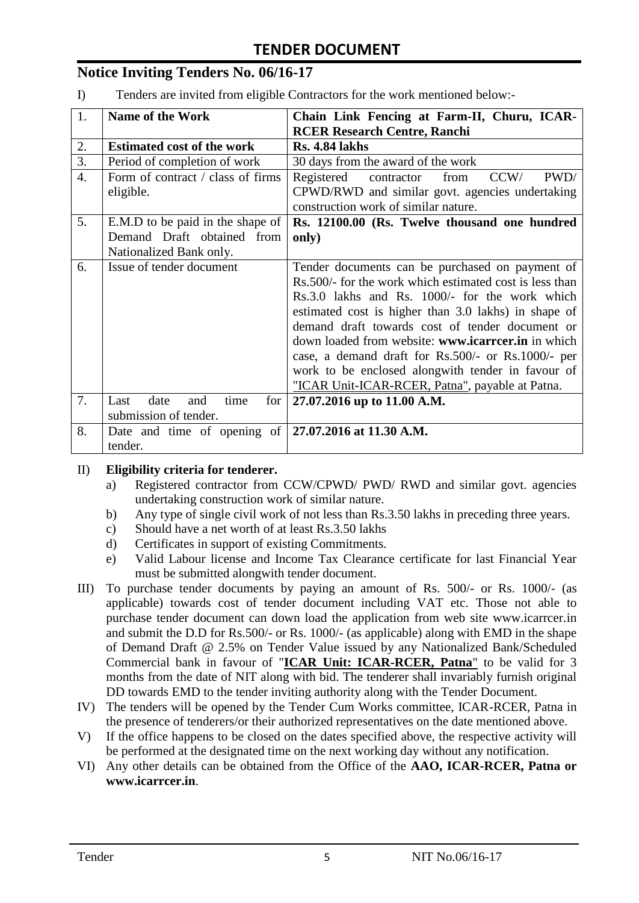# TENDER DOCUMENT

## Notice Inviting Tenders No. 06/16-17

I) Tenders are invited from eligible Contractors for the work mentioned below:-

| 1. | **Name of the Work** | **Chain Link Fencing at Farm-II, Churu, ICAR-RCER Research Centre, Ranchi** |
|---|---|---|
| 2. | **Estimated cost of the work** | **Rs. 4.84 lakhs** |
| 3. | Period of completion of work | 30 days from the award of the work |
| 4. | Form of contract / class of firms eligible. | Registered contractor from CCW/ PWD/ CPWD/RWD and similar govt. agencies undertaking construction work of similar nature. |
| 5. | E.M.D to be paid in the shape of Demand Draft obtained from Nationalized Bank only. | **Rs. 12100.00 (Rs. Twelve thousand one hundred only)** |
| 6. | Issue of tender document | Tender documents can be purchased on payment of Rs.500/- for the work which estimated cost is less than Rs.3.0 lakhs and Rs. 1000/- for the work which estimated cost is higher than 3.0 lakhs) in shape of demand draft towards cost of tender document or down loaded from website: **www.icarrcer.in** in which case, a demand draft for Rs.500/- or Rs.1000/- per work to be enclosed alongwith tender in favour of "ICAR Unit-ICAR-RCER, Patna", payable at Patna. |
| 7. | Last date and time for submission of tender. | **27.07.2016 up to 11.00 A.M.** |
| 8. | Date and time of opening of tender. | **27.07.2016 at 11.30 A.M.** |

II) **Eligibility criteria for tenderer.**

a) Registered contractor from CCW/CPWD/ PWD/ RWD and similar govt. agencies undertaking construction work of similar nature.

b) Any type of single civil work of not less than Rs.3.50 lakhs in preceding three years.

c) Should have a net worth of at least Rs.3.50 lakhs

d) Certificates in support of existing Commitments.

e) Valid Labour license and Income Tax Clearance certificate for last Financial Year must be submitted alongwith tender document.

III) To purchase tender documents by paying an amount of Rs. 500/- or Rs. 1000/- (as applicable) towards cost of tender document including VAT etc. Those not able to purchase tender document can down load the application from web site www.icarrcer.in and submit the D.D for Rs.500/- or Rs. 1000/- (as applicable) along with EMD in the shape of Demand Draft @ 2.5% on Tender Value issued by any Nationalized Bank/Scheduled Commercial bank in favour of "**ICAR Unit: ICAR-RCER, Patna**" to be valid for 3 months from the date of NIT along with bid. The tenderer shall invariably furnish original DD towards EMD to the tender inviting authority along with the Tender Document.

IV) The tenders will be opened by the Tender Cum Works committee, ICAR-RCER, Patna in the presence of tenderers/or their authorized representatives on the date mentioned above.

V) If the office happens to be closed on the dates specified above, the respective activity will be performed at the designated time on the next working day without any notification.

VI) Any other details can be obtained from the Office of the **AAO, ICAR-RCER, Patna or www.icarrcer.in**.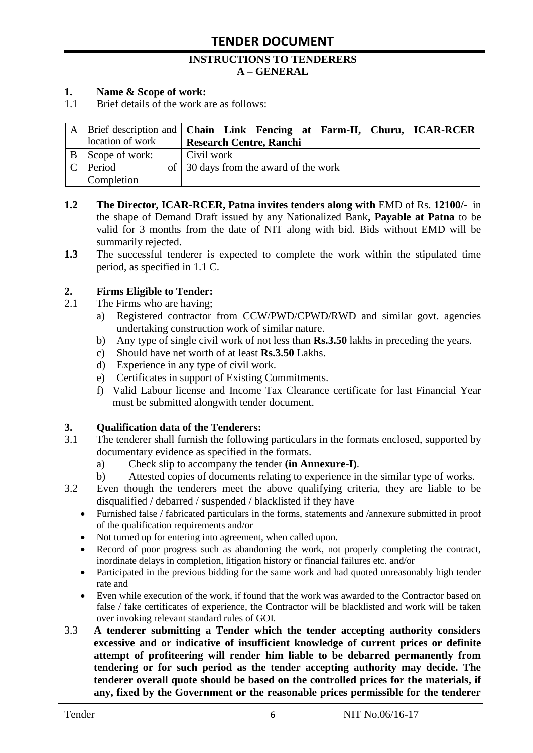# TENDER DOCUMENT

**INSTRUCTIONS TO TENDERERS**
**A – GENERAL**

**1. Name & Scope of work:**

1.1 Brief details of the work are as follows:

| | | |
|---|---|---|
| A | Brief description and location of work | **Chain Link Fencing at Farm-II, Churu, ICAR-RCER Research Centre, Ranchi** |
| B | Scope of work: | Civil work |
| C | Period of Completion | 30 days from the award of the work |

**1.2** **The Director, ICAR-RCER, Patna invites tenders along with** EMD of Rs. **12100/-** in the shape of Demand Draft issued by any Nationalized Bank**, Payable at Patna** to be valid for 3 months from the date of NIT along with bid. Bids without EMD will be summarily rejected.

**1.3** The successful tenderer is expected to complete the work within the stipulated time period, as specified in 1.1 C.

**2. Firms Eligible to Tender:**

2.1 The Firms who are having;

a) Registered contractor from CCW/PWD/CPWD/RWD and similar govt. agencies undertaking construction work of similar nature.
b) Any type of single civil work of not less than **Rs.3.50** lakhs in preceding the years.
c) Should have net worth of at least **Rs.3.50** Lakhs.
d) Experience in any type of civil work.
e) Certificates in support of Existing Commitments.
f) Valid Labour license and Income Tax Clearance certificate for last Financial Year must be submitted alongwith tender document.

**3. Qualification data of the Tenderers:**

3.1 The tenderer shall furnish the following particulars in the formats enclosed, supported by documentary evidence as specified in the formats.

a) Check slip to accompany the tender **(in Annexure-I)**.
b) Attested copies of documents relating to experience in the similar type of works.

3.2 Even though the tenderers meet the above qualifying criteria, they are liable to be disqualified / debarred / suspended / blacklisted if they have

- Furnished false / fabricated particulars in the forms, statements and /annexure submitted in proof of the qualification requirements and/or
- Not turned up for entering into agreement, when called upon.
- Record of poor progress such as abandoning the work, not properly completing the contract, inordinate delays in completion, litigation history or financial failures etc. and/or
- Participated in the previous bidding for the same work and had quoted unreasonably high tender rate and
- Even while execution of the work, if found that the work was awarded to the Contractor based on false / fake certificates of experience, the Contractor will be blacklisted and work will be taken over invoking relevant standard rules of GOI.

3.3 **A tenderer submitting a Tender which the tender accepting authority considers excessive and or indicative of insufficient knowledge of current prices or definite attempt of profiteering will render him liable to be debarred permanently from tendering or for such period as the tender accepting authority may decide. The tenderer overall quote should be based on the controlled prices for the materials, if any, fixed by the Government or the reasonable prices permissible for the tenderer**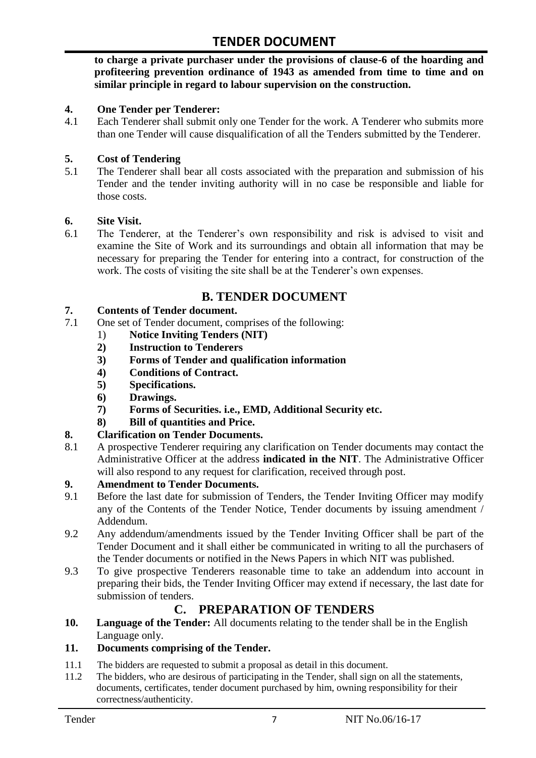**to charge a private purchaser under the provisions of clause-6 of the hoarding and profiteering prevention ordinance of 1943 as amended from time to time and on similar principle in regard to labour supervision on the construction.**

**4. One Tender per Tenderer:**

4.1 Each Tenderer shall submit only one Tender for the work. A Tenderer who submits more than one Tender will cause disqualification of all the Tenders submitted by the Tenderer.

**5. Cost of Tendering**

5.1 The Tenderer shall bear all costs associated with the preparation and submission of his Tender and the tender inviting authority will in no case be responsible and liable for those costs.

**6. Site Visit.**

6.1 The Tenderer, at the Tenderer's own responsibility and risk is advised to visit and examine the Site of Work and its surroundings and obtain all information that may be necessary for preparing the Tender for entering into a contract, for construction of the work. The costs of visiting the site shall be at the Tenderer's own expenses.

## B. TENDER DOCUMENT

**7. Contents of Tender document.**

7.1 One set of Tender document, comprises of the following:

1) **Notice Inviting Tenders (NIT)**
2) **Instruction to Tenderers**
3) **Forms of Tender and qualification information**
4) **Conditions of Contract.**
5) **Specifications.**
6) **Drawings.**
7) **Forms of Securities. i.e., EMD, Additional Security etc.**
8) **Bill of quantities and Price.**

**8. Clarification on Tender Documents.**

8.1 A prospective Tenderer requiring any clarification on Tender documents may contact the Administrative Officer at the address **indicated in the NIT**. The Administrative Officer will also respond to any request for clarification, received through post.

**9. Amendment to Tender Documents.**

9.1 Before the last date for submission of Tenders, the Tender Inviting Officer may modify any of the Contents of the Tender Notice, Tender documents by issuing amendment / Addendum.

9.2 Any addendum/amendments issued by the Tender Inviting Officer shall be part of the Tender Document and it shall either be communicated in writing to all the purchasers of the Tender documents or notified in the News Papers in which NIT was published.

9.3 To give prospective Tenderers reasonable time to take an addendum into account in preparing their bids, the Tender Inviting Officer may extend if necessary, the last date for submission of tenders.

## C. PREPARATION OF TENDERS

**10. Language of the Tender:** All documents relating to the tender shall be in the English Language only.

**11. Documents comprising of the Tender.**

11.1 The bidders are requested to submit a proposal as detail in this document.

11.2 The bidders, who are desirous of participating in the Tender, shall sign on all the statements, documents, certificates, tender document purchased by him, owning responsibility for their correctness/authenticity.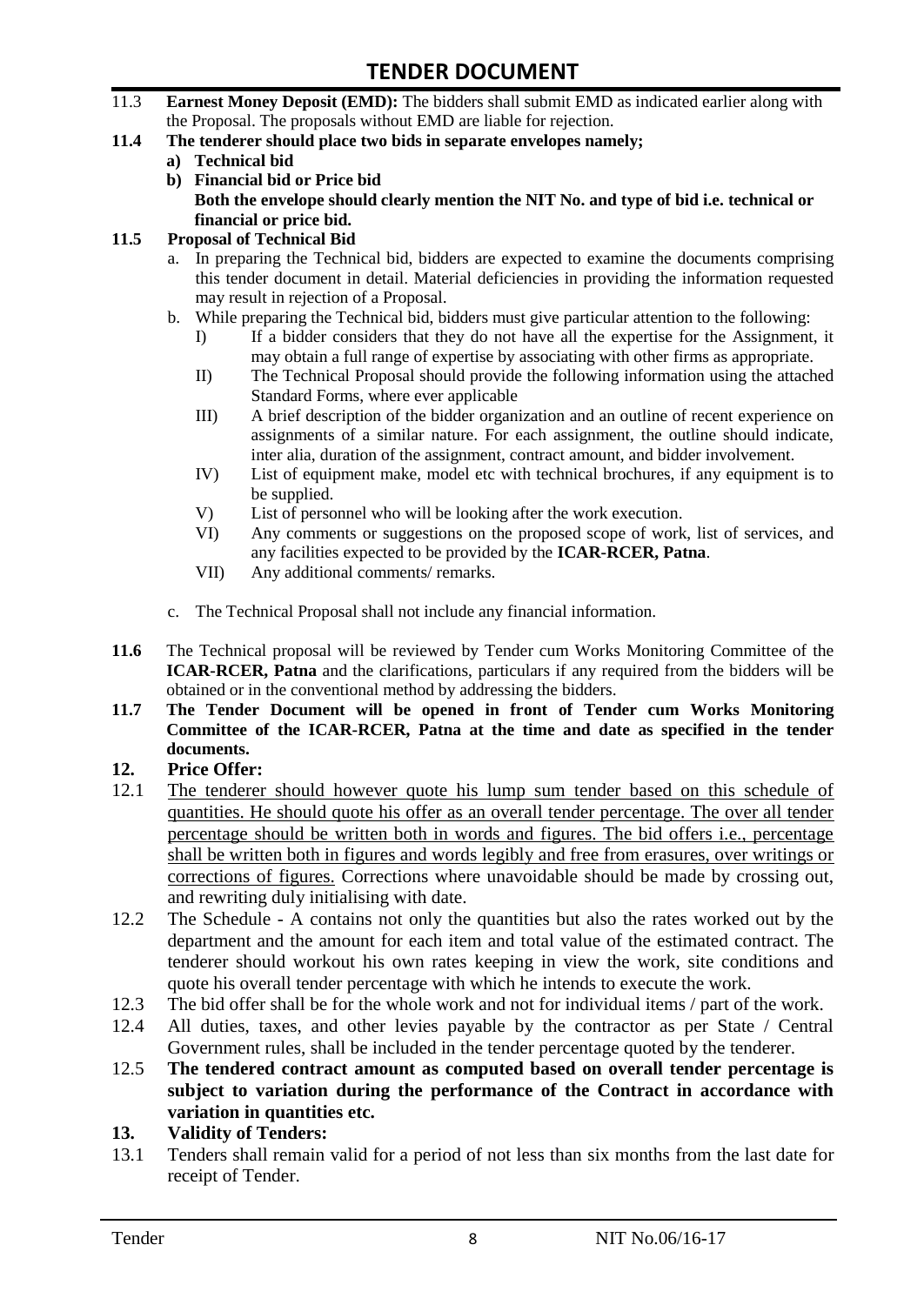11.3 **Earnest Money Deposit (EMD):** The bidders shall submit EMD as indicated earlier along with the Proposal. The proposals without EMD are liable for rejection.

**11.4 The tenderer should place two bids in separate envelopes namely;**

- **a) Technical bid**
- **b) Financial bid or Price bid**

  **Both the envelope should clearly mention the NIT No. and type of bid i.e. technical or financial or price bid.**

**11.5 Proposal of Technical Bid**

a. In preparing the Technical bid, bidders are expected to examine the documents comprising this tender document in detail. Material deficiencies in providing the information requested may result in rejection of a Proposal.

b. While preparing the Technical bid, bidders must give particular attention to the following:

   I) If a bidder considers that they do not have all the expertise for the Assignment, it may obtain a full range of expertise by associating with other firms as appropriate.

   II) The Technical Proposal should provide the following information using the attached Standard Forms, where ever applicable

   III) A brief description of the bidder organization and an outline of recent experience on assignments of a similar nature. For each assignment, the outline should indicate, inter alia, duration of the assignment, contract amount, and bidder involvement.

   IV) List of equipment make, model etc with technical brochures, if any equipment is to be supplied.

   V) List of personnel who will be looking after the work execution.

   VI) Any comments or suggestions on the proposed scope of work, list of services, and any facilities expected to be provided by the **ICAR-RCER, Patna**.

   VII) Any additional comments/ remarks.

c. The Technical Proposal shall not include any financial information.

**11.6** The Technical proposal will be reviewed by Tender cum Works Monitoring Committee of the **ICAR-RCER, Patna** and the clarifications, particulars if any required from the bidders will be obtained or in the conventional method by addressing the bidders.

**11.7 The Tender Document will be opened in front of Tender cum Works Monitoring Committee of the ICAR-RCER, Patna at the time and date as specified in the tender documents.**

## 12. Price Offer:

12.1 The tenderer should however quote his lump sum tender based on this schedule of quantities. He should quote his offer as an overall tender percentage. The over all tender percentage should be written both in words and figures. The bid offers i.e., percentage shall be written both in figures and words legibly and free from erasures, over writings or corrections of figures. Corrections where unavoidable should be made by crossing out, and rewriting duly initialising with date.

12.2 The Schedule - A contains not only the quantities but also the rates worked out by the department and the amount for each item and total value of the estimated contract. The tenderer should workout his own rates keeping in view the work, site conditions and quote his overall tender percentage with which he intends to execute the work.

12.3 The bid offer shall be for the whole work and not for individual items / part of the work.

12.4 All duties, taxes, and other levies payable by the contractor as per State / Central Government rules, shall be included in the tender percentage quoted by the tenderer.

12.5 **The tendered contract amount as computed based on overall tender percentage is subject to variation during the performance of the Contract in accordance with variation in quantities etc.**

## 13. Validity of Tenders:

13.1 Tenders shall remain valid for a period of not less than six months from the last date for receipt of Tender.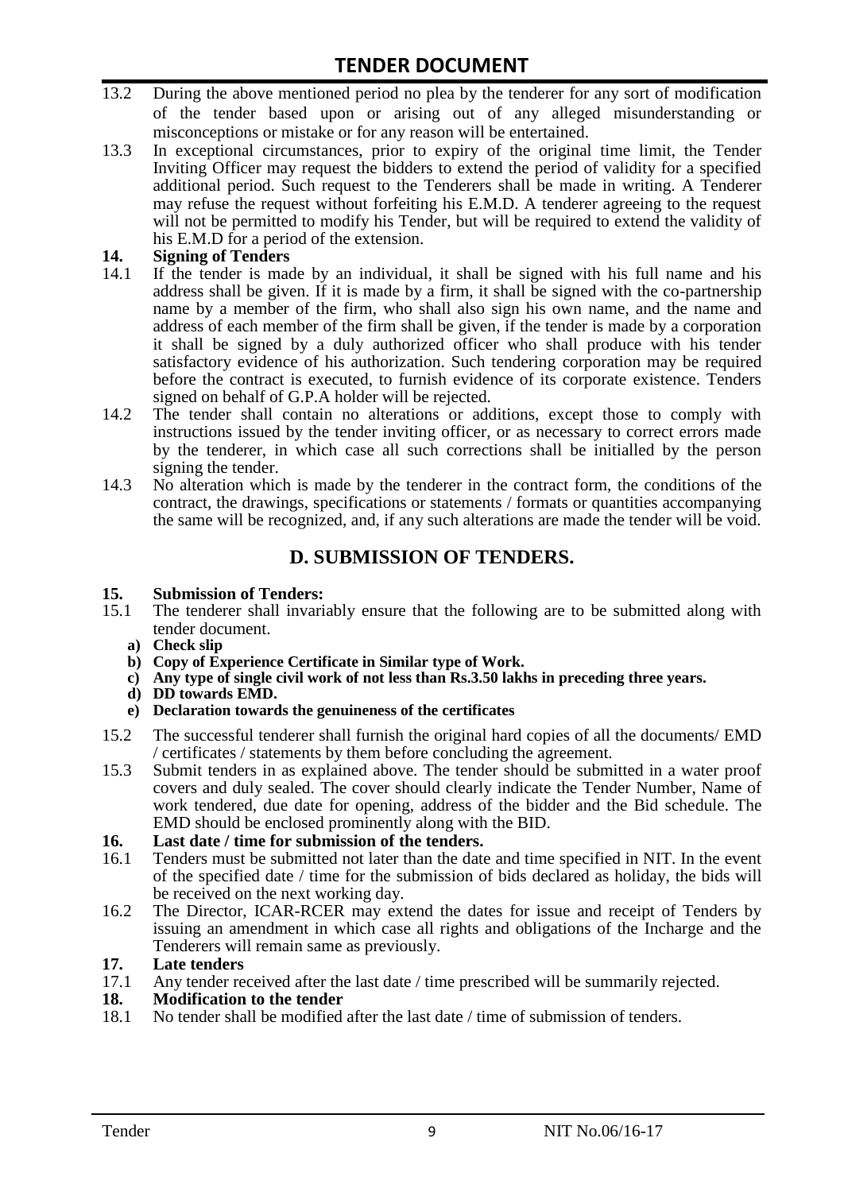13.2 During the above mentioned period no plea by the tenderer for any sort of modification of the tender based upon or arising out of any alleged misunderstanding or misconceptions or mistake or for any reason will be entertained.

13.3 In exceptional circumstances, prior to expiry of the original time limit, the Tender Inviting Officer may request the bidders to extend the period of validity for a specified additional period. Such request to the Tenderers shall be made in writing. A Tenderer may refuse the request without forfeiting his E.M.D. A tenderer agreeing to the request will not be permitted to modify his Tender, but will be required to extend the validity of his E.M.D for a period of the extension.

**14. Signing of Tenders**

14.1 If the tender is made by an individual, it shall be signed with his full name and his address shall be given. If it is made by a firm, it shall be signed with the co-partnership name by a member of the firm, who shall also sign his own name, and the name and address of each member of the firm shall be given, if the tender is made by a corporation it shall be signed by a duly authorized officer who shall produce with his tender satisfactory evidence of his authorization. Such tendering corporation may be required before the contract is executed, to furnish evidence of its corporate existence. Tenders signed on behalf of G.P.A holder will be rejected.

14.2 The tender shall contain no alterations or additions, except those to comply with instructions issued by the tender inviting officer, or as necessary to correct errors made by the tenderer, in which case all such corrections shall be initialled by the person signing the tender.

14.3 No alteration which is made by the tenderer in the contract form, the conditions of the contract, the drawings, specifications or statements / formats or quantities accompanying the same will be recognized, and, if any such alterations are made the tender will be void.

## D. SUBMISSION OF TENDERS.

**15. Submission of Tenders:**

15.1 The tenderer shall invariably ensure that the following are to be submitted along with tender document.

- **a) Check slip**
- **b) Copy of Experience Certificate in Similar type of Work.**
- **c) Any type of single civil work of not less than Rs.3.50 lakhs in preceding three years.**
- **d) DD towards EMD.**
- **e) Declaration towards the genuineness of the certificates**

15.2 The successful tenderer shall furnish the original hard copies of all the documents/ EMD / certificates / statements by them before concluding the agreement.

15.3 Submit tenders in as explained above. The tender should be submitted in a water proof covers and duly sealed. The cover should clearly indicate the Tender Number, Name of work tendered, due date for opening, address of the bidder and the Bid schedule. The EMD should be enclosed prominently along with the BID.

**16. Last date / time for submission of the tenders.**

16.1 Tenders must be submitted not later than the date and time specified in NIT. In the event of the specified date / time for the submission of bids declared as holiday, the bids will be received on the next working day.

16.2 The Director, ICAR-RCER may extend the dates for issue and receipt of Tenders by issuing an amendment in which case all rights and obligations of the Incharge and the Tenderers will remain same as previously.

**17. Late tenders**

17.1 Any tender received after the last date / time prescribed will be summarily rejected.

**18. Modification to the tender**

18.1 No tender shall be modified after the last date / time of submission of tenders.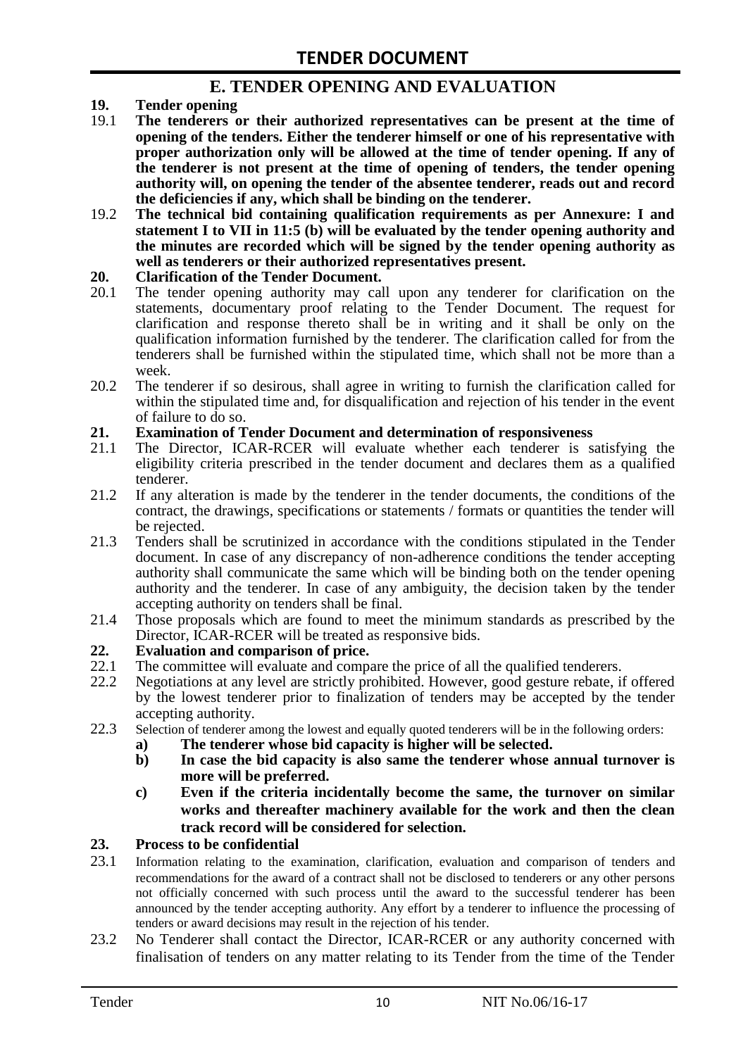## E. TENDER OPENING AND EVALUATION

**19. Tender opening**

19.1 **The tenderers or their authorized representatives can be present at the time of opening of the tenders. Either the tenderer himself or one of his representative with proper authorization only will be allowed at the time of tender opening. If any of the tenderer is not present at the time of opening of tenders, the tender opening authority will, on opening the tender of the absentee tenderer, reads out and record the deficiencies if any, which shall be binding on the tenderer.**

19.2 **The technical bid containing qualification requirements as per Annexure: I and statement I to VII in 11:5 (b) will be evaluated by the tender opening authority and the minutes are recorded which will be signed by the tender opening authority as well as tenderers or their authorized representatives present.**

**20. Clarification of the Tender Document.**

20.1 The tender opening authority may call upon any tenderer for clarification on the statements, documentary proof relating to the Tender Document. The request for clarification and response thereto shall be in writing and it shall be only on the qualification information furnished by the tenderer. The clarification called for from the tenderers shall be furnished within the stipulated time, which shall not be more than a week.

20.2 The tenderer if so desirous, shall agree in writing to furnish the clarification called for within the stipulated time and, for disqualification and rejection of his tender in the event of failure to do so.

**21. Examination of Tender Document and determination of responsiveness**

21.1 The Director, ICAR-RCER will evaluate whether each tenderer is satisfying the eligibility criteria prescribed in the tender document and declares them as a qualified tenderer.

21.2 If any alteration is made by the tenderer in the tender documents, the conditions of the contract, the drawings, specifications or statements / formats or quantities the tender will be rejected.

21.3 Tenders shall be scrutinized in accordance with the conditions stipulated in the Tender document. In case of any discrepancy of non-adherence conditions the tender accepting authority shall communicate the same which will be binding both on the tender opening authority and the tenderer. In case of any ambiguity, the decision taken by the tender accepting authority on tenders shall be final.

21.4 Those proposals which are found to meet the minimum standards as prescribed by the Director, ICAR-RCER will be treated as responsive bids.

**22. Evaluation and comparison of price.**

22.1 The committee will evaluate and compare the price of all the qualified tenderers.

22.2 Negotiations at any level are strictly prohibited. However, good gesture rebate, if offered by the lowest tenderer prior to finalization of tenders may be accepted by the tender accepting authority.

22.3 Selection of tenderer among the lowest and equally quoted tenderers will be in the following orders:

**a) The tenderer whose bid capacity is higher will be selected.**

**b) In case the bid capacity is also same the tenderer whose annual turnover is more will be preferred.**

**c) Even if the criteria incidentally become the same, the turnover on similar works and thereafter machinery available for the work and then the clean track record will be considered for selection.**

**23. Process to be confidential**

23.1 Information relating to the examination, clarification, evaluation and comparison of tenders and recommendations for the award of a contract shall not be disclosed to tenderers or any other persons not officially concerned with such process until the award to the successful tenderer has been announced by the tender accepting authority. Any effort by a tenderer to influence the processing of tenders or award decisions may result in the rejection of his tender.

23.2 No Tenderer shall contact the Director, ICAR-RCER or any authority concerned with finalisation of tenders on any matter relating to its Tender from the time of the Tender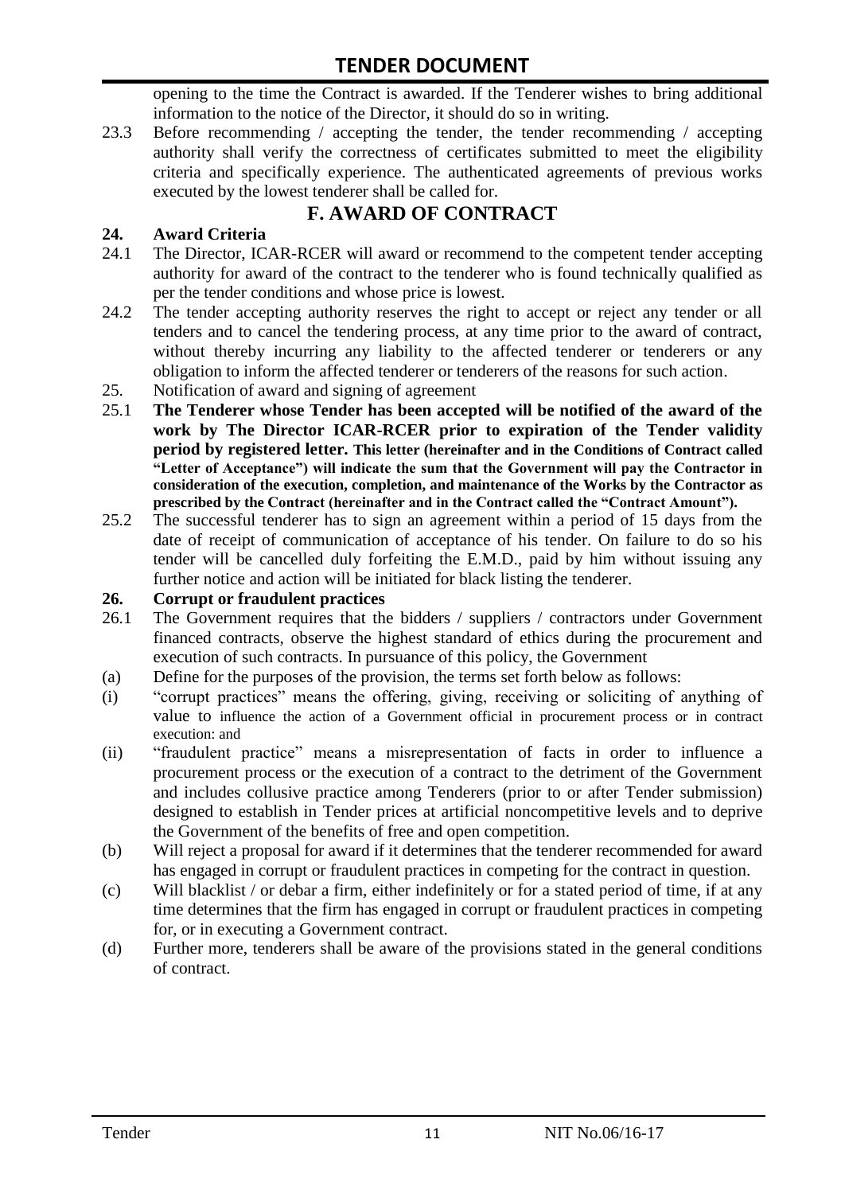opening to the time the Contract is awarded. If the Tenderer wishes to bring additional information to the notice of the Director, it should do so in writing.

23.3 Before recommending / accepting the tender, the tender recommending / accepting authority shall verify the correctness of certificates submitted to meet the eligibility criteria and specifically experience. The authenticated agreements of previous works executed by the lowest tenderer shall be called for.

## F. AWARD OF CONTRACT

### 24. Award Criteria

24.1 The Director, ICAR-RCER will award or recommend to the competent tender accepting authority for award of the contract to the tenderer who is found technically qualified as per the tender conditions and whose price is lowest.

24.2 The tender accepting authority reserves the right to accept or reject any tender or all tenders and to cancel the tendering process, at any time prior to the award of contract, without thereby incurring any liability to the affected tenderer or tenderers or any obligation to inform the affected tenderer or tenderers of the reasons for such action.

25. Notification of award and signing of agreement

25.1 **The Tenderer whose Tender has been accepted will be notified of the award of the work by The Director ICAR-RCER prior to expiration of the Tender validity period by registered letter. This letter (hereinafter and in the Conditions of Contract called "Letter of Acceptance") will indicate the sum that the Government will pay the Contractor in consideration of the execution, completion, and maintenance of the Works by the Contractor as prescribed by the Contract (hereinafter and in the Contract called the "Contract Amount").**

25.2 The successful tenderer has to sign an agreement within a period of 15 days from the date of receipt of communication of acceptance of his tender. On failure to do so his tender will be cancelled duly forfeiting the E.M.D., paid by him without issuing any further notice and action will be initiated for black listing the tenderer.

### 26. Corrupt or fraudulent practices

26.1 The Government requires that the bidders / suppliers / contractors under Government financed contracts, observe the highest standard of ethics during the procurement and execution of such contracts. In pursuance of this policy, the Government

(a) Define for the purposes of the provision, the terms set forth below as follows:

(i) "corrupt practices" means the offering, giving, receiving or soliciting of anything of value to influence the action of a Government official in procurement process or in contract execution: and

(ii) "fraudulent practice" means a misrepresentation of facts in order to influence a procurement process or the execution of a contract to the detriment of the Government and includes collusive practice among Tenderers (prior to or after Tender submission) designed to establish in Tender prices at artificial noncompetitive levels and to deprive the Government of the benefits of free and open competition.

(b) Will reject a proposal for award if it determines that the tenderer recommended for award has engaged in corrupt or fraudulent practices in competing for the contract in question.

(c) Will blacklist / or debar a firm, either indefinitely or for a stated period of time, if at any time determines that the firm has engaged in corrupt or fraudulent practices in competing for, or in executing a Government contract.

(d) Further more, tenderers shall be aware of the provisions stated in the general conditions of contract.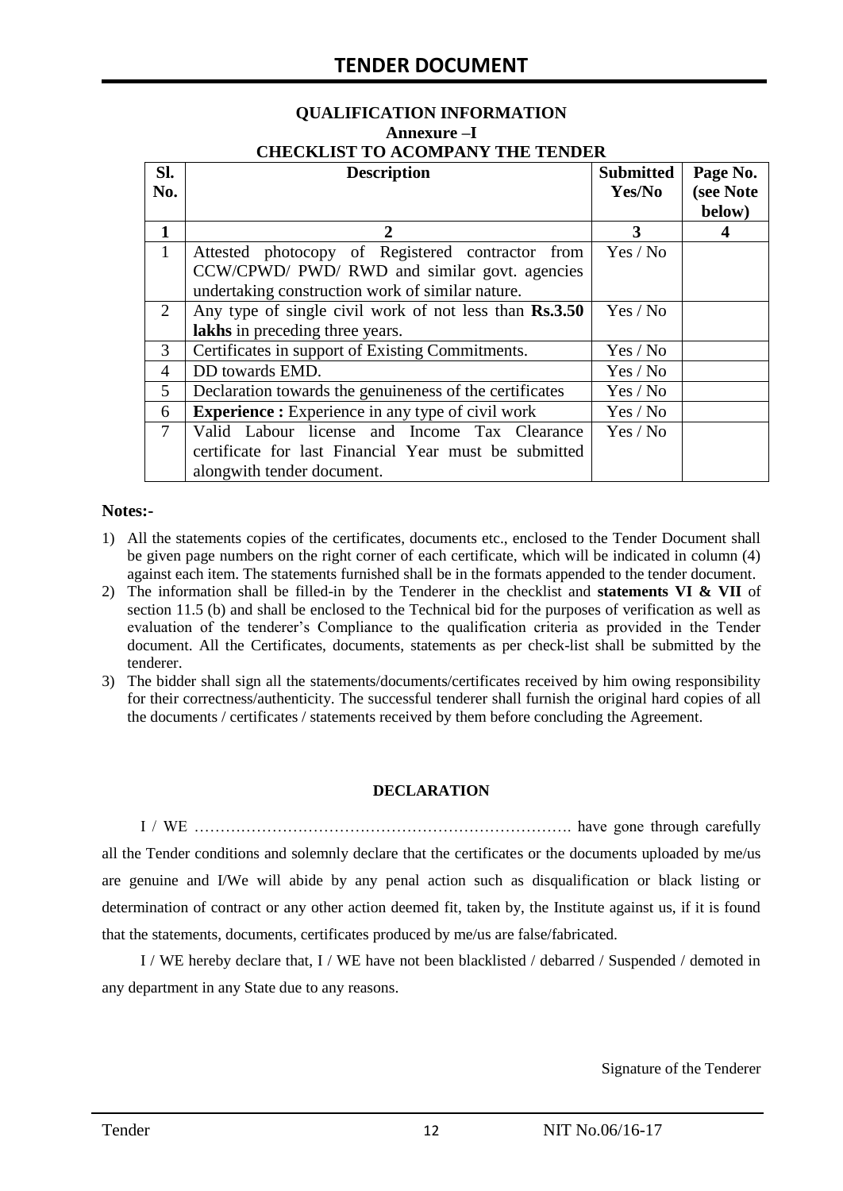## QUALIFICATION INFORMATION

### Annexure –I

### CHECKLIST TO ACOMPANY THE TENDER

| Sl. No. | Description | Submitted Yes/No | Page No. (see Note below) |
|---|---|---|---|
| **1** | **2** | **3** | **4** |
| 1 | Attested photocopy of Registered contractor from CCW/CPWD/ PWD/ RWD and similar govt. agencies undertaking construction work of similar nature. | Yes / No | |
| 2 | Any type of single civil work of not less than **Rs.3.50 lakhs** in preceding three years. | Yes / No | |
| 3 | Certificates in support of Existing Commitments. | Yes / No | |
| 4 | DD towards EMD. | Yes / No | |
| 5 | Declaration towards the genuineness of the certificates | Yes / No | |
| 6 | **Experience :** Experience in any type of civil work | Yes / No | |
| 7 | Valid Labour license and Income Tax Clearance certificate for last Financial Year must be submitted alongwith tender document. | Yes / No | |

**Notes:-**

1) All the statements copies of the certificates, documents etc., enclosed to the Tender Document shall be given page numbers on the right corner of each certificate, which will be indicated in column (4) against each item. The statements furnished shall be in the formats appended to the tender document.
2) The information shall be filled-in by the Tenderer in the checklist and **statements VI & VII** of section 11.5 (b) and shall be enclosed to the Technical bid for the purposes of verification as well as evaluation of the tenderer's Compliance to the qualification criteria as provided in the Tender document. All the Certificates, documents, statements as per check-list shall be submitted by the tenderer.
3) The bidder shall sign all the statements/documents/certificates received by him owing responsibility for their correctness/authenticity. The successful tenderer shall furnish the original hard copies of all the documents / certificates / statements received by them before concluding the Agreement.

**DECLARATION**

I / WE ………………………………………………………………. have gone through carefully all the Tender conditions and solemnly declare that the certificates or the documents uploaded by me/us are genuine and I/We will abide by any penal action such as disqualification or black listing or determination of contract or any other action deemed fit, taken by, the Institute against us, if it is found that the statements, documents, certificates produced by me/us are false/fabricated.

I / WE hereby declare that, I / WE have not been blacklisted / debarred / Suspended / demoted in any department in any State due to any reasons.

Signature of the Tenderer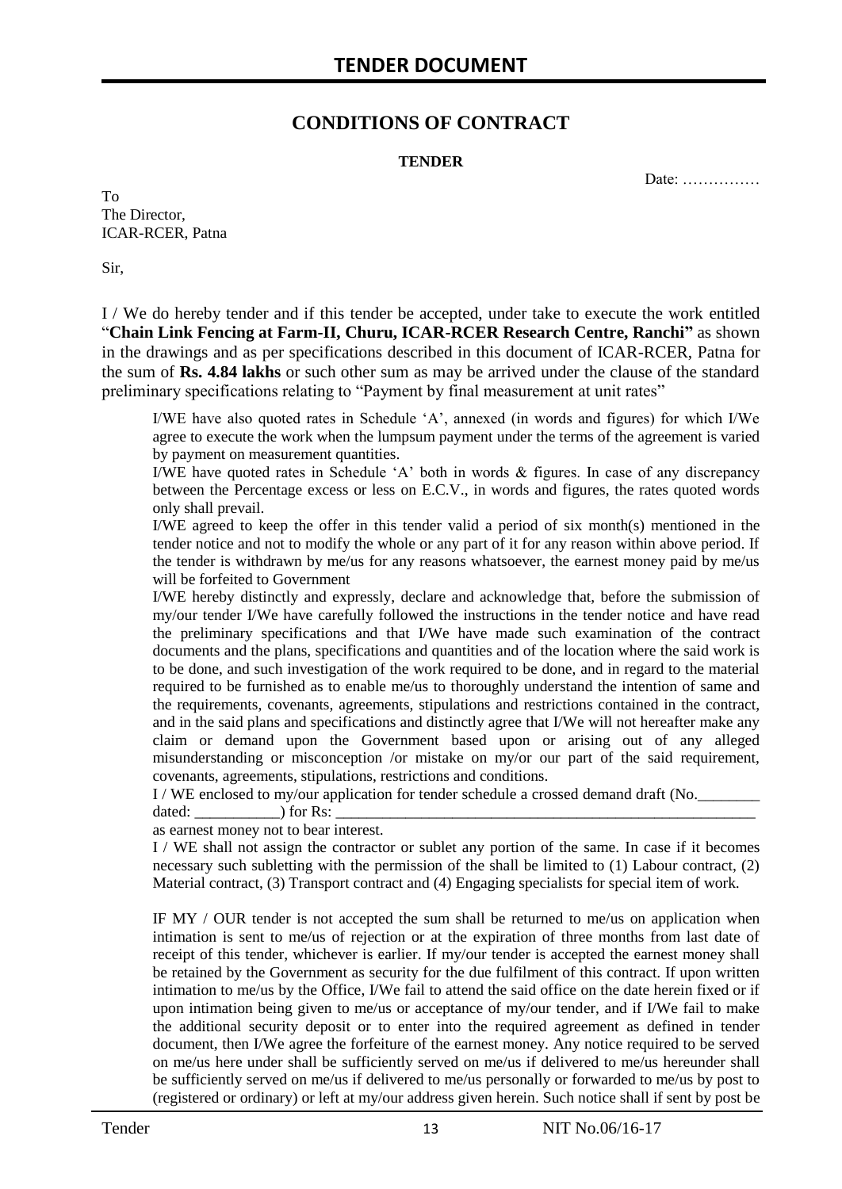# CONDITIONS OF CONTRACT

**TENDER**

Date: ……………

To
The Director,
ICAR-RCER, Patna

Sir,

I / We do hereby tender and if this tender be accepted, under take to execute the work entitled "**Chain Link Fencing at Farm-II, Churu, ICAR-RCER Research Centre, Ranchi"** as shown in the drawings and as per specifications described in this document of ICAR-RCER, Patna for the sum of **Rs. 4.84 lakhs** or such other sum as may be arrived under the clause of the standard preliminary specifications relating to "Payment by final measurement at unit rates"

I/WE have also quoted rates in Schedule 'A', annexed (in words and figures) for which I/We agree to execute the work when the lumpsum payment under the terms of the agreement is varied by payment on measurement quantities.

I/WE have quoted rates in Schedule 'A' both in words & figures. In case of any discrepancy between the Percentage excess or less on E.C.V., in words and figures, the rates quoted words only shall prevail.

I/WE agreed to keep the offer in this tender valid a period of six month(s) mentioned in the tender notice and not to modify the whole or any part of it for any reason within above period. If the tender is withdrawn by me/us for any reasons whatsoever, the earnest money paid by me/us will be forfeited to Government

I/WE hereby distinctly and expressly, declare and acknowledge that, before the submission of my/our tender I/We have carefully followed the instructions in the tender notice and have read the preliminary specifications and that I/We have made such examination of the contract documents and the plans, specifications and quantities and of the location where the said work is to be done, and such investigation of the work required to be done, and in regard to the material required to be furnished as to enable me/us to thoroughly understand the intention of same and the requirements, covenants, agreements, stipulations and restrictions contained in the contract, and in the said plans and specifications and distinctly agree that I/We will not hereafter make any claim or demand upon the Government based upon or arising out of any alleged misunderstanding or misconception /or mistake on my/or our part of the said requirement, covenants, agreements, stipulations, restrictions and conditions.

I / WE enclosed to my/our application for tender schedule a crossed demand draft (No.________ dated: ___________) for Rs: ___________________________________________________________ as earnest money not to bear interest.

I / WE shall not assign the contractor or sublet any portion of the same. In case if it becomes necessary such subletting with the permission of the shall be limited to (1) Labour contract, (2) Material contract, (3) Transport contract and (4) Engaging specialists for special item of work.

IF MY / OUR tender is not accepted the sum shall be returned to me/us on application when intimation is sent to me/us of rejection or at the expiration of three months from last date of receipt of this tender, whichever is earlier. If my/our tender is accepted the earnest money shall be retained by the Government as security for the due fulfilment of this contract. If upon written intimation to me/us by the Office, I/We fail to attend the said office on the date herein fixed or if upon intimation being given to me/us or acceptance of my/our tender, and if I/We fail to make the additional security deposit or to enter into the required agreement as defined in tender document, then I/We agree the forfeiture of the earnest money. Any notice required to be served on me/us here under shall be sufficiently served on me/us if delivered to me/us hereunder shall be sufficiently served on me/us if delivered to me/us personally or forwarded to me/us by post to (registered or ordinary) or left at my/our address given herein. Such notice shall if sent by post be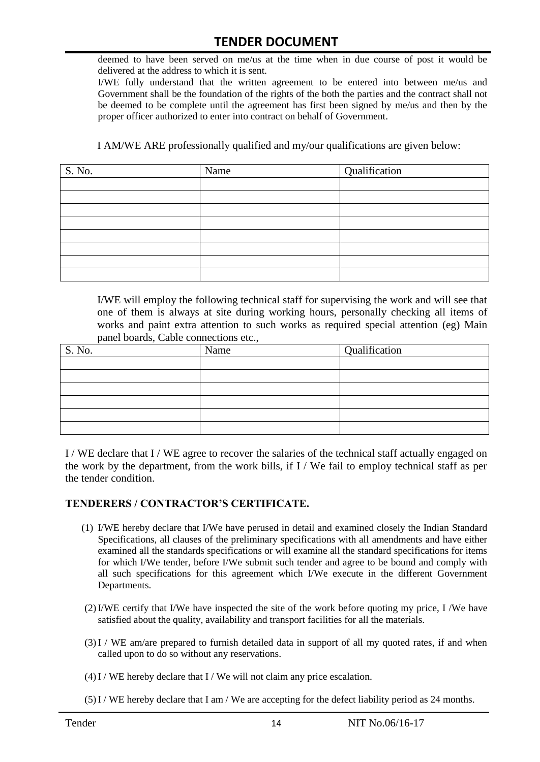deemed to have been served on me/us at the time when in due course of post it would be delivered at the address to which it is sent.

I/WE fully understand that the written agreement to be entered into between me/us and Government shall be the foundation of the rights of the both the parties and the contract shall not be deemed to be complete until the agreement has first been signed by me/us and then by the proper officer authorized to enter into contract on behalf of Government.

I AM/WE ARE professionally qualified and my/our qualifications are given below:

| S. No. | Name | Qualification |
|---|---|---|
| | | |
| | | |
| | | |
| | | |
| | | |
| | | |
| | | |
| | | |

I/WE will employ the following technical staff for supervising the work and will see that one of them is always at site during working hours, personally checking all items of works and paint extra attention to such works as required special attention (eg) Main panel boards, Cable connections etc.,

| S. No. | Name | Qualification |
|---|---|---|
| | | |
| | | |
| | | |
| | | |
| | | |
| | | |

I / WE declare that I / WE agree to recover the salaries of the technical staff actually engaged on the work by the department, from the work bills, if I / We fail to employ technical staff as per the tender condition.

**TENDERERS / CONTRACTOR'S CERTIFICATE.**

(1) I/WE hereby declare that I/We have perused in detail and examined closely the Indian Standard Specifications, all clauses of the preliminary specifications with all amendments and have either examined all the standards specifications or will examine all the standard specifications for items for which I/We tender, before I/We submit such tender and agree to be bound and comply with all such specifications for this agreement which I/We execute in the different Government Departments.

(2) I/WE certify that I/We have inspected the site of the work before quoting my price, I /We have satisfied about the quality, availability and transport facilities for all the materials.

(3) I / WE am/are prepared to furnish detailed data in support of all my quoted rates, if and when called upon to do so without any reservations.

(4) I / WE hereby declare that I / We will not claim any price escalation.

(5) I / WE hereby declare that I am / We are accepting for the defect liability period as 24 months.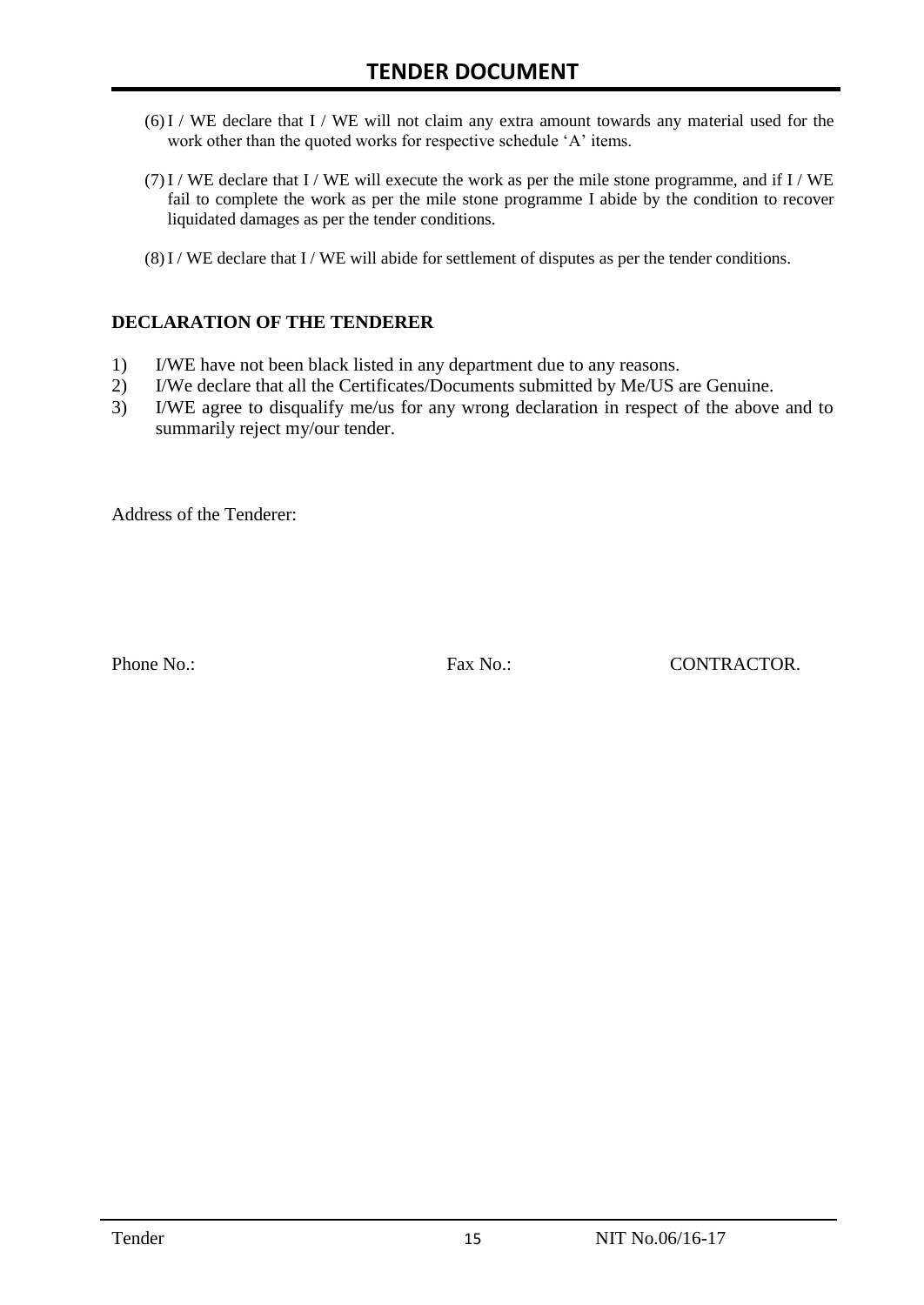(6) I / WE declare that I / WE will not claim any extra amount towards any material used for the work other than the quoted works for respective schedule 'A' items.

(7) I / WE declare that I / WE will execute the work as per the mile stone programme, and if I / WE fail to complete the work as per the mile stone programme I abide by the condition to recover liquidated damages as per the tender conditions.

(8) I / WE declare that I / WE will abide for settlement of disputes as per the tender conditions.

**DECLARATION OF THE TENDERER**

1) I/WE have not been black listed in any department due to any reasons.
2) I/We declare that all the Certificates/Documents submitted by Me/US are Genuine.
3) I/WE agree to disqualify me/us for any wrong declaration in respect of the above and to summarily reject my/our tender.

Address of the Tenderer:

Phone No.: Fax No.: CONTRACTOR.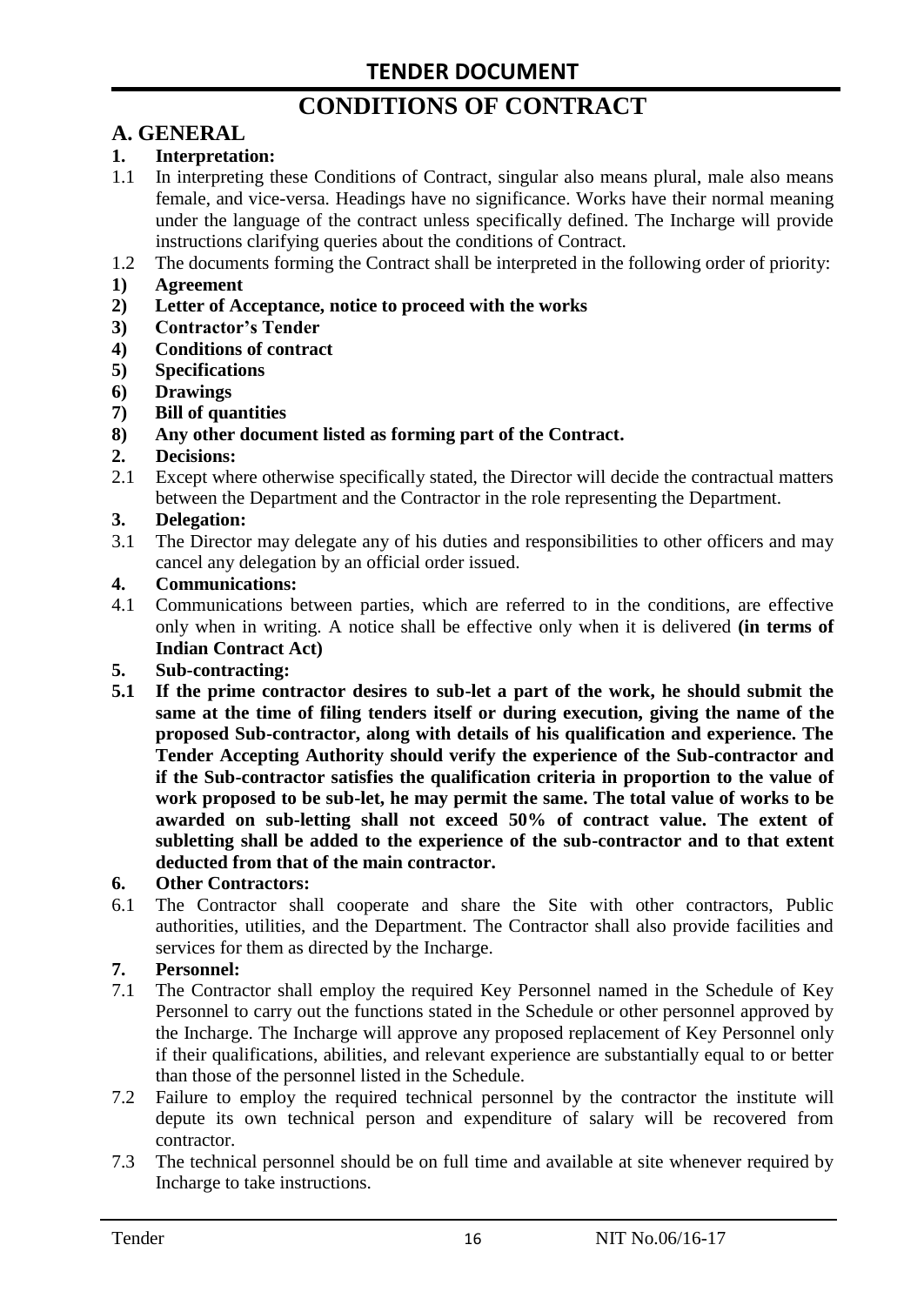# CONDITIONS OF CONTRACT

## A. GENERAL

**1. Interpretation:**

1.1 In interpreting these Conditions of Contract, singular also means plural, male also means female, and vice-versa. Headings have no significance. Works have their normal meaning under the language of the contract unless specifically defined. The Incharge will provide instructions clarifying queries about the conditions of Contract.

1.2 The documents forming the Contract shall be interpreted in the following order of priority:

**1) Agreement**

**2) Letter of Acceptance, notice to proceed with the works**

**3) Contractor's Tender**

**4) Conditions of contract**

**5) Specifications**

**6) Drawings**

**7) Bill of quantities**

**8) Any other document listed as forming part of the Contract.**

**2. Decisions:**

2.1 Except where otherwise specifically stated, the Director will decide the contractual matters between the Department and the Contractor in the role representing the Department.

**3. Delegation:**

3.1 The Director may delegate any of his duties and responsibilities to other officers and may cancel any delegation by an official order issued.

**4. Communications:**

4.1 Communications between parties, which are referred to in the conditions, are effective only when in writing. A notice shall be effective only when it is delivered **(in terms of Indian Contract Act)**

**5. Sub-contracting:**

**5.1 If the prime contractor desires to sub-let a part of the work, he should submit the same at the time of filing tenders itself or during execution, giving the name of the proposed Sub-contractor, along with details of his qualification and experience. The Tender Accepting Authority should verify the experience of the Sub-contractor and if the Sub-contractor satisfies the qualification criteria in proportion to the value of work proposed to be sub-let, he may permit the same. The total value of works to be awarded on sub-letting shall not exceed 50% of contract value. The extent of subletting shall be added to the experience of the sub-contractor and to that extent deducted from that of the main contractor.**

**6. Other Contractors:**

6.1 The Contractor shall cooperate and share the Site with other contractors, Public authorities, utilities, and the Department. The Contractor shall also provide facilities and services for them as directed by the Incharge.

**7. Personnel:**

7.1 The Contractor shall employ the required Key Personnel named in the Schedule of Key Personnel to carry out the functions stated in the Schedule or other personnel approved by the Incharge. The Incharge will approve any proposed replacement of Key Personnel only if their qualifications, abilities, and relevant experience are substantially equal to or better than those of the personnel listed in the Schedule.

7.2 Failure to employ the required technical personnel by the contractor the institute will depute its own technical person and expenditure of salary will be recovered from contractor.

7.3 The technical personnel should be on full time and available at site whenever required by Incharge to take instructions.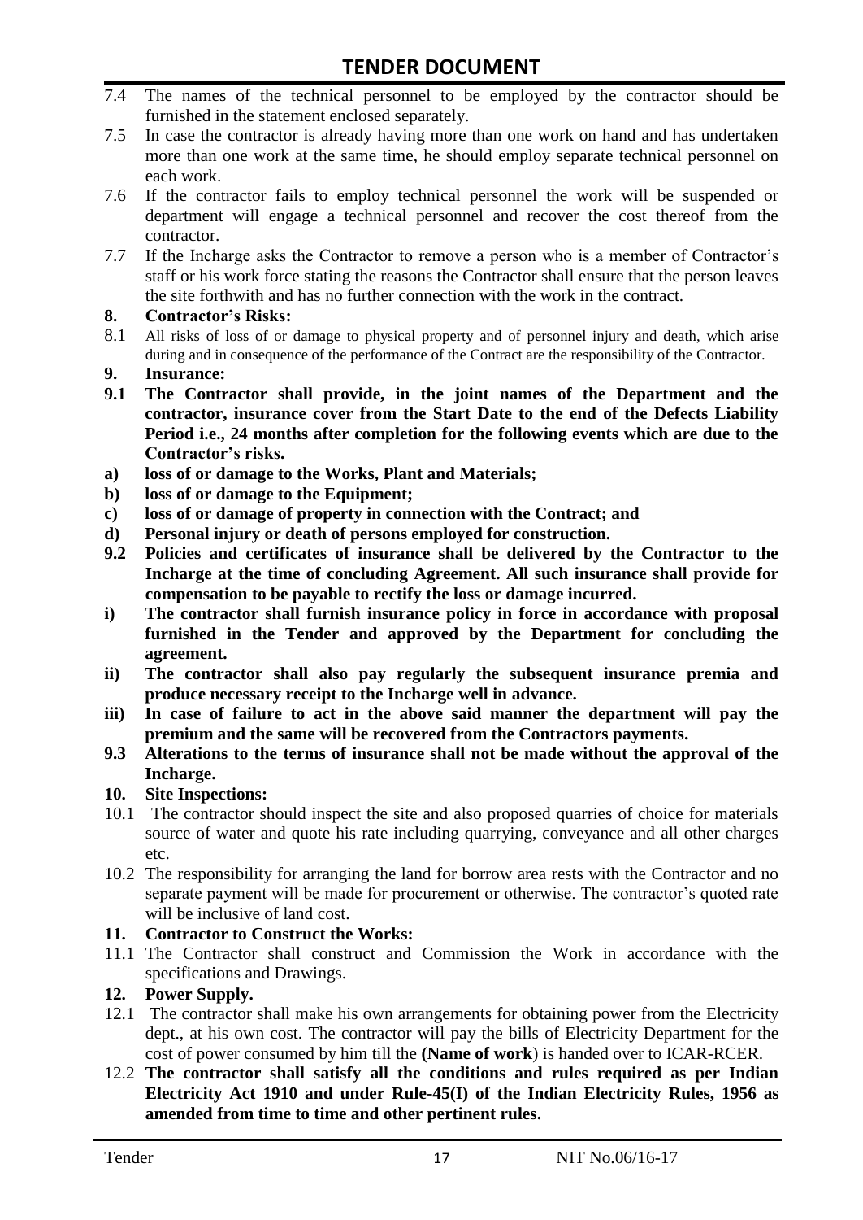7.4 The names of the technical personnel to be employed by the contractor should be furnished in the statement enclosed separately.

7.5 In case the contractor is already having more than one work on hand and has undertaken more than one work at the same time, he should employ separate technical personnel on each work.

7.6 If the contractor fails to employ technical personnel the work will be suspended or department will engage a technical personnel and recover the cost thereof from the contractor.

7.7 If the Incharge asks the Contractor to remove a person who is a member of Contractor's staff or his work force stating the reasons the Contractor shall ensure that the person leaves the site forthwith and has no further connection with the work in the contract.

**8. Contractor's Risks:**

8.1 All risks of loss of or damage to physical property and of personnel injury and death, which arise during and in consequence of the performance of the Contract are the responsibility of the Contractor.

**9. Insurance:**

**9.1 The Contractor shall provide, in the joint names of the Department and the contractor, insurance cover from the Start Date to the end of the Defects Liability Period i.e., 24 months after completion for the following events which are due to the Contractor's risks.**

**a) loss of or damage to the Works, Plant and Materials;**

**b) loss of or damage to the Equipment;**

**c) loss of or damage of property in connection with the Contract; and**

**d) Personal injury or death of persons employed for construction.**

**9.2 Policies and certificates of insurance shall be delivered by the Contractor to the Incharge at the time of concluding Agreement. All such insurance shall provide for compensation to be payable to rectify the loss or damage incurred.**

**i) The contractor shall furnish insurance policy in force in accordance with proposal furnished in the Tender and approved by the Department for concluding the agreement.**

**ii) The contractor shall also pay regularly the subsequent insurance premia and produce necessary receipt to the Incharge well in advance.**

**iii) In case of failure to act in the above said manner the department will pay the premium and the same will be recovered from the Contractors payments.**

**9.3 Alterations to the terms of insurance shall not be made without the approval of the Incharge.**

**10. Site Inspections:**

10.1 The contractor should inspect the site and also proposed quarries of choice for materials source of water and quote his rate including quarrying, conveyance and all other charges etc.

10.2 The responsibility for arranging the land for borrow area rests with the Contractor and no separate payment will be made for procurement or otherwise. The contractor's quoted rate will be inclusive of land cost.

**11. Contractor to Construct the Works:**

11.1 The Contractor shall construct and Commission the Work in accordance with the specifications and Drawings.

**12. Power Supply.**

12.1 The contractor shall make his own arrangements for obtaining power from the Electricity dept., at his own cost. The contractor will pay the bills of Electricity Department for the cost of power consumed by him till the **(Name of work)** is handed over to ICAR-RCER.

12.2 **The contractor shall satisfy all the conditions and rules required as per Indian Electricity Act 1910 and under Rule-45(I) of the Indian Electricity Rules, 1956 as amended from time to time and other pertinent rules.**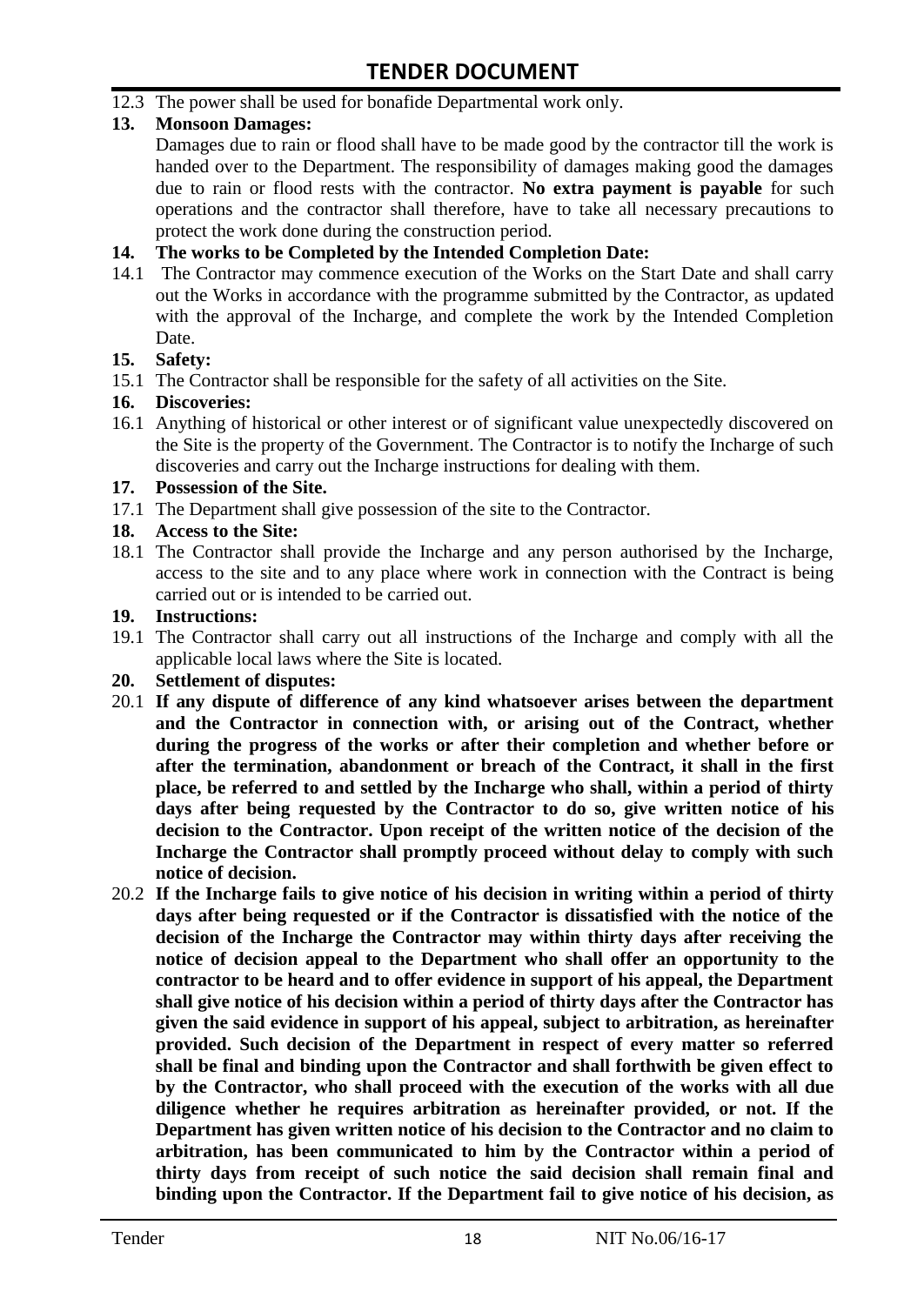12.3 The power shall be used for bonafide Departmental work only.

**13. Monsoon Damages:**

Damages due to rain or flood shall have to be made good by the contractor till the work is handed over to the Department. The responsibility of damages making good the damages due to rain or flood rests with the contractor. **No extra payment is payable** for such operations and the contractor shall therefore, have to take all necessary precautions to protect the work done during the construction period.

**14. The works to be Completed by the Intended Completion Date:**

14.1 The Contractor may commence execution of the Works on the Start Date and shall carry out the Works in accordance with the programme submitted by the Contractor, as updated with the approval of the Incharge, and complete the work by the Intended Completion Date.

**15. Safety:**

15.1 The Contractor shall be responsible for the safety of all activities on the Site.

**16. Discoveries:**

16.1 Anything of historical or other interest or of significant value unexpectedly discovered on the Site is the property of the Government. The Contractor is to notify the Incharge of such discoveries and carry out the Incharge instructions for dealing with them.

**17. Possession of the Site.**

17.1 The Department shall give possession of the site to the Contractor.

**18. Access to the Site:**

18.1 The Contractor shall provide the Incharge and any person authorised by the Incharge, access to the site and to any place where work in connection with the Contract is being carried out or is intended to be carried out.

**19. Instructions:**

19.1 The Contractor shall carry out all instructions of the Incharge and comply with all the applicable local laws where the Site is located.

**20. Settlement of disputes:**

20.1 **If any dispute of difference of any kind whatsoever arises between the department and the Contractor in connection with, or arising out of the Contract, whether during the progress of the works or after their completion and whether before or after the termination, abandonment or breach of the Contract, it shall in the first place, be referred to and settled by the Incharge who shall, within a period of thirty days after being requested by the Contractor to do so, give written notice of his decision to the Contractor. Upon receipt of the written notice of the decision of the Incharge the Contractor shall promptly proceed without delay to comply with such notice of decision.**

20.2 **If the Incharge fails to give notice of his decision in writing within a period of thirty days after being requested or if the Contractor is dissatisfied with the notice of the decision of the Incharge the Contractor may within thirty days after receiving the notice of decision appeal to the Department who shall offer an opportunity to the contractor to be heard and to offer evidence in support of his appeal, the Department shall give notice of his decision within a period of thirty days after the Contractor has given the said evidence in support of his appeal, subject to arbitration, as hereinafter provided. Such decision of the Department in respect of every matter so referred shall be final and binding upon the Contractor and shall forthwith be given effect to by the Contractor, who shall proceed with the execution of the works with all due diligence whether he requires arbitration as hereinafter provided, or not. If the Department has given written notice of his decision to the Contractor and no claim to arbitration, has been communicated to him by the Contractor within a period of thirty days from receipt of such notice the said decision shall remain final and binding upon the Contractor. If the Department fail to give notice of his decision, as**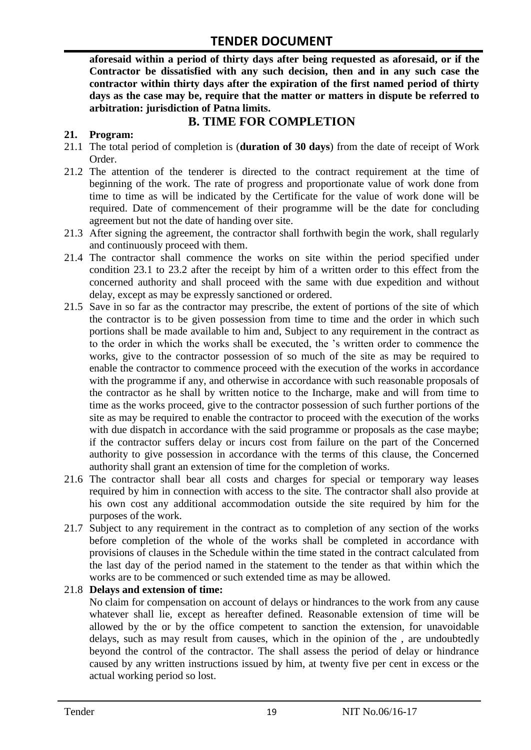**aforesaid within a period of thirty days after being requested as aforesaid, or if the Contractor be dissatisfied with any such decision, then and in any such case the contractor within thirty days after the expiration of the first named period of thirty days as the case may be, require that the matter or matters in dispute be referred to arbitration: jurisdiction of Patna limits.**

## B. TIME FOR COMPLETION

**21. Program:**

21.1 The total period of completion is (**duration of 30 days**) from the date of receipt of Work Order.

21.2 The attention of the tenderer is directed to the contract requirement at the time of beginning of the work. The rate of progress and proportionate value of work done from time to time as will be indicated by the Certificate for the value of work done will be required. Date of commencement of their programme will be the date for concluding agreement but not the date of handing over site.

21.3 After signing the agreement, the contractor shall forthwith begin the work, shall regularly and continuously proceed with them.

21.4 The contractor shall commence the works on site within the period specified under condition 23.1 to 23.2 after the receipt by him of a written order to this effect from the concerned authority and shall proceed with the same with due expedition and without delay, except as may be expressly sanctioned or ordered.

21.5 Save in so far as the contractor may prescribe, the extent of portions of the site of which the contractor is to be given possession from time to time and the order in which such portions shall be made available to him and, Subject to any requirement in the contract as to the order in which the works shall be executed, the 's written order to commence the works, give to the contractor possession of so much of the site as may be required to enable the contractor to commence proceed with the execution of the works in accordance with the programme if any, and otherwise in accordance with such reasonable proposals of the contractor as he shall by written notice to the Incharge, make and will from time to time as the works proceed, give to the contractor possession of such further portions of the site as may be required to enable the contractor to proceed with the execution of the works with due dispatch in accordance with the said programme or proposals as the case maybe; if the contractor suffers delay or incurs cost from failure on the part of the Concerned authority to give possession in accordance with the terms of this clause, the Concerned authority shall grant an extension of time for the completion of works.

21.6 The contractor shall bear all costs and charges for special or temporary way leases required by him in connection with access to the site. The contractor shall also provide at his own cost any additional accommodation outside the site required by him for the purposes of the work.

21.7 Subject to any requirement in the contract as to completion of any section of the works before completion of the whole of the works shall be completed in accordance with provisions of clauses in the Schedule within the time stated in the contract calculated from the last day of the period named in the statement to the tender as that within which the works are to be commenced or such extended time as may be allowed.

21.8 **Delays and extension of time:**

No claim for compensation on account of delays or hindrances to the work from any cause whatever shall lie, except as hereafter defined. Reasonable extension of time will be allowed by the or by the office competent to sanction the extension, for unavoidable delays, such as may result from causes, which in the opinion of the , are undoubtedly beyond the control of the contractor. The shall assess the period of delay or hindrance caused by any written instructions issued by him, at twenty five per cent in excess or the actual working period so lost.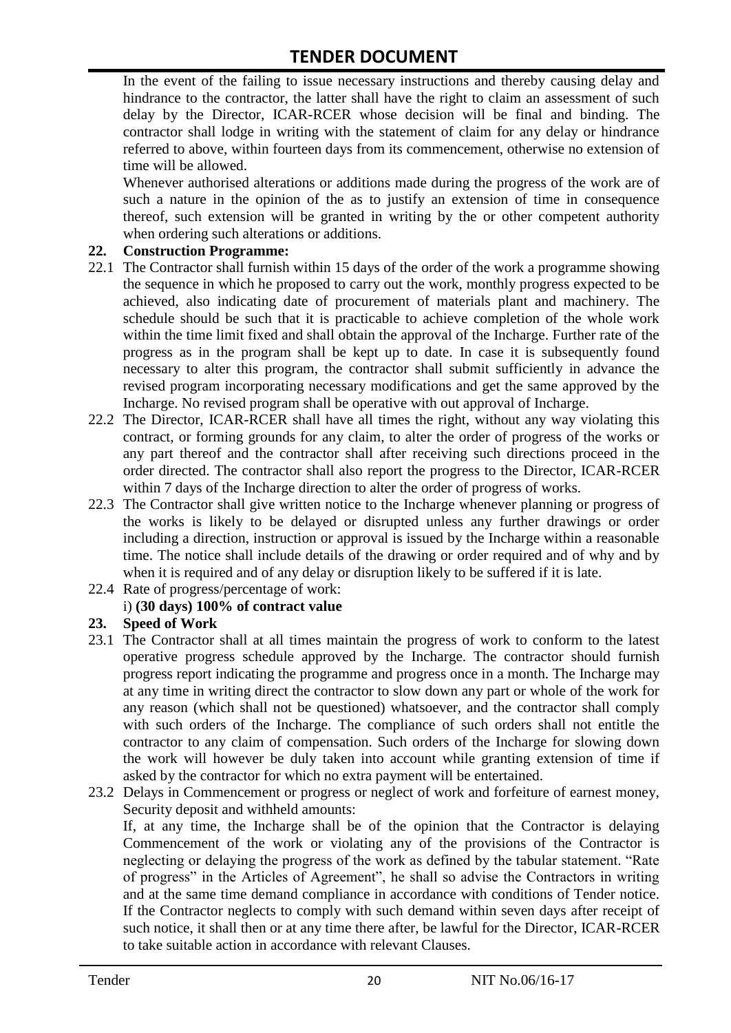In the event of the failing to issue necessary instructions and thereby causing delay and hindrance to the contractor, the latter shall have the right to claim an assessment of such delay by the Director, ICAR-RCER whose decision will be final and binding. The contractor shall lodge in writing with the statement of claim for any delay or hindrance referred to above, within fourteen days from its commencement, otherwise no extension of time will be allowed.

Whenever authorised alterations or additions made during the progress of the work are of such a nature in the opinion of the as to justify an extension of time in consequence thereof, such extension will be granted in writing by the or other competent authority when ordering such alterations or additions.

**22. Construction Programme:**

22.1 The Contractor shall furnish within 15 days of the order of the work a programme showing the sequence in which he proposed to carry out the work, monthly progress expected to be achieved, also indicating date of procurement of materials plant and machinery. The schedule should be such that it is practicable to achieve completion of the whole work within the time limit fixed and shall obtain the approval of the Incharge. Further rate of the progress as in the program shall be kept up to date. In case it is subsequently found necessary to alter this program, the contractor shall submit sufficiently in advance the revised program incorporating necessary modifications and get the same approved by the Incharge. No revised program shall be operative with out approval of Incharge.

22.2 The Director, ICAR-RCER shall have all times the right, without any way violating this contract, or forming grounds for any claim, to alter the order of progress of the works or any part thereof and the contractor shall after receiving such directions proceed in the order directed. The contractor shall also report the progress to the Director, ICAR-RCER within 7 days of the Incharge direction to alter the order of progress of works.

22.3 The Contractor shall give written notice to the Incharge whenever planning or progress of the works is likely to be delayed or disrupted unless any further drawings or order including a direction, instruction or approval is issued by the Incharge within a reasonable time. The notice shall include details of the drawing or order required and of why and by when it is required and of any delay or disruption likely to be suffered if it is late.

22.4 Rate of progress/percentage of work:

i) **(30 days) 100% of contract value**

**23. Speed of Work**

23.1 The Contractor shall at all times maintain the progress of work to conform to the latest operative progress schedule approved by the Incharge. The contractor should furnish progress report indicating the programme and progress once in a month. The Incharge may at any time in writing direct the contractor to slow down any part or whole of the work for any reason (which shall not be questioned) whatsoever, and the contractor shall comply with such orders of the Incharge. The compliance of such orders shall not entitle the contractor to any claim of compensation. Such orders of the Incharge for slowing down the work will however be duly taken into account while granting extension of time if asked by the contractor for which no extra payment will be entertained.

23.2 Delays in Commencement or progress or neglect of work and forfeiture of earnest money, Security deposit and withheld amounts:

If, at any time, the Incharge shall be of the opinion that the Contractor is delaying Commencement of the work or violating any of the provisions of the Contractor is neglecting or delaying the progress of the work as defined by the tabular statement. "Rate of progress" in the Articles of Agreement", he shall so advise the Contractors in writing and at the same time demand compliance in accordance with conditions of Tender notice. If the Contractor neglects to comply with such demand within seven days after receipt of such notice, it shall then or at any time there after, be lawful for the Director, ICAR-RCER to take suitable action in accordance with relevant Clauses.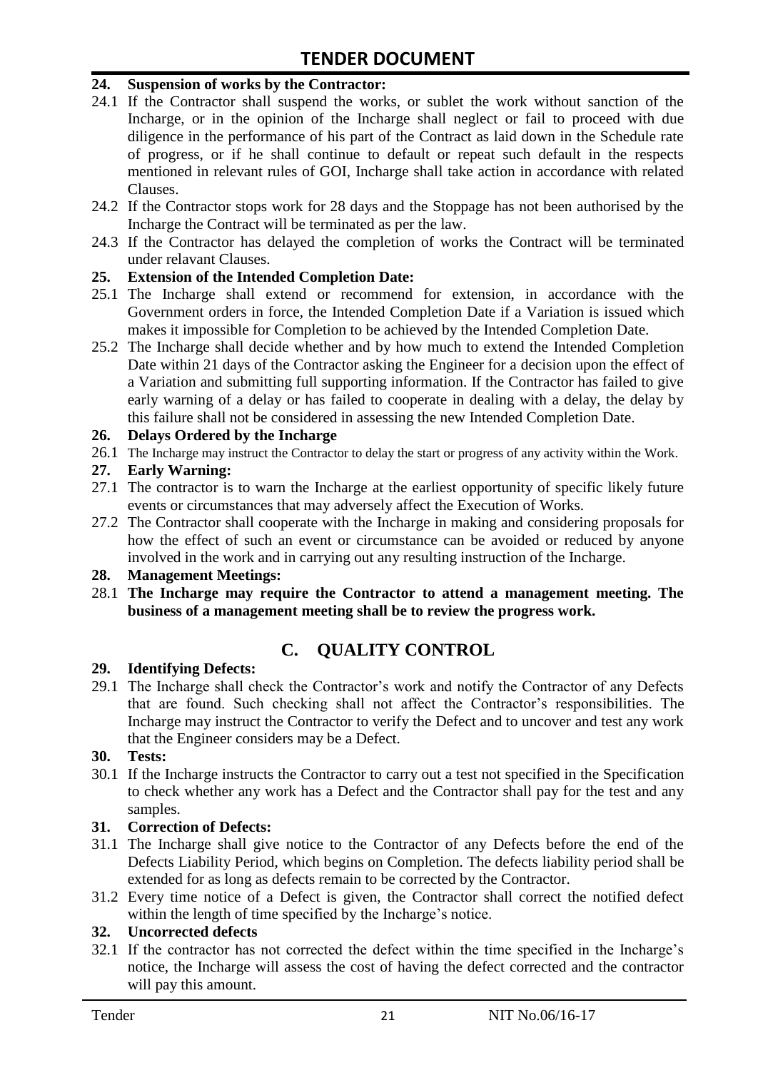**24. Suspension of works by the Contractor:**

24.1 If the Contractor shall suspend the works, or sublet the work without sanction of the Incharge, or in the opinion of the Incharge shall neglect or fail to proceed with due diligence in the performance of his part of the Contract as laid down in the Schedule rate of progress, or if he shall continue to default or repeat such default in the respects mentioned in relevant rules of GOI, Incharge shall take action in accordance with related Clauses.

24.2 If the Contractor stops work for 28 days and the Stoppage has not been authorised by the Incharge the Contract will be terminated as per the law.

24.3 If the Contractor has delayed the completion of works the Contract will be terminated under relavant Clauses.

**25. Extension of the Intended Completion Date:**

25.1 The Incharge shall extend or recommend for extension, in accordance with the Government orders in force, the Intended Completion Date if a Variation is issued which makes it impossible for Completion to be achieved by the Intended Completion Date.

25.2 The Incharge shall decide whether and by how much to extend the Intended Completion Date within 21 days of the Contractor asking the Engineer for a decision upon the effect of a Variation and submitting full supporting information. If the Contractor has failed to give early warning of a delay or has failed to cooperate in dealing with a delay, the delay by this failure shall not be considered in assessing the new Intended Completion Date.

**26. Delays Ordered by the Incharge**

26.1 The Incharge may instruct the Contractor to delay the start or progress of any activity within the Work.

**27. Early Warning:**

27.1 The contractor is to warn the Incharge at the earliest opportunity of specific likely future events or circumstances that may adversely affect the Execution of Works.

27.2 The Contractor shall cooperate with the Incharge in making and considering proposals for how the effect of such an event or circumstance can be avoided or reduced by anyone involved in the work and in carrying out any resulting instruction of the Incharge.

**28. Management Meetings:**

28.1 **The Incharge may require the Contractor to attend a management meeting. The business of a management meeting shall be to review the progress work.**

## C. QUALITY CONTROL

**29. Identifying Defects:**

29.1 The Incharge shall check the Contractor's work and notify the Contractor of any Defects that are found. Such checking shall not affect the Contractor's responsibilities. The Incharge may instruct the Contractor to verify the Defect and to uncover and test any work that the Engineer considers may be a Defect.

**30. Tests:**

30.1 If the Incharge instructs the Contractor to carry out a test not specified in the Specification to check whether any work has a Defect and the Contractor shall pay for the test and any samples.

**31. Correction of Defects:**

31.1 The Incharge shall give notice to the Contractor of any Defects before the end of the Defects Liability Period, which begins on Completion. The defects liability period shall be extended for as long as defects remain to be corrected by the Contractor.

31.2 Every time notice of a Defect is given, the Contractor shall correct the notified defect within the length of time specified by the Incharge's notice.

**32. Uncorrected defects**

32.1 If the contractor has not corrected the defect within the time specified in the Incharge's notice, the Incharge will assess the cost of having the defect corrected and the contractor will pay this amount.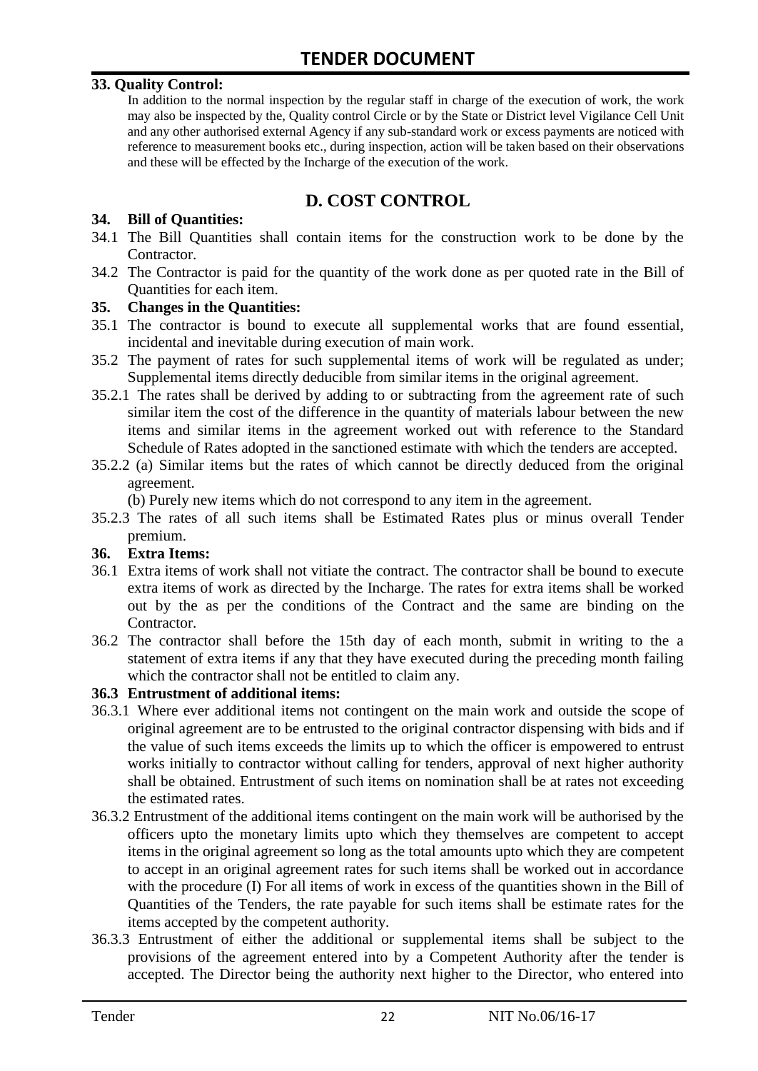### 33. Quality Control:

In addition to the normal inspection by the regular staff in charge of the execution of work, the work may also be inspected by the, Quality control Circle or by the State or District level Vigilance Cell Unit and any other authorised external Agency if any sub-standard work or excess payments are noticed with reference to measurement books etc., during inspection, action will be taken based on their observations and these will be effected by the Incharge of the execution of the work.

## D. COST CONTROL

### 34. Bill of Quantities:

34.1 The Bill Quantities shall contain items for the construction work to be done by the Contractor.

34.2 The Contractor is paid for the quantity of the work done as per quoted rate in the Bill of Quantities for each item.

### 35. Changes in the Quantities:

35.1 The contractor is bound to execute all supplemental works that are found essential, incidental and inevitable during execution of main work.

35.2 The payment of rates for such supplemental items of work will be regulated as under; Supplemental items directly deducible from similar items in the original agreement.

35.2.1 The rates shall be derived by adding to or subtracting from the agreement rate of such similar item the cost of the difference in the quantity of materials labour between the new items and similar items in the agreement worked out with reference to the Standard Schedule of Rates adopted in the sanctioned estimate with which the tenders are accepted.

35.2.2 (a) Similar items but the rates of which cannot be directly deduced from the original agreement.

(b) Purely new items which do not correspond to any item in the agreement.

35.2.3 The rates of all such items shall be Estimated Rates plus or minus overall Tender premium.

### 36. Extra Items:

36.1 Extra items of work shall not vitiate the contract. The contractor shall be bound to execute extra items of work as directed by the Incharge. The rates for extra items shall be worked out by the as per the conditions of the Contract and the same are binding on the Contractor.

36.2 The contractor shall before the 15th day of each month, submit in writing to the a statement of extra items if any that they have executed during the preceding month failing which the contractor shall not be entitled to claim any.

### 36.3 Entrustment of additional items:

36.3.1 Where ever additional items not contingent on the main work and outside the scope of original agreement are to be entrusted to the original contractor dispensing with bids and if the value of such items exceeds the limits up to which the officer is empowered to entrust works initially to contractor without calling for tenders, approval of next higher authority shall be obtained. Entrustment of such items on nomination shall be at rates not exceeding the estimated rates.

36.3.2 Entrustment of the additional items contingent on the main work will be authorised by the officers upto the monetary limits upto which they themselves are competent to accept items in the original agreement so long as the total amounts upto which they are competent to accept in an original agreement rates for such items shall be worked out in accordance with the procedure (I) For all items of work in excess of the quantities shown in the Bill of Quantities of the Tenders, the rate payable for such items shall be estimate rates for the items accepted by the competent authority.

36.3.3 Entrustment of either the additional or supplemental items shall be subject to the provisions of the agreement entered into by a Competent Authority after the tender is accepted. The Director being the authority next higher to the Director, who entered into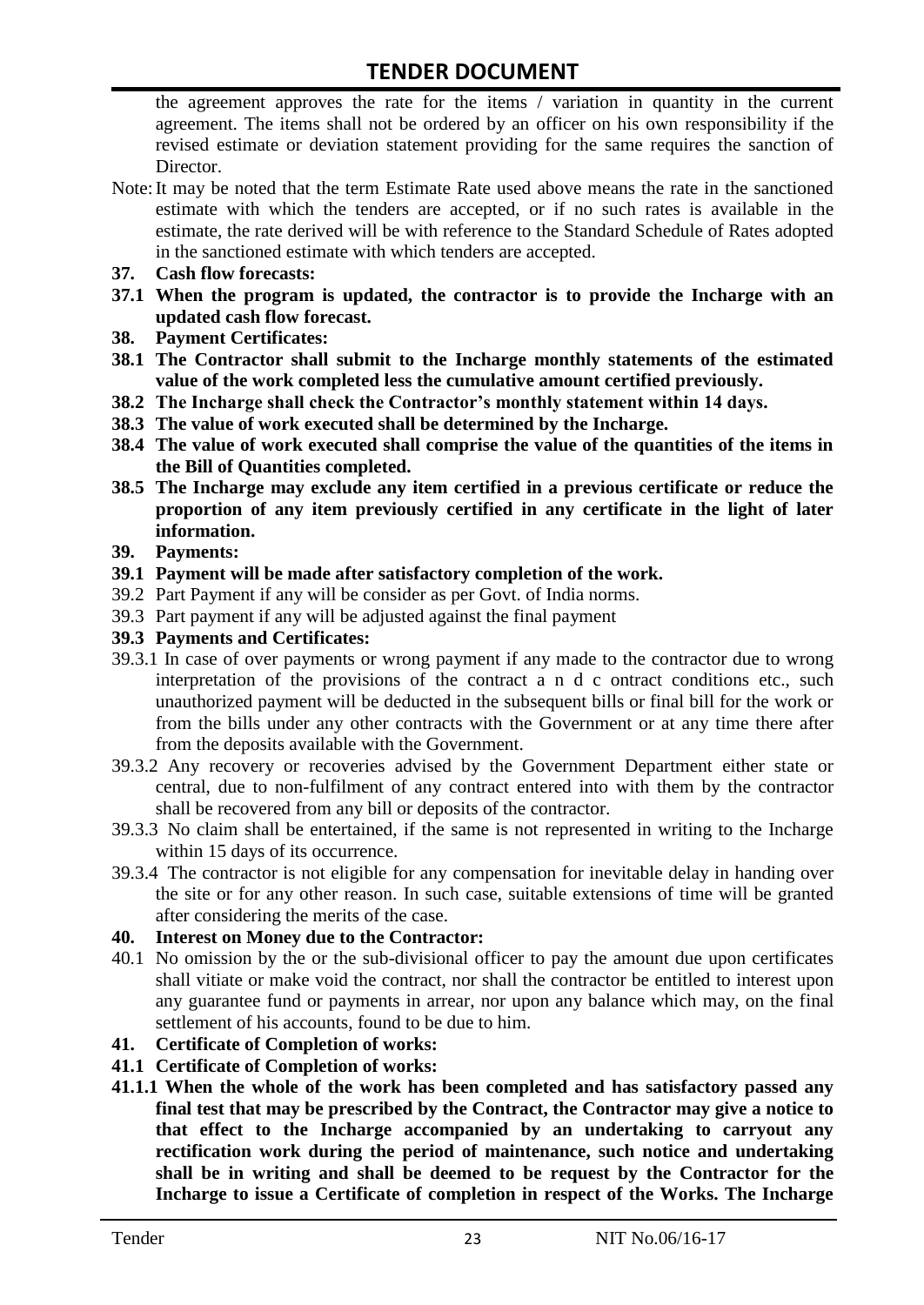the agreement approves the rate for the items / variation in quantity in the current agreement. The items shall not be ordered by an officer on his own responsibility if the revised estimate or deviation statement providing for the same requires the sanction of Director.

Note: It may be noted that the term Estimate Rate used above means the rate in the sanctioned estimate with which the tenders are accepted, or if no such rates is available in the estimate, the rate derived will be with reference to the Standard Schedule of Rates adopted in the sanctioned estimate with which tenders are accepted.

**37. Cash flow forecasts:**

**37.1 When the program is updated, the contractor is to provide the Incharge with an updated cash flow forecast.**

**38. Payment Certificates:**

**38.1 The Contractor shall submit to the Incharge monthly statements of the estimated value of the work completed less the cumulative amount certified previously.**

**38.2 The Incharge shall check the Contractor's monthly statement within 14 days.**

**38.3 The value of work executed shall be determined by the Incharge.**

**38.4 The value of work executed shall comprise the value of the quantities of the items in the Bill of Quantities completed.**

**38.5 The Incharge may exclude any item certified in a previous certificate or reduce the proportion of any item previously certified in any certificate in the light of later information.**

**39. Payments:**

**39.1 Payment will be made after satisfactory completion of the work.**

39.2 Part Payment if any will be consider as per Govt. of India norms.

39.3 Part payment if any will be adjusted against the final payment

**39.3 Payments and Certificates:**

39.3.1 In case of over payments or wrong payment if any made to the contractor due to wrong interpretation of the provisions of the contract a n d c ontract conditions etc., such unauthorized payment will be deducted in the subsequent bills or final bill for the work or from the bills under any other contracts with the Government or at any time there after from the deposits available with the Government.

39.3.2 Any recovery or recoveries advised by the Government Department either state or central, due to non-fulfilment of any contract entered into with them by the contractor shall be recovered from any bill or deposits of the contractor.

39.3.3 No claim shall be entertained, if the same is not represented in writing to the Incharge within 15 days of its occurrence.

39.3.4 The contractor is not eligible for any compensation for inevitable delay in handing over the site or for any other reason. In such case, suitable extensions of time will be granted after considering the merits of the case.

**40. Interest on Money due to the Contractor:**

40.1 No omission by the or the sub-divisional officer to pay the amount due upon certificates shall vitiate or make void the contract, nor shall the contractor be entitled to interest upon any guarantee fund or payments in arrear, nor upon any balance which may, on the final settlement of his accounts, found to be due to him.

**41. Certificate of Completion of works:**

**41.1 Certificate of Completion of works:**

**41.1.1 When the whole of the work has been completed and has satisfactory passed any final test that may be prescribed by the Contract, the Contractor may give a notice to that effect to the Incharge accompanied by an undertaking to carryout any rectification work during the period of maintenance, such notice and undertaking shall be in writing and shall be deemed to be request by the Contractor for the Incharge to issue a Certificate of completion in respect of the Works. The Incharge**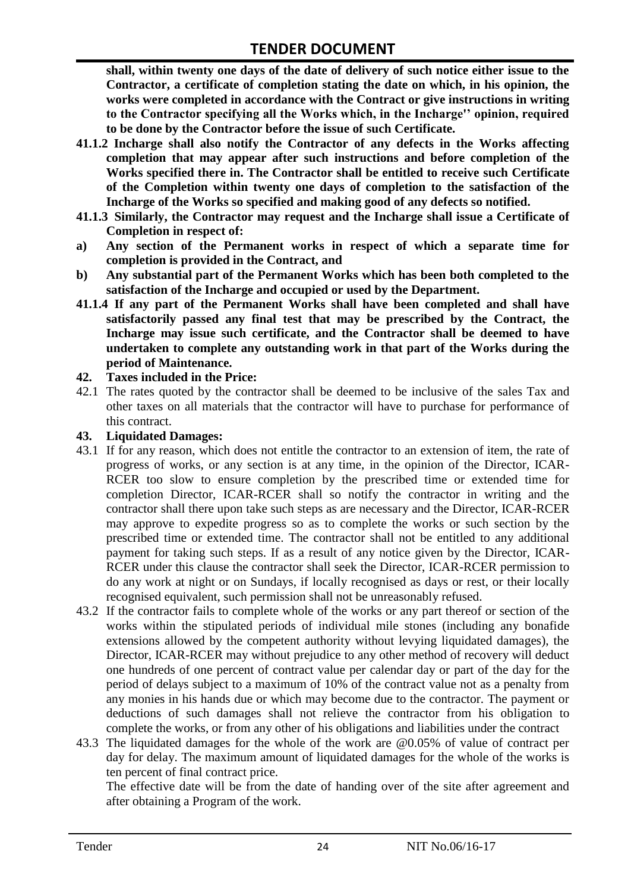**shall, within twenty one days of the date of delivery of such notice either issue to the Contractor, a certificate of completion stating the date on which, in his opinion, the works were completed in accordance with the Contract or give instructions in writing to the Contractor specifying all the Works which, in the Incharge'' opinion, required to be done by the Contractor before the issue of such Certificate.**

**41.1.2 Incharge shall also notify the Contractor of any defects in the Works affecting completion that may appear after such instructions and before completion of the Works specified there in. The Contractor shall be entitled to receive such Certificate of the Completion within twenty one days of completion to the satisfaction of the Incharge of the Works so specified and making good of any defects so notified.**

**41.1.3 Similarly, the Contractor may request and the Incharge shall issue a Certificate of Completion in respect of:**

**a) Any section of the Permanent works in respect of which a separate time for completion is provided in the Contract, and**

**b) Any substantial part of the Permanent Works which has been both completed to the satisfaction of the Incharge and occupied or used by the Department.**

**41.1.4 If any part of the Permanent Works shall have been completed and shall have satisfactorily passed any final test that may be prescribed by the Contract, the Incharge may issue such certificate, and the Contractor shall be deemed to have undertaken to complete any outstanding work in that part of the Works during the period of Maintenance.**

**42. Taxes included in the Price:**

42.1 The rates quoted by the contractor shall be deemed to be inclusive of the sales Tax and other taxes on all materials that the contractor will have to purchase for performance of this contract.

**43. Liquidated Damages:**

43.1 If for any reason, which does not entitle the contractor to an extension of item, the rate of progress of works, or any section is at any time, in the opinion of the Director, ICAR-RCER too slow to ensure completion by the prescribed time or extended time for completion Director, ICAR-RCER shall so notify the contractor in writing and the contractor shall there upon take such steps as are necessary and the Director, ICAR-RCER may approve to expedite progress so as to complete the works or such section by the prescribed time or extended time. The contractor shall not be entitled to any additional payment for taking such steps. If as a result of any notice given by the Director, ICAR-RCER under this clause the contractor shall seek the Director, ICAR-RCER permission to do any work at night or on Sundays, if locally recognised as days or rest, or their locally recognised equivalent, such permission shall not be unreasonably refused.

43.2 If the contractor fails to complete whole of the works or any part thereof or section of the works within the stipulated periods of individual mile stones (including any bonafide extensions allowed by the competent authority without levying liquidated damages), the Director, ICAR-RCER may without prejudice to any other method of recovery will deduct one hundreds of one percent of contract value per calendar day or part of the day for the period of delays subject to a maximum of 10% of the contract value not as a penalty from any monies in his hands due or which may become due to the contractor. The payment or deductions of such damages shall not relieve the contractor from his obligation to complete the works, or from any other of his obligations and liabilities under the contract

43.3 The liquidated damages for the whole of the work are @0.05% of value of contract per day for delay. The maximum amount of liquidated damages for the whole of the works is ten percent of final contract price.

The effective date will be from the date of handing over of the site after agreement and after obtaining a Program of the work.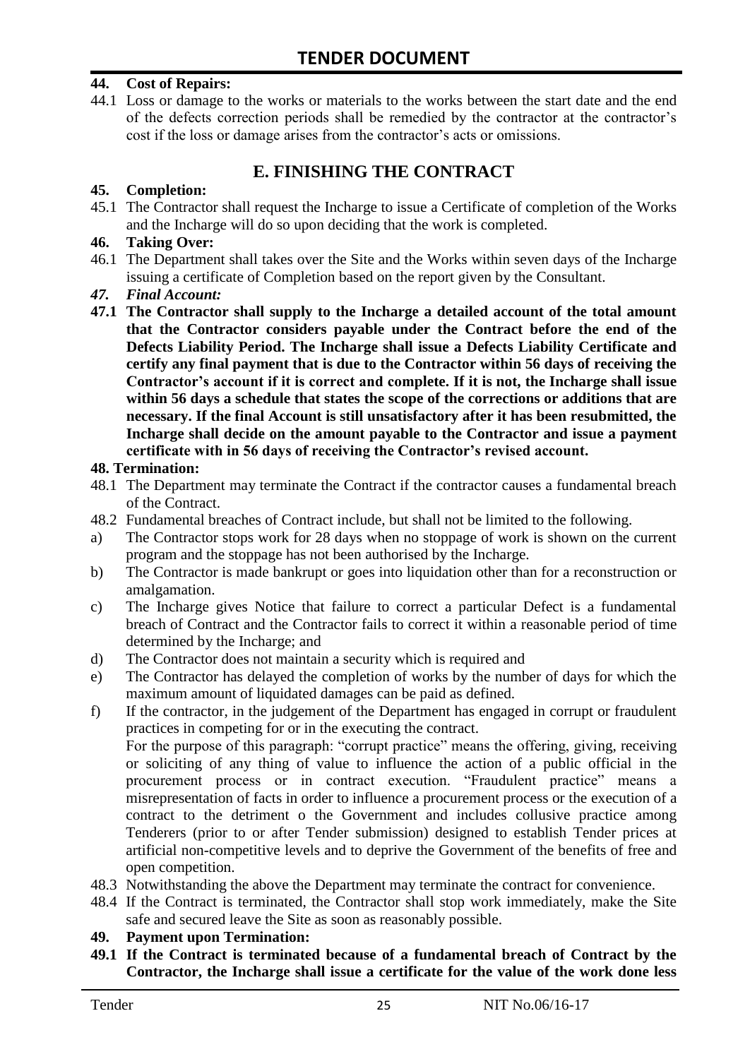**44. Cost of Repairs:**

44.1 Loss or damage to the works or materials to the works between the start date and the end of the defects correction periods shall be remedied by the contractor at the contractor's cost if the loss or damage arises from the contractor's acts or omissions.

## E. FINISHING THE CONTRACT

**45. Completion:**

45.1 The Contractor shall request the Incharge to issue a Certificate of completion of the Works and the Incharge will do so upon deciding that the work is completed.

**46. Taking Over:**

46.1 The Department shall takes over the Site and the Works within seven days of the Incharge issuing a certificate of Completion based on the report given by the Consultant.

***47. Final Account:***

**47.1 The Contractor shall supply to the Incharge a detailed account of the total amount that the Contractor considers payable under the Contract before the end of the Defects Liability Period. The Incharge shall issue a Defects Liability Certificate and certify any final payment that is due to the Contractor within 56 days of receiving the Contractor's account if it is correct and complete. If it is not, the Incharge shall issue within 56 days a schedule that states the scope of the corrections or additions that are necessary. If the final Account is still unsatisfactory after it has been resubmitted, the Incharge shall decide on the amount payable to the Contractor and issue a payment certificate with in 56 days of receiving the Contractor's revised account.**

**48. Termination:**

48.1 The Department may terminate the Contract if the contractor causes a fundamental breach of the Contract.

48.2 Fundamental breaches of Contract include, but shall not be limited to the following.

a) The Contractor stops work for 28 days when no stoppage of work is shown on the current program and the stoppage has not been authorised by the Incharge.

b) The Contractor is made bankrupt or goes into liquidation other than for a reconstruction or amalgamation.

c) The Incharge gives Notice that failure to correct a particular Defect is a fundamental breach of Contract and the Contractor fails to correct it within a reasonable period of time determined by the Incharge; and

d) The Contractor does not maintain a security which is required and

e) The Contractor has delayed the completion of works by the number of days for which the maximum amount of liquidated damages can be paid as defined.

f) If the contractor, in the judgement of the Department has engaged in corrupt or fraudulent practices in competing for or in the executing the contract.
For the purpose of this paragraph: "corrupt practice" means the offering, giving, receiving or soliciting of any thing of value to influence the action of a public official in the procurement process or in contract execution. "Fraudulent practice" means a misrepresentation of facts in order to influence a procurement process or the execution of a contract to the detriment o the Government and includes collusive practice among Tenderers (prior to or after Tender submission) designed to establish Tender prices at artificial non-competitive levels and to deprive the Government of the benefits of free and open competition.

48.3 Notwithstanding the above the Department may terminate the contract for convenience.

48.4 If the Contract is terminated, the Contractor shall stop work immediately, make the Site safe and secured leave the Site as soon as reasonably possible.

**49. Payment upon Termination:**

**49.1 If the Contract is terminated because of a fundamental breach of Contract by the Contractor, the Incharge shall issue a certificate for the value of the work done less**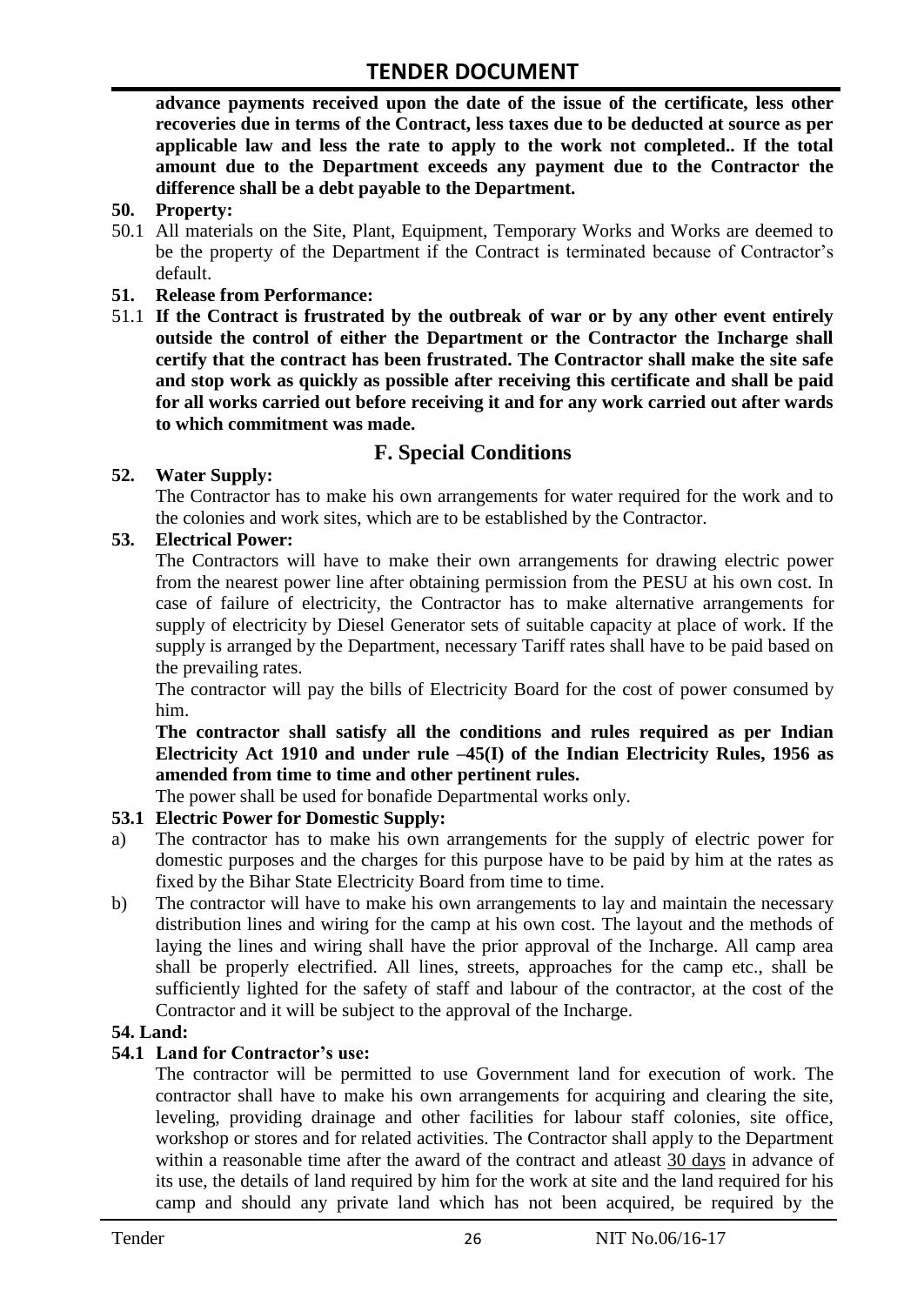**advance payments received upon the date of the issue of the certificate, less other recoveries due in terms of the Contract, less taxes due to be deducted at source as per applicable law and less the rate to apply to the work not completed.. If the total amount due to the Department exceeds any payment due to the Contractor the difference shall be a debt payable to the Department.**

**50. Property:**

50.1 All materials on the Site, Plant, Equipment, Temporary Works and Works are deemed to be the property of the Department if the Contract is terminated because of Contractor's default.

**51. Release from Performance:**

51.1 **If the Contract is frustrated by the outbreak of war or by any other event entirely outside the control of either the Department or the Contractor the Incharge shall certify that the contract has been frustrated. The Contractor shall make the site safe and stop work as quickly as possible after receiving this certificate and shall be paid for all works carried out before receiving it and for any work carried out after wards to which commitment was made.**

## F. Special Conditions

**52. Water Supply:**

The Contractor has to make his own arrangements for water required for the work and to the colonies and work sites, which are to be established by the Contractor.

**53. Electrical Power:**

The Contractors will have to make their own arrangements for drawing electric power from the nearest power line after obtaining permission from the PESU at his own cost. In case of failure of electricity, the Contractor has to make alternative arrangements for supply of electricity by Diesel Generator sets of suitable capacity at place of work. If the supply is arranged by the Department, necessary Tariff rates shall have to be paid based on the prevailing rates.

The contractor will pay the bills of Electricity Board for the cost of power consumed by him.

**The contractor shall satisfy all the conditions and rules required as per Indian Electricity Act 1910 and under rule –45(I) of the Indian Electricity Rules, 1956 as amended from time to time and other pertinent rules.**

The power shall be used for bonafide Departmental works only.

**53.1 Electric Power for Domestic Supply:**

a) The contractor has to make his own arrangements for the supply of electric power for domestic purposes and the charges for this purpose have to be paid by him at the rates as fixed by the Bihar State Electricity Board from time to time.

b) The contractor will have to make his own arrangements to lay and maintain the necessary distribution lines and wiring for the camp at his own cost. The layout and the methods of laying the lines and wiring shall have the prior approval of the Incharge. All camp area shall be properly electrified. All lines, streets, approaches for the camp etc., shall be sufficiently lighted for the safety of staff and labour of the contractor, at the cost of the Contractor and it will be subject to the approval of the Incharge.

**54. Land:**

**54.1 Land for Contractor's use:**

The contractor will be permitted to use Government land for execution of work. The contractor shall have to make his own arrangements for acquiring and clearing the site, leveling, providing drainage and other facilities for labour staff colonies, site office, workshop or stores and for related activities. The Contractor shall apply to the Department within a reasonable time after the award of the contract and atleast 30 days in advance of its use, the details of land required by him for the work at site and the land required for his camp and should any private land which has not been acquired, be required by the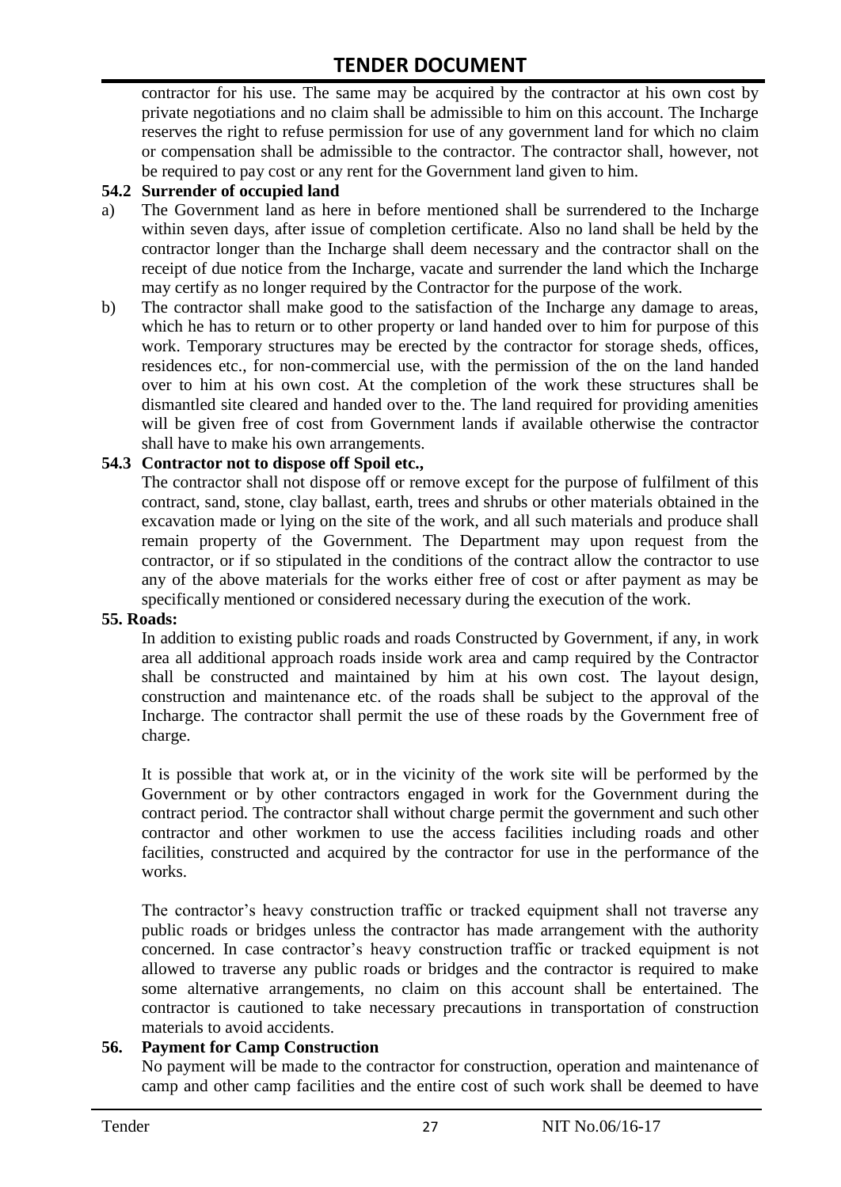contractor for his use. The same may be acquired by the contractor at his own cost by private negotiations and no claim shall be admissible to him on this account. The Incharge reserves the right to refuse permission for use of any government land for which no claim or compensation shall be admissible to the contractor. The contractor shall, however, not be required to pay cost or any rent for the Government land given to him.

**54.2 Surrender of occupied land**

a) The Government land as here in before mentioned shall be surrendered to the Incharge within seven days, after issue of completion certificate. Also no land shall be held by the contractor longer than the Incharge shall deem necessary and the contractor shall on the receipt of due notice from the Incharge, vacate and surrender the land which the Incharge may certify as no longer required by the Contractor for the purpose of the work.

b) The contractor shall make good to the satisfaction of the Incharge any damage to areas, which he has to return or to other property or land handed over to him for purpose of this work. Temporary structures may be erected by the contractor for storage sheds, offices, residences etc., for non-commercial use, with the permission of the on the land handed over to him at his own cost. At the completion of the work these structures shall be dismantled site cleared and handed over to the. The land required for providing amenities will be given free of cost from Government lands if available otherwise the contractor shall have to make his own arrangements.

**54.3 Contractor not to dispose off Spoil etc.,**

The contractor shall not dispose off or remove except for the purpose of fulfilment of this contract, sand, stone, clay ballast, earth, trees and shrubs or other materials obtained in the excavation made or lying on the site of the work, and all such materials and produce shall remain property of the Government. The Department may upon request from the contractor, or if so stipulated in the conditions of the contract allow the contractor to use any of the above materials for the works either free of cost or after payment as may be specifically mentioned or considered necessary during the execution of the work.

**55. Roads:**

In addition to existing public roads and roads Constructed by Government, if any, in work area all additional approach roads inside work area and camp required by the Contractor shall be constructed and maintained by him at his own cost. The layout design, construction and maintenance etc. of the roads shall be subject to the approval of the Incharge. The contractor shall permit the use of these roads by the Government free of charge.

It is possible that work at, or in the vicinity of the work site will be performed by the Government or by other contractors engaged in work for the Government during the contract period. The contractor shall without charge permit the government and such other contractor and other workmen to use the access facilities including roads and other facilities, constructed and acquired by the contractor for use in the performance of the works.

The contractor's heavy construction traffic or tracked equipment shall not traverse any public roads or bridges unless the contractor has made arrangement with the authority concerned. In case contractor's heavy construction traffic or tracked equipment is not allowed to traverse any public roads or bridges and the contractor is required to make some alternative arrangements, no claim on this account shall be entertained. The contractor is cautioned to take necessary precautions in transportation of construction materials to avoid accidents.

**56. Payment for Camp Construction**

No payment will be made to the contractor for construction, operation and maintenance of camp and other camp facilities and the entire cost of such work shall be deemed to have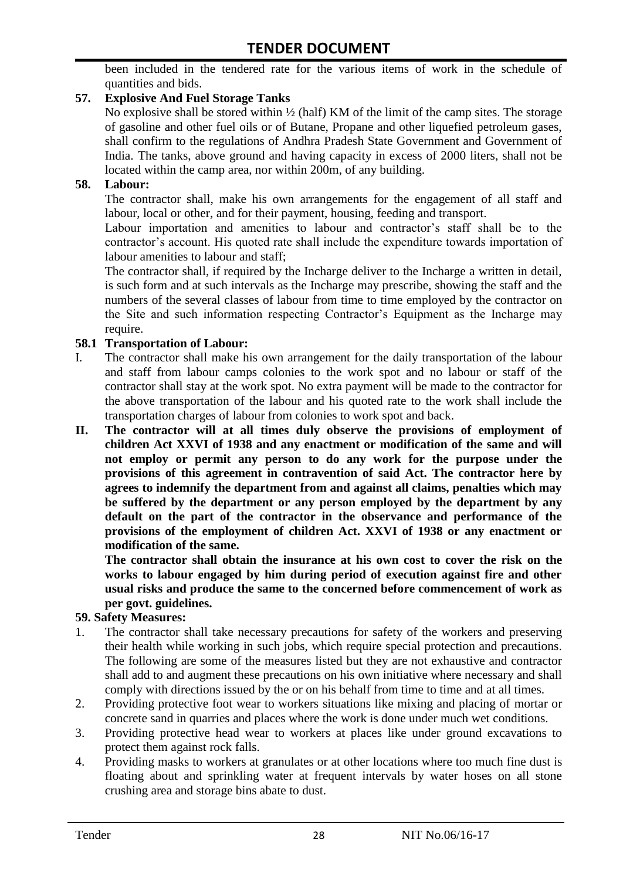been included in the tendered rate for the various items of work in the schedule of quantities and bids.

**57. Explosive And Fuel Storage Tanks**

No explosive shall be stored within ½ (half) KM of the limit of the camp sites. The storage of gasoline and other fuel oils or of Butane, Propane and other liquefied petroleum gases, shall confirm to the regulations of Andhra Pradesh State Government and Government of India. The tanks, above ground and having capacity in excess of 2000 liters, shall not be located within the camp area, nor within 200m, of any building.

**58. Labour:**

The contractor shall, make his own arrangements for the engagement of all staff and labour, local or other, and for their payment, housing, feeding and transport.

Labour importation and amenities to labour and contractor's staff shall be to the contractor's account. His quoted rate shall include the expenditure towards importation of labour amenities to labour and staff;

The contractor shall, if required by the Incharge deliver to the Incharge a written in detail, is such form and at such intervals as the Incharge may prescribe, showing the staff and the numbers of the several classes of labour from time to time employed by the contractor on the Site and such information respecting Contractor's Equipment as the Incharge may require.

**58.1 Transportation of Labour:**

I. The contractor shall make his own arrangement for the daily transportation of the labour and staff from labour camps colonies to the work spot and no labour or staff of the contractor shall stay at the work spot. No extra payment will be made to the contractor for the above transportation of the labour and his quoted rate to the work shall include the transportation charges of labour from colonies to work spot and back.

**II. The contractor will at all times duly observe the provisions of employment of children Act XXVI of 1938 and any enactment or modification of the same and will not employ or permit any person to do any work for the purpose under the provisions of this agreement in contravention of said Act. The contractor here by agrees to indemnify the department from and against all claims, penalties which may be suffered by the department or any person employed by the department by any default on the part of the contractor in the observance and performance of the provisions of the employment of children Act. XXVI of 1938 or any enactment or modification of the same.**

**The contractor shall obtain the insurance at his own cost to cover the risk on the works to labour engaged by him during period of execution against fire and other usual risks and produce the same to the concerned before commencement of work as per govt. guidelines.**

**59. Safety Measures:**

1. The contractor shall take necessary precautions for safety of the workers and preserving their health while working in such jobs, which require special protection and precautions. The following are some of the measures listed but they are not exhaustive and contractor shall add to and augment these precautions on his own initiative where necessary and shall comply with directions issued by the or on his behalf from time to time and at all times.
2. Providing protective foot wear to workers situations like mixing and placing of mortar or concrete sand in quarries and places where the work is done under much wet conditions.
3. Providing protective head wear to workers at places like under ground excavations to protect them against rock falls.
4. Providing masks to workers at granulates or at other locations where too much fine dust is floating about and sprinkling water at frequent intervals by water hoses on all stone crushing area and storage bins abate to dust.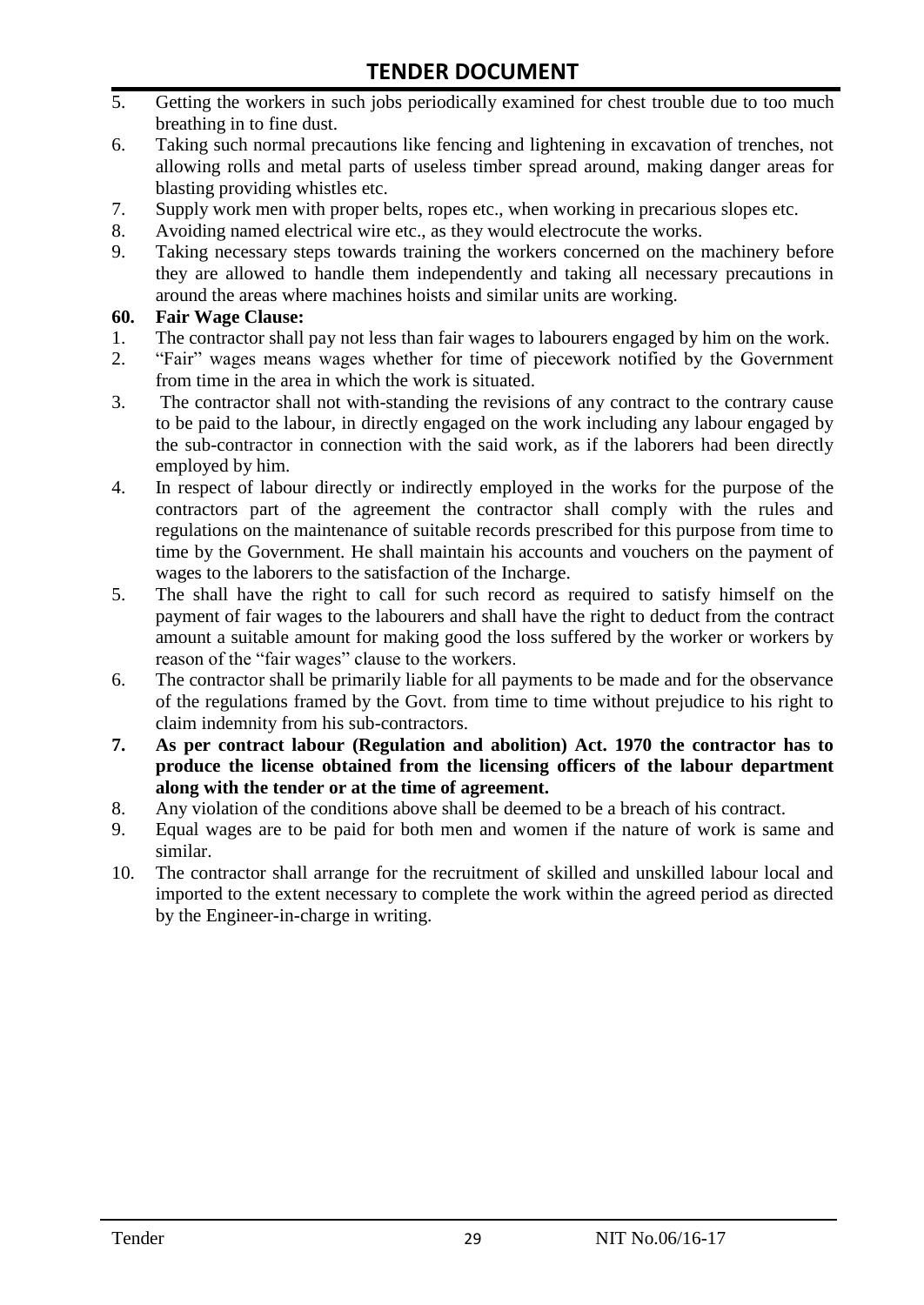5. Getting the workers in such jobs periodically examined for chest trouble due to too much breathing in to fine dust.
6. Taking such normal precautions like fencing and lightening in excavation of trenches, not allowing rolls and metal parts of useless timber spread around, making danger areas for blasting providing whistles etc.
7. Supply work men with proper belts, ropes etc., when working in precarious slopes etc.
8. Avoiding named electrical wire etc., as they would electrocute the works.
9. Taking necessary steps towards training the workers concerned on the machinery before they are allowed to handle them independently and taking all necessary precautions in around the areas where machines hoists and similar units are working.

**60. Fair Wage Clause:**

1. The contractor shall pay not less than fair wages to labourers engaged by him on the work.
2. "Fair" wages means wages whether for time of piecework notified by the Government from time in the area in which the work is situated.
3. The contractor shall not with-standing the revisions of any contract to the contrary cause to be paid to the labour, in directly engaged on the work including any labour engaged by the sub-contractor in connection with the said work, as if the laborers had been directly employed by him.
4. In respect of labour directly or indirectly employed in the works for the purpose of the contractors part of the agreement the contractor shall comply with the rules and regulations on the maintenance of suitable records prescribed for this purpose from time to time by the Government. He shall maintain his accounts and vouchers on the payment of wages to the laborers to the satisfaction of the Incharge.
5. The shall have the right to call for such record as required to satisfy himself on the payment of fair wages to the labourers and shall have the right to deduct from the contract amount a suitable amount for making good the loss suffered by the worker or workers by reason of the "fair wages" clause to the workers.
6. The contractor shall be primarily liable for all payments to be made and for the observance of the regulations framed by the Govt. from time to time without prejudice to his right to claim indemnity from his sub-contractors.
7. **As per contract labour (Regulation and abolition) Act. 1970 the contractor has to produce the license obtained from the licensing officers of the labour department along with the tender or at the time of agreement.**
8. Any violation of the conditions above shall be deemed to be a breach of his contract.
9. Equal wages are to be paid for both men and women if the nature of work is same and similar.
10. The contractor shall arrange for the recruitment of skilled and unskilled labour local and imported to the extent necessary to complete the work within the agreed period as directed by the Engineer-in-charge in writing.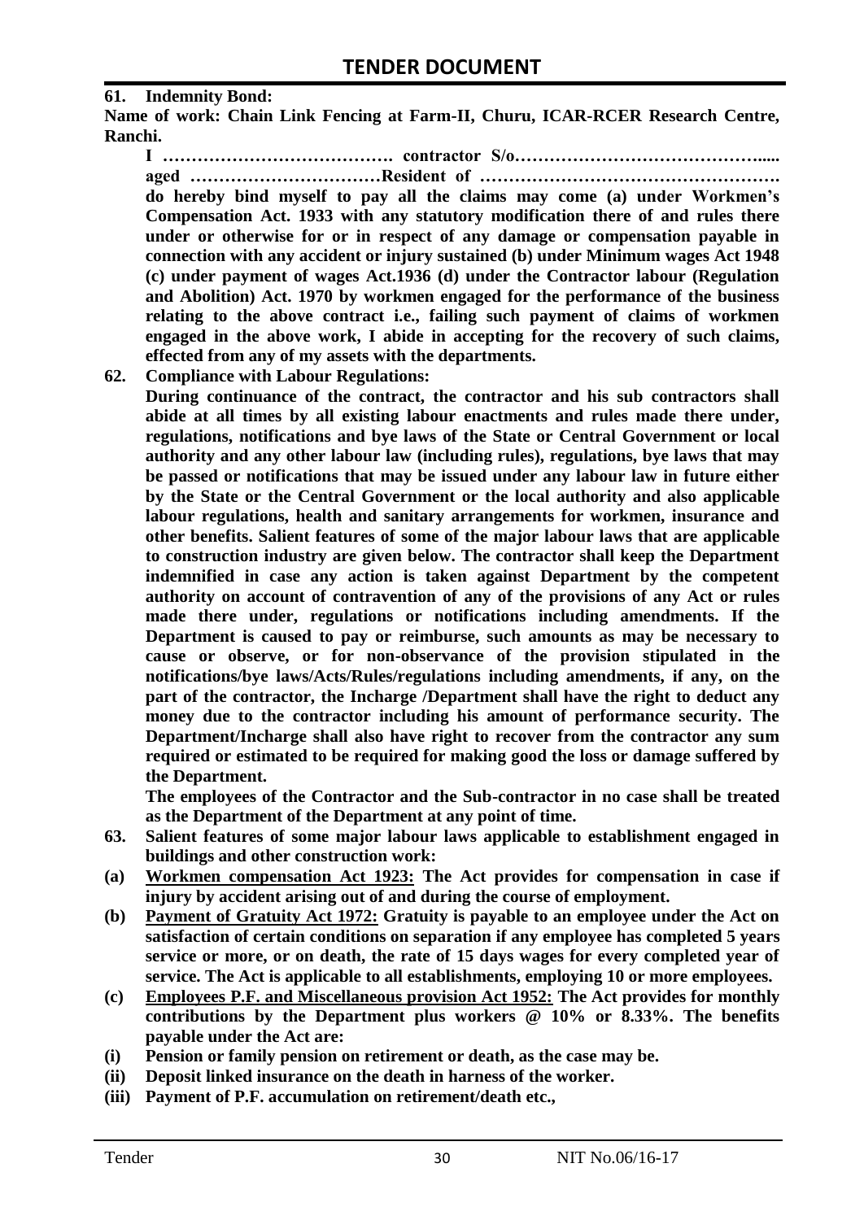**61. Indemnity Bond:**

**Name of work: Chain Link Fencing at Farm-II, Churu, ICAR-RCER Research Centre, Ranchi.**

**I …………………………………. contractor S/o…………………………………….….. aged ……………………………Resident of ……………………………………………. do hereby bind myself to pay all the claims may come (a) under Workmen's Compensation Act. 1933 with any statutory modification there of and rules there under or otherwise for or in respect of any damage or compensation payable in connection with any accident or injury sustained (b) under Minimum wages Act 1948 (c) under payment of wages Act.1936 (d) under the Contractor labour (Regulation and Abolition) Act. 1970 by workmen engaged for the performance of the business relating to the above contract i.e., failing such payment of claims of workmen engaged in the above work, I abide in accepting for the recovery of such claims, effected from any of my assets with the departments.**

**62. Compliance with Labour Regulations:**

**During continuance of the contract, the contractor and his sub contractors shall abide at all times by all existing labour enactments and rules made there under, regulations, notifications and bye laws of the State or Central Government or local authority and any other labour law (including rules), regulations, bye laws that may be passed or notifications that may be issued under any labour law in future either by the State or the Central Government or the local authority and also applicable labour regulations, health and sanitary arrangements for workmen, insurance and other benefits. Salient features of some of the major labour laws that are applicable to construction industry are given below. The contractor shall keep the Department indemnified in case any action is taken against Department by the competent authority on account of contravention of any of the provisions of any Act or rules made there under, regulations or notifications including amendments. If the Department is caused to pay or reimburse, such amounts as may be necessary to cause or observe, or for non-observance of the provision stipulated in the notifications/bye laws/Acts/Rules/regulations including amendments, if any, on the part of the contractor, the Incharge /Department shall have the right to deduct any money due to the contractor including his amount of performance security. The Department/Incharge shall also have right to recover from the contractor any sum required or estimated to be required for making good the loss or damage suffered by the Department.**

**The employees of the Contractor and the Sub-contractor in no case shall be treated as the Department of the Department at any point of time.**

**63. Salient features of some major labour laws applicable to establishment engaged in buildings and other construction work:**

**(a) <u>Workmen compensation Act 1923:</u> The Act provides for compensation in case if injury by accident arising out of and during the course of employment.**

**(b) <u>Payment of Gratuity Act 1972:</u> Gratuity is payable to an employee under the Act on satisfaction of certain conditions on separation if any employee has completed 5 years service or more, or on death, the rate of 15 days wages for every completed year of service. The Act is applicable to all establishments, employing 10 or more employees.**

**(c) <u>Employees P.F. and Miscellaneous provision Act 1952:</u> The Act provides for monthly contributions by the Department plus workers @ 10% or 8.33%. The benefits payable under the Act are:**

**(i) Pension or family pension on retirement or death, as the case may be.**

**(ii) Deposit linked insurance on the death in harness of the worker.**

**(iii) Payment of P.F. accumulation on retirement/death etc.,**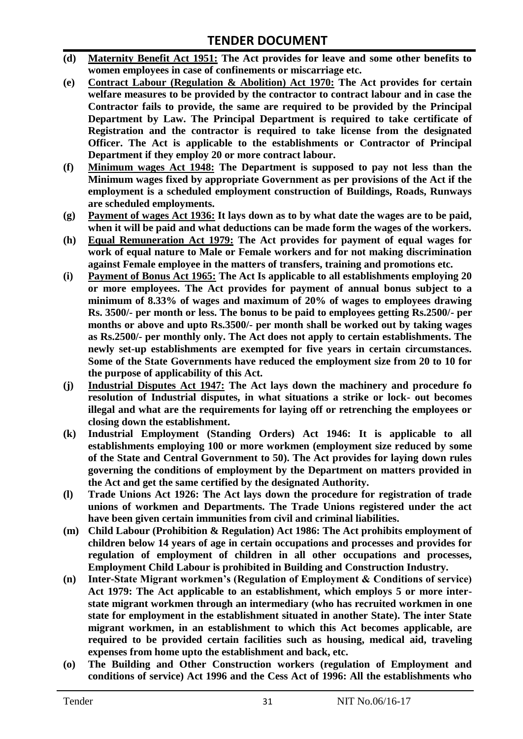- **(d)** **Maternity Benefit Act 1951: The Act provides for leave and some other benefits to women employees in case of confinements or miscarriage etc.**
- **(e)** **Contract Labour (Regulation & Abolition) Act 1970: The Act provides for certain welfare measures to be provided by the contractor to contract labour and in case the Contractor fails to provide, the same are required to be provided by the Principal Department by Law. The Principal Department is required to take certificate of Registration and the contractor is required to take license from the designated Officer. The Act is applicable to the establishments or Contractor of Principal Department if they employ 20 or more contract labour.**
- **(f)** **Minimum wages Act 1948: The Department is supposed to pay not less than the Minimum wages fixed by appropriate Government as per provisions of the Act if the employment is a scheduled employment construction of Buildings, Roads, Runways are scheduled employments.**
- **(g)** **Payment of wages Act 1936: It lays down as to by what date the wages are to be paid, when it will be paid and what deductions can be made form the wages of the workers.**
- **(h)** **Equal Remuneration Act 1979: The Act provides for payment of equal wages for work of equal nature to Male or Female workers and for not making discrimination against Female employee in the matters of transfers, training and promotions etc.**
- **(i)** **Payment of Bonus Act 1965: The Act Is applicable to all establishments employing 20 or more employees. The Act provides for payment of annual bonus subject to a minimum of 8.33% of wages and maximum of 20% of wages to employees drawing Rs. 3500/- per month or less. The bonus to be paid to employees getting Rs.2500/- per months or above and upto Rs.3500/- per month shall be worked out by taking wages as Rs.2500/- per monthly only. The Act does not apply to certain establishments. The newly set-up establishments are exempted for five years in certain circumstances. Some of the State Governments have reduced the employment size from 20 to 10 for the purpose of applicability of this Act.**
- **(j)** **Industrial Disputes Act 1947: The Act lays down the machinery and procedure fo resolution of Industrial disputes, in what situations a strike or lock- out becomes illegal and what are the requirements for laying off or retrenching the employees or closing down the establishment.**
- **(k)** **Industrial Employment (Standing Orders) Act 1946: It is applicable to all establishments employing 100 or more workmen (employment size reduced by some of the State and Central Government to 50). The Act provides for laying down rules governing the conditions of employment by the Department on matters provided in the Act and get the same certified by the designated Authority.**
- **(l)** **Trade Unions Act 1926: The Act lays down the procedure for registration of trade unions of workmen and Departments. The Trade Unions registered under the act have been given certain immunities from civil and criminal liabilities.**
- **(m)** **Child Labour (Prohibition & Regulation) Act 1986: The Act prohibits employment of children below 14 years of age in certain occupations and processes and provides for regulation of employment of children in all other occupations and processes, Employment Child Labour is prohibited in Building and Construction Industry.**
- **(n)** **Inter-State Migrant workmen's (Regulation of Employment & Conditions of service) Act 1979: The Act applicable to an establishment, which employs 5 or more inter-state migrant workmen through an intermediary (who has recruited workmen in one state for employment in the establishment situated in another State). The inter State migrant workmen, in an establishment to which this Act becomes applicable, are required to be provided certain facilities such as housing, medical aid, traveling expenses from home upto the establishment and back, etc.**
- **(o)** **The Building and Other Construction workers (regulation of Employment and conditions of service) Act 1996 and the Cess Act of 1996: All the establishments who**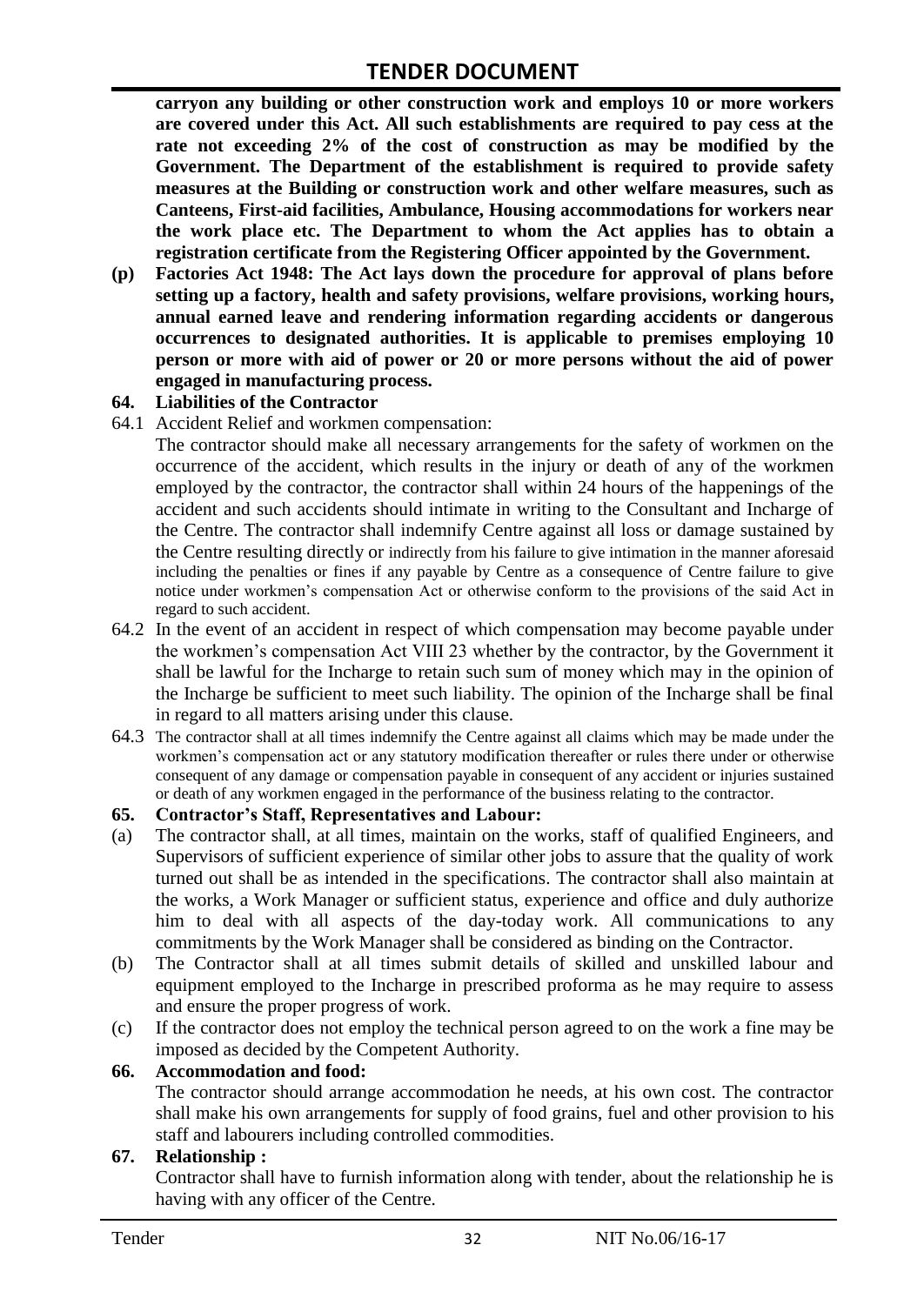**carryon any building or other construction work and employs 10 or more workers are covered under this Act. All such establishments are required to pay cess at the rate not exceeding 2% of the cost of construction as may be modified by the Government. The Department of the establishment is required to provide safety measures at the Building or construction work and other welfare measures, such as Canteens, First-aid facilities, Ambulance, Housing accommodations for workers near the work place etc. The Department to whom the Act applies has to obtain a registration certificate from the Registering Officer appointed by the Government.**

**(p) Factories Act 1948: The Act lays down the procedure for approval of plans before setting up a factory, health and safety provisions, welfare provisions, working hours, annual earned leave and rendering information regarding accidents or dangerous occurrences to designated authorities. It is applicable to premises employing 10 person or more with aid of power or 20 or more persons without the aid of power engaged in manufacturing process.**

### 64. Liabilities of the Contractor

64.1 Accident Relief and workmen compensation:

The contractor should make all necessary arrangements for the safety of workmen on the occurrence of the accident, which results in the injury or death of any of the workmen employed by the contractor, the contractor shall within 24 hours of the happenings of the accident and such accidents should intimate in writing to the Consultant and Incharge of the Centre. The contractor shall indemnify Centre against all loss or damage sustained by the Centre resulting directly or indirectly from his failure to give intimation in the manner aforesaid including the penalties or fines if any payable by Centre as a consequence of Centre failure to give notice under workmen's compensation Act or otherwise conform to the provisions of the said Act in regard to such accident.

64.2 In the event of an accident in respect of which compensation may become payable under the workmen's compensation Act VIII 23 whether by the contractor, by the Government it shall be lawful for the Incharge to retain such sum of money which may in the opinion of the Incharge be sufficient to meet such liability. The opinion of the Incharge shall be final in regard to all matters arising under this clause.

64.3 The contractor shall at all times indemnify the Centre against all claims which may be made under the workmen's compensation act or any statutory modification thereafter or rules there under or otherwise consequent of any damage or compensation payable in consequent of any accident or injuries sustained or death of any workmen engaged in the performance of the business relating to the contractor.

### 65. Contractor's Staff, Representatives and Labour:

(a) The contractor shall, at all times, maintain on the works, staff of qualified Engineers, and Supervisors of sufficient experience of similar other jobs to assure that the quality of work turned out shall be as intended in the specifications. The contractor shall also maintain at the works, a Work Manager or sufficient status, experience and office and duly authorize him to deal with all aspects of the day-today work. All communications to any commitments by the Work Manager shall be considered as binding on the Contractor.

(b) The Contractor shall at all times submit details of skilled and unskilled labour and equipment employed to the Incharge in prescribed proforma as he may require to assess and ensure the proper progress of work.

(c) If the contractor does not employ the technical person agreed to on the work a fine may be imposed as decided by the Competent Authority.

### 66. Accommodation and food:

The contractor should arrange accommodation he needs, at his own cost. The contractor shall make his own arrangements for supply of food grains, fuel and other provision to his staff and labourers including controlled commodities.

### 67. Relationship :

Contractor shall have to furnish information along with tender, about the relationship he is having with any officer of the Centre.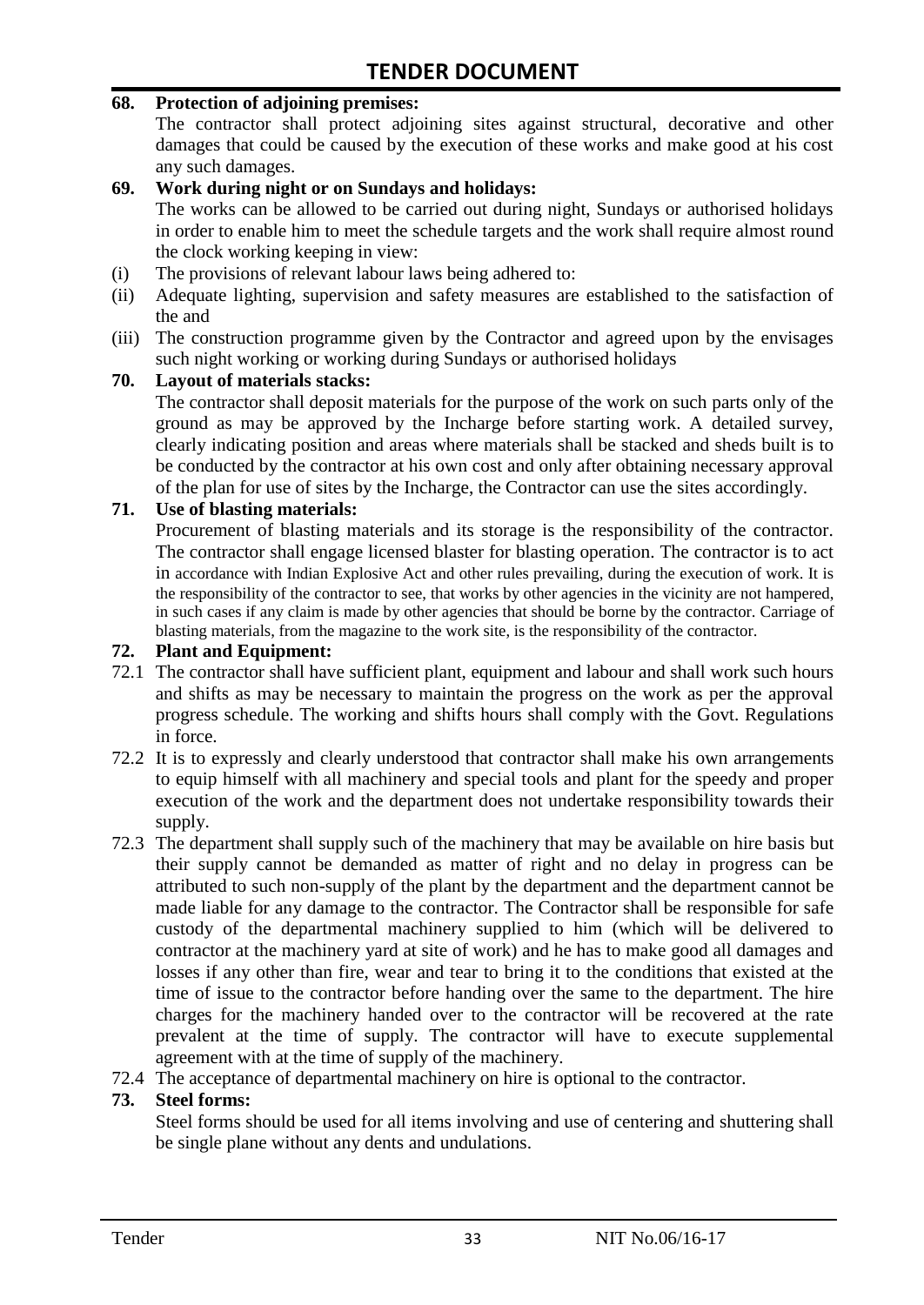**68. Protection of adjoining premises:**

The contractor shall protect adjoining sites against structural, decorative and other damages that could be caused by the execution of these works and make good at his cost any such damages.

**69. Work during night or on Sundays and holidays:**

The works can be allowed to be carried out during night, Sundays or authorised holidays in order to enable him to meet the schedule targets and the work shall require almost round the clock working keeping in view:

(i) The provisions of relevant labour laws being adhered to:

(ii) Adequate lighting, supervision and safety measures are established to the satisfaction of the and

(iii) The construction programme given by the Contractor and agreed upon by the envisages such night working or working during Sundays or authorised holidays

**70. Layout of materials stacks:**

The contractor shall deposit materials for the purpose of the work on such parts only of the ground as may be approved by the Incharge before starting work. A detailed survey, clearly indicating position and areas where materials shall be stacked and sheds built is to be conducted by the contractor at his own cost and only after obtaining necessary approval of the plan for use of sites by the Incharge, the Contractor can use the sites accordingly.

**71. Use of blasting materials:**

Procurement of blasting materials and its storage is the responsibility of the contractor. The contractor shall engage licensed blaster for blasting operation. The contractor is to act in accordance with Indian Explosive Act and other rules prevailing, during the execution of work. It is the responsibility of the contractor to see, that works by other agencies in the vicinity are not hampered, in such cases if any claim is made by other agencies that should be borne by the contractor. Carriage of blasting materials, from the magazine to the work site, is the responsibility of the contractor.

**72. Plant and Equipment:**

72.1 The contractor shall have sufficient plant, equipment and labour and shall work such hours and shifts as may be necessary to maintain the progress on the work as per the approval progress schedule. The working and shifts hours shall comply with the Govt. Regulations in force.

72.2 It is to expressly and clearly understood that contractor shall make his own arrangements to equip himself with all machinery and special tools and plant for the speedy and proper execution of the work and the department does not undertake responsibility towards their supply.

72.3 The department shall supply such of the machinery that may be available on hire basis but their supply cannot be demanded as matter of right and no delay in progress can be attributed to such non-supply of the plant by the department and the department cannot be made liable for any damage to the contractor. The Contractor shall be responsible for safe custody of the departmental machinery supplied to him (which will be delivered to contractor at the machinery yard at site of work) and he has to make good all damages and losses if any other than fire, wear and tear to bring it to the conditions that existed at the time of issue to the contractor before handing over the same to the department. The hire charges for the machinery handed over to the contractor will be recovered at the rate prevalent at the time of supply. The contractor will have to execute supplemental agreement with at the time of supply of the machinery.

72.4 The acceptance of departmental machinery on hire is optional to the contractor.

**73. Steel forms:**

Steel forms should be used for all items involving and use of centering and shuttering shall be single plane without any dents and undulations.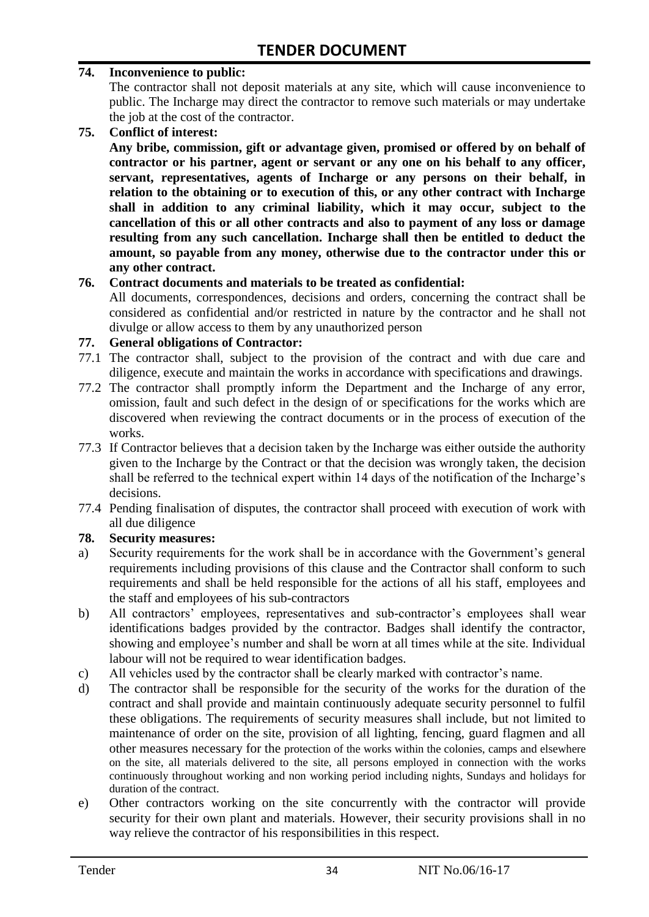**74. Inconvenience to public:**

The contractor shall not deposit materials at any site, which will cause inconvenience to public. The Incharge may direct the contractor to remove such materials or may undertake the job at the cost of the contractor.

**75. Conflict of interest:**

**Any bribe, commission, gift or advantage given, promised or offered by on behalf of contractor or his partner, agent or servant or any one on his behalf to any officer, servant, representatives, agents of Incharge or any persons on their behalf, in relation to the obtaining or to execution of this, or any other contract with Incharge shall in addition to any criminal liability, which it may occur, subject to the cancellation of this or all other contracts and also to payment of any loss or damage resulting from any such cancellation. Incharge shall then be entitled to deduct the amount, so payable from any money, otherwise due to the contractor under this or any other contract.**

**76. Contract documents and materials to be treated as confidential:**

All documents, correspondences, decisions and orders, concerning the contract shall be considered as confidential and/or restricted in nature by the contractor and he shall not divulge or allow access to them by any unauthorized person

**77. General obligations of Contractor:**

77.1 The contractor shall, subject to the provision of the contract and with due care and diligence, execute and maintain the works in accordance with specifications and drawings.

77.2 The contractor shall promptly inform the Department and the Incharge of any error, omission, fault and such defect in the design of or specifications for the works which are discovered when reviewing the contract documents or in the process of execution of the works.

77.3 If Contractor believes that a decision taken by the Incharge was either outside the authority given to the Incharge by the Contract or that the decision was wrongly taken, the decision shall be referred to the technical expert within 14 days of the notification of the Incharge's decisions.

77.4 Pending finalisation of disputes, the contractor shall proceed with execution of work with all due diligence

**78. Security measures:**

a) Security requirements for the work shall be in accordance with the Government's general requirements including provisions of this clause and the Contractor shall conform to such requirements and shall be held responsible for the actions of all his staff, employees and the staff and employees of his sub-contractors

b) All contractors' employees, representatives and sub-contractor's employees shall wear identifications badges provided by the contractor. Badges shall identify the contractor, showing and employee's number and shall be worn at all times while at the site. Individual labour will not be required to wear identification badges.

c) All vehicles used by the contractor shall be clearly marked with contractor's name.

d) The contractor shall be responsible for the security of the works for the duration of the contract and shall provide and maintain continuously adequate security personnel to fulfil these obligations. The requirements of security measures shall include, but not limited to maintenance of order on the site, provision of all lighting, fencing, guard flagmen and all other measures necessary for the protection of the works within the colonies, camps and elsewhere on the site, all materials delivered to the site, all persons employed in connection with the works continuously throughout working and non working period including nights, Sundays and holidays for duration of the contract.

e) Other contractors working on the site concurrently with the contractor will provide security for their own plant and materials. However, their security provisions shall in no way relieve the contractor of his responsibilities in this respect.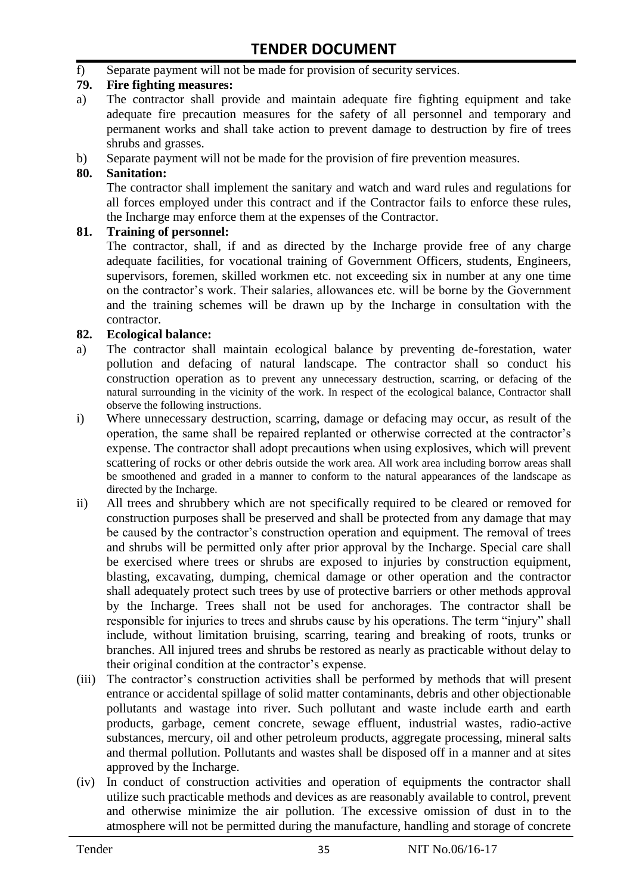f) Separate payment will not be made for provision of security services.

**79. Fire fighting measures:**

a) The contractor shall provide and maintain adequate fire fighting equipment and take adequate fire precaution measures for the safety of all personnel and temporary and permanent works and shall take action to prevent damage to destruction by fire of trees shrubs and grasses.

b) Separate payment will not be made for the provision of fire prevention measures.

**80. Sanitation:**

The contractor shall implement the sanitary and watch and ward rules and regulations for all forces employed under this contract and if the Contractor fails to enforce these rules, the Incharge may enforce them at the expenses of the Contractor.

**81. Training of personnel:**

The contractor, shall, if and as directed by the Incharge provide free of any charge adequate facilities, for vocational training of Government Officers, students, Engineers, supervisors, foremen, skilled workmen etc. not exceeding six in number at any one time on the contractor's work. Their salaries, allowances etc. will be borne by the Government and the training schemes will be drawn up by the Incharge in consultation with the contractor.

**82. Ecological balance:**

a) The contractor shall maintain ecological balance by preventing de-forestation, water pollution and defacing of natural landscape. The contractor shall so conduct his construction operation as to prevent any unnecessary destruction, scarring, or defacing of the natural surrounding in the vicinity of the work. In respect of the ecological balance, Contractor shall observe the following instructions.

i) Where unnecessary destruction, scarring, damage or defacing may occur, as result of the operation, the same shall be repaired replanted or otherwise corrected at the contractor's expense. The contractor shall adopt precautions when using explosives, which will prevent scattering of rocks or other debris outside the work area. All work area including borrow areas shall be smoothened and graded in a manner to conform to the natural appearances of the landscape as directed by the Incharge.

ii) All trees and shrubbery which are not specifically required to be cleared or removed for construction purposes shall be preserved and shall be protected from any damage that may be caused by the contractor's construction operation and equipment. The removal of trees and shrubs will be permitted only after prior approval by the Incharge. Special care shall be exercised where trees or shrubs are exposed to injuries by construction equipment, blasting, excavating, dumping, chemical damage or other operation and the contractor shall adequately protect such trees by use of protective barriers or other methods approval by the Incharge. Trees shall not be used for anchorages. The contractor shall be responsible for injuries to trees and shrubs cause by his operations. The term "injury" shall include, without limitation bruising, scarring, tearing and breaking of roots, trunks or branches. All injured trees and shrubs be restored as nearly as practicable without delay to their original condition at the contractor's expense.

(iii) The contractor's construction activities shall be performed by methods that will present entrance or accidental spillage of solid matter contaminants, debris and other objectionable pollutants and wastage into river. Such pollutant and waste include earth and earth products, garbage, cement concrete, sewage effluent, industrial wastes, radio-active substances, mercury, oil and other petroleum products, aggregate processing, mineral salts and thermal pollution. Pollutants and wastes shall be disposed off in a manner and at sites approved by the Incharge.

(iv) In conduct of construction activities and operation of equipments the contractor shall utilize such practicable methods and devices as are reasonably available to control, prevent and otherwise minimize the air pollution. The excessive omission of dust in to the atmosphere will not be permitted during the manufacture, handling and storage of concrete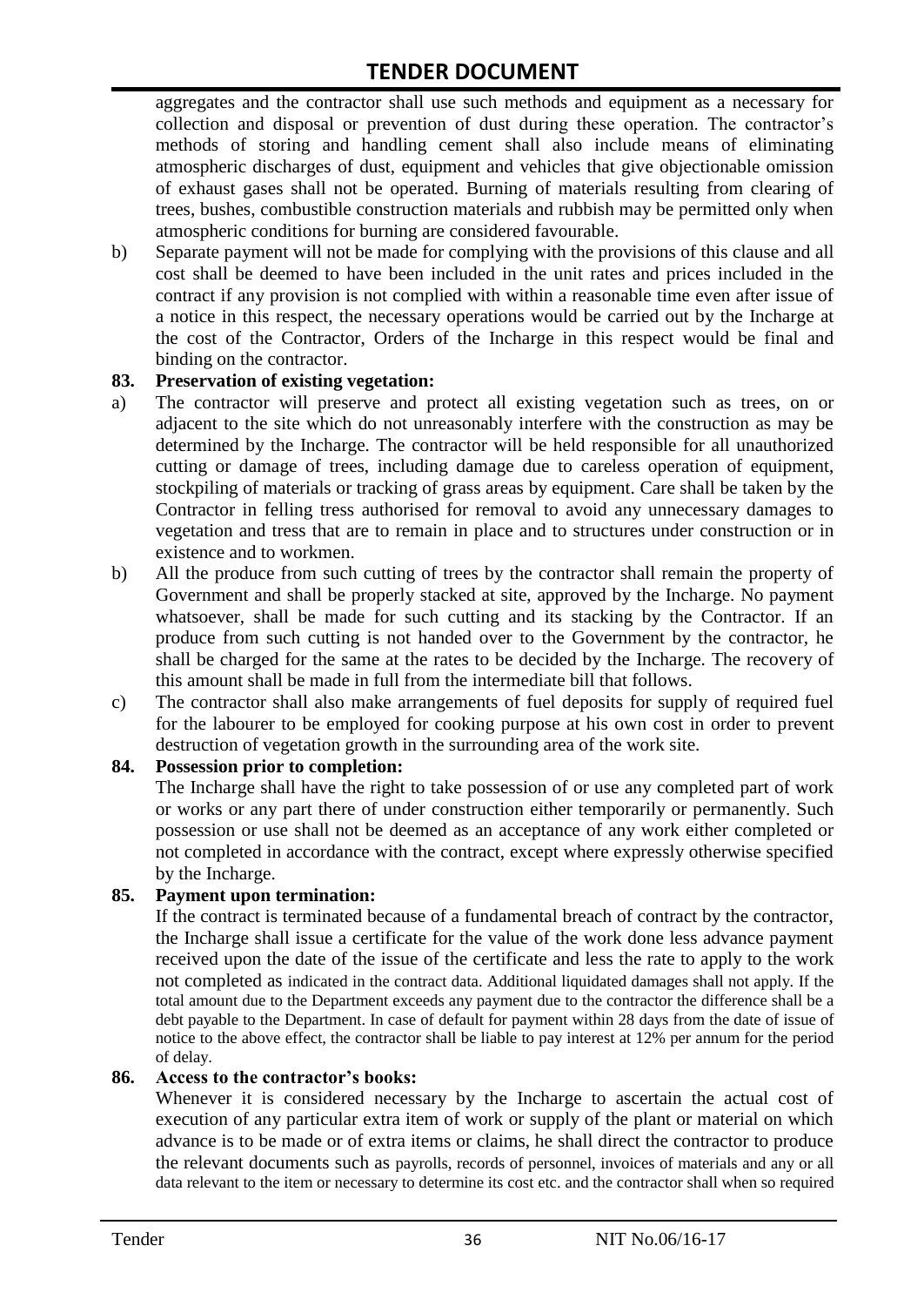aggregates and the contractor shall use such methods and equipment as a necessary for collection and disposal or prevention of dust during these operation. The contractor's methods of storing and handling cement shall also include means of eliminating atmospheric discharges of dust, equipment and vehicles that give objectionable omission of exhaust gases shall not be operated. Burning of materials resulting from clearing of trees, bushes, combustible construction materials and rubbish may be permitted only when atmospheric conditions for burning are considered favourable.

b) Separate payment will not be made for complying with the provisions of this clause and all cost shall be deemed to have been included in the unit rates and prices included in the contract if any provision is not complied with within a reasonable time even after issue of a notice in this respect, the necessary operations would be carried out by the Incharge at the cost of the Contractor, Orders of the Incharge in this respect would be final and binding on the contractor.

**83. Preservation of existing vegetation:**

a) The contractor will preserve and protect all existing vegetation such as trees, on or adjacent to the site which do not unreasonably interfere with the construction as may be determined by the Incharge. The contractor will be held responsible for all unauthorized cutting or damage of trees, including damage due to careless operation of equipment, stockpiling of materials or tracking of grass areas by equipment. Care shall be taken by the Contractor in felling tress authorised for removal to avoid any unnecessary damages to vegetation and tress that are to remain in place and to structures under construction or in existence and to workmen.

b) All the produce from such cutting of trees by the contractor shall remain the property of Government and shall be properly stacked at site, approved by the Incharge. No payment whatsoever, shall be made for such cutting and its stacking by the Contractor. If an produce from such cutting is not handed over to the Government by the contractor, he shall be charged for the same at the rates to be decided by the Incharge. The recovery of this amount shall be made in full from the intermediate bill that follows.

c) The contractor shall also make arrangements of fuel deposits for supply of required fuel for the labourer to be employed for cooking purpose at his own cost in order to prevent destruction of vegetation growth in the surrounding area of the work site.

**84. Possession prior to completion:**

The Incharge shall have the right to take possession of or use any completed part of work or works or any part there of under construction either temporarily or permanently. Such possession or use shall not be deemed as an acceptance of any work either completed or not completed in accordance with the contract, except where expressly otherwise specified by the Incharge.

**85. Payment upon termination:**

If the contract is terminated because of a fundamental breach of contract by the contractor, the Incharge shall issue a certificate for the value of the work done less advance payment received upon the date of the issue of the certificate and less the rate to apply to the work not completed as indicated in the contract data. Additional liquidated damages shall not apply. If the total amount due to the Department exceeds any payment due to the contractor the difference shall be a debt payable to the Department. In case of default for payment within 28 days from the date of issue of notice to the above effect, the contractor shall be liable to pay interest at 12% per annum for the period of delay.

**86. Access to the contractor's books:**

Whenever it is considered necessary by the Incharge to ascertain the actual cost of execution of any particular extra item of work or supply of the plant or material on which advance is to be made or of extra items or claims, he shall direct the contractor to produce the relevant documents such as payrolls, records of personnel, invoices of materials and any or all data relevant to the item or necessary to determine its cost etc. and the contractor shall when so required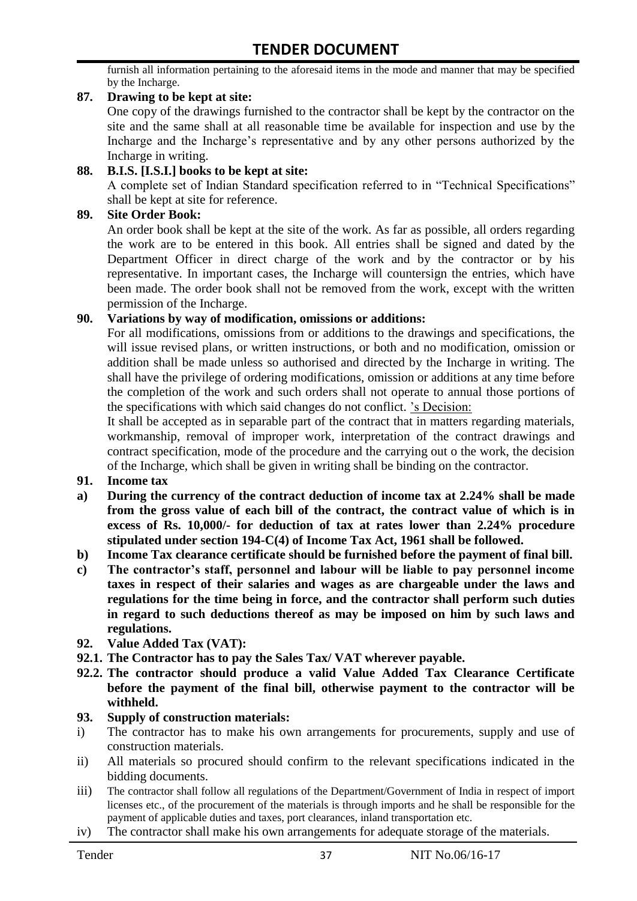furnish all information pertaining to the aforesaid items in the mode and manner that may be specified by the Incharge.

**87. Drawing to be kept at site:**

One copy of the drawings furnished to the contractor shall be kept by the contractor on the site and the same shall at all reasonable time be available for inspection and use by the Incharge and the Incharge's representative and by any other persons authorized by the Incharge in writing.

**88. B.I.S. [I.S.I.] books to be kept at site:**

A complete set of Indian Standard specification referred to in "Technical Specifications" shall be kept at site for reference.

**89. Site Order Book:**

An order book shall be kept at the site of the work. As far as possible, all orders regarding the work are to be entered in this book. All entries shall be signed and dated by the Department Officer in direct charge of the work and by the contractor or by his representative. In important cases, the Incharge will countersign the entries, which have been made. The order book shall not be removed from the work, except with the written permission of the Incharge.

**90. Variations by way of modification, omissions or additions:**

For all modifications, omissions from or additions to the drawings and specifications, the will issue revised plans, or written instructions, or both and no modification, omission or addition shall be made unless so authorised and directed by the Incharge in writing. The shall have the privilege of ordering modifications, omission or additions at any time before the completion of the work and such orders shall not operate to annual those portions of the specifications with which said changes do not conflict. 's Decision:

It shall be accepted as in separable part of the contract that in matters regarding materials, workmanship, removal of improper work, interpretation of the contract drawings and contract specification, mode of the procedure and the carrying out o the work, the decision of the Incharge, which shall be given in writing shall be binding on the contractor.

**91. Income tax**

**a) During the currency of the contract deduction of income tax at 2.24% shall be made from the gross value of each bill of the contract, the contract value of which is in excess of Rs. 10,000/- for deduction of tax at rates lower than 2.24% procedure stipulated under section 194-C(4) of Income Tax Act, 1961 shall be followed.**

**b) Income Tax clearance certificate should be furnished before the payment of final bill.**

**c) The contractor's staff, personnel and labour will be liable to pay personnel income taxes in respect of their salaries and wages as are chargeable under the laws and regulations for the time being in force, and the contractor shall perform such duties in regard to such deductions thereof as may be imposed on him by such laws and regulations.**

**92. Value Added Tax (VAT):**

**92.1. The Contractor has to pay the Sales Tax/ VAT wherever payable.**

**92.2. The contractor should produce a valid Value Added Tax Clearance Certificate before the payment of the final bill, otherwise payment to the contractor will be withheld.**

**93. Supply of construction materials:**

i) The contractor has to make his own arrangements for procurements, supply and use of construction materials.

ii) All materials so procured should confirm to the relevant specifications indicated in the bidding documents.

iii) The contractor shall follow all regulations of the Department/Government of India in respect of import licenses etc., of the procurement of the materials is through imports and he shall be responsible for the payment of applicable duties and taxes, port clearances, inland transportation etc.

iv) The contractor shall make his own arrangements for adequate storage of the materials.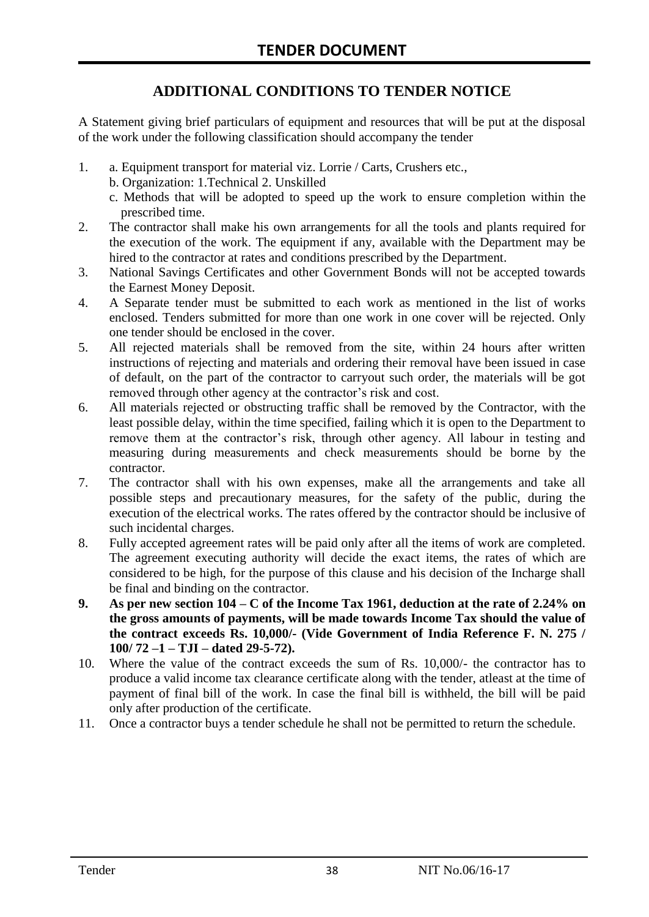## ADDITIONAL CONDITIONS TO TENDER NOTICE

A Statement giving brief particulars of equipment and resources that will be put at the disposal of the work under the following classification should accompany the tender

1. a. Equipment transport for material viz. Lorrie / Carts, Crushers etc.,
   b. Organization: 1.Technical 2. Unskilled
   c. Methods that will be adopted to speed up the work to ensure completion within the prescribed time.
2. The contractor shall make his own arrangements for all the tools and plants required for the execution of the work. The equipment if any, available with the Department may be hired to the contractor at rates and conditions prescribed by the Department.
3. National Savings Certificates and other Government Bonds will not be accepted towards the Earnest Money Deposit.
4. A Separate tender must be submitted to each work as mentioned in the list of works enclosed. Tenders submitted for more than one work in one cover will be rejected. Only one tender should be enclosed in the cover.
5. All rejected materials shall be removed from the site, within 24 hours after written instructions of rejecting and materials and ordering their removal have been issued in case of default, on the part of the contractor to carryout such order, the materials will be got removed through other agency at the contractor's risk and cost.
6. All materials rejected or obstructing traffic shall be removed by the Contractor, with the least possible delay, within the time specified, failing which it is open to the Department to remove them at the contractor's risk, through other agency. All labour in testing and measuring during measurements and check measurements should be borne by the contractor.
7. The contractor shall with his own expenses, make all the arrangements and take all possible steps and precautionary measures, for the safety of the public, during the execution of the electrical works. The rates offered by the contractor should be inclusive of such incidental charges.
8. Fully accepted agreement rates will be paid only after all the items of work are completed. The agreement executing authority will decide the exact items, the rates of which are considered to be high, for the purpose of this clause and his decision of the Incharge shall be final and binding on the contractor.
9. **As per new section 104 – C of the Income Tax 1961, deduction at the rate of 2.24% on the gross amounts of payments, will be made towards Income Tax should the value of the contract exceeds Rs. 10,000/- (Vide Government of India Reference F. N. 275 / 100/ 72 –1 – TJI – dated 29-5-72).**
10. Where the value of the contract exceeds the sum of Rs. 10,000/- the contractor has to produce a valid income tax clearance certificate along with the tender, atleast at the time of payment of final bill of the work. In case the final bill is withheld, the bill will be paid only after production of the certificate.
11. Once a contractor buys a tender schedule he shall not be permitted to return the schedule.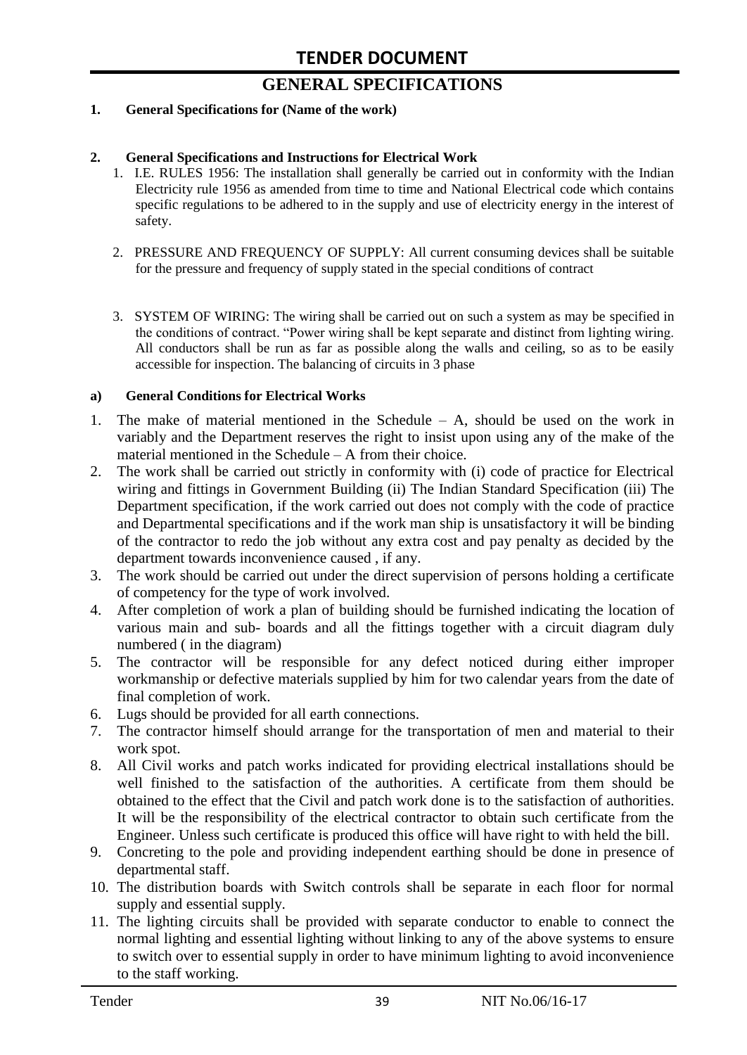# GENERAL SPECIFICATIONS

**1. General Specifications for (Name of the work)**

**2. General Specifications and Instructions for Electrical Work**

1. I.E. RULES 1956: The installation shall generally be carried out in conformity with the Indian Electricity rule 1956 as amended from time to time and National Electrical code which contains specific regulations to be adhered to in the supply and use of electricity energy in the interest of safety.

2. PRESSURE AND FREQUENCY OF SUPPLY: All current consuming devices shall be suitable for the pressure and frequency of supply stated in the special conditions of contract

3. SYSTEM OF WIRING: The wiring shall be carried out on such a system as may be specified in the conditions of contract. "Power wiring shall be kept separate and distinct from lighting wiring. All conductors shall be run as far as possible along the walls and ceiling, so as to be easily accessible for inspection. The balancing of circuits in 3 phase

**a) General Conditions for Electrical Works**

1. The make of material mentioned in the Schedule – A, should be used on the work in variably and the Department reserves the right to insist upon using any of the make of the material mentioned in the Schedule – A from their choice.
2. The work shall be carried out strictly in conformity with (i) code of practice for Electrical wiring and fittings in Government Building (ii) The Indian Standard Specification (iii) The Department specification, if the work carried out does not comply with the code of practice and Departmental specifications and if the work man ship is unsatisfactory it will be binding of the contractor to redo the job without any extra cost and pay penalty as decided by the department towards inconvenience caused , if any.
3. The work should be carried out under the direct supervision of persons holding a certificate of competency for the type of work involved.
4. After completion of work a plan of building should be furnished indicating the location of various main and sub- boards and all the fittings together with a circuit diagram duly numbered ( in the diagram)
5. The contractor will be responsible for any defect noticed during either improper workmanship or defective materials supplied by him for two calendar years from the date of final completion of work.
6. Lugs should be provided for all earth connections.
7. The contractor himself should arrange for the transportation of men and material to their work spot.
8. All Civil works and patch works indicated for providing electrical installations should be well finished to the satisfaction of the authorities. A certificate from them should be obtained to the effect that the Civil and patch work done is to the satisfaction of authorities. It will be the responsibility of the electrical contractor to obtain such certificate from the Engineer. Unless such certificate is produced this office will have right to with held the bill.
9. Concreting to the pole and providing independent earthing should be done in presence of departmental staff.
10. The distribution boards with Switch controls shall be separate in each floor for normal supply and essential supply.
11. The lighting circuits shall be provided with separate conductor to enable to connect the normal lighting and essential lighting without linking to any of the above systems to ensure to switch over to essential supply in order to have minimum lighting to avoid inconvenience to the staff working.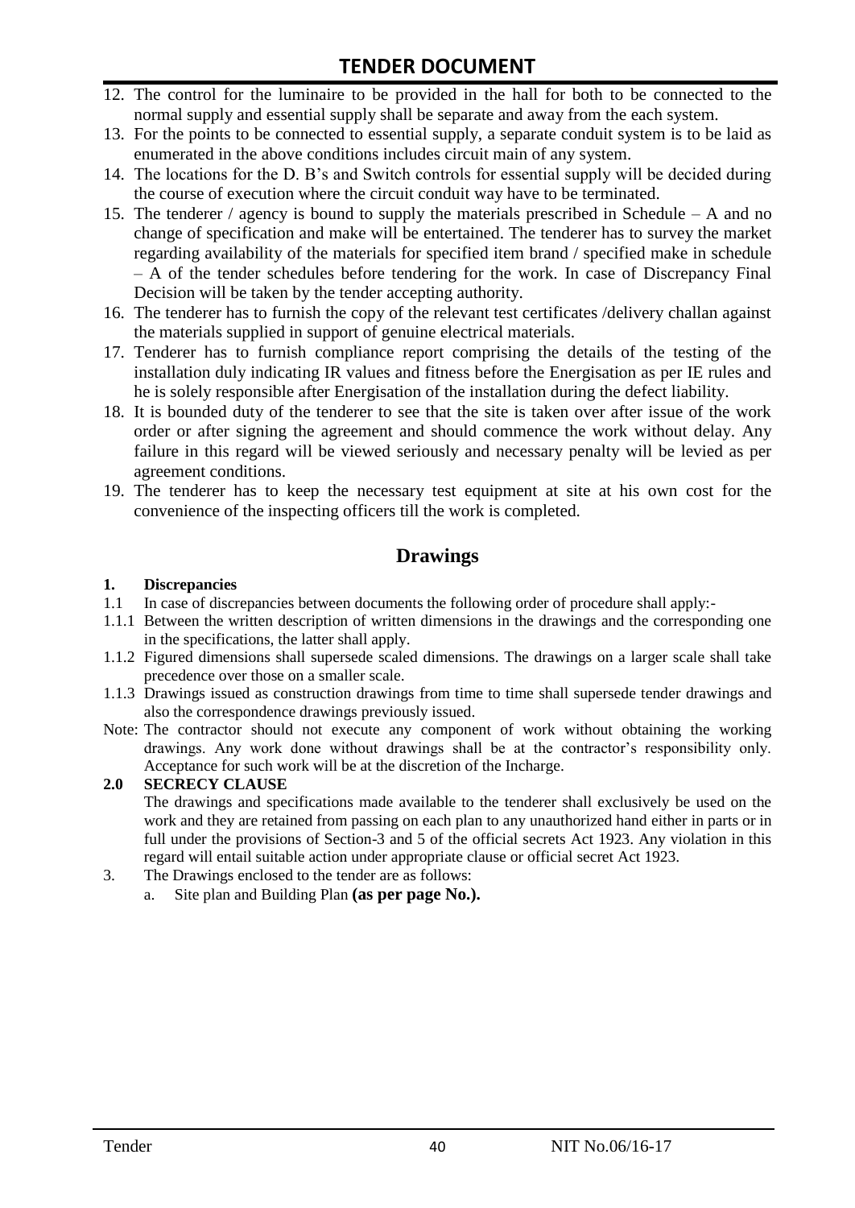12. The control for the luminaire to be provided in the hall for both to be connected to the normal supply and essential supply shall be separate and away from the each system.
13. For the points to be connected to essential supply, a separate conduit system is to be laid as enumerated in the above conditions includes circuit main of any system.
14. The locations for the D. B's and Switch controls for essential supply will be decided during the course of execution where the circuit conduit way have to be terminated.
15. The tenderer / agency is bound to supply the materials prescribed in Schedule – A and no change of specification and make will be entertained. The tenderer has to survey the market regarding availability of the materials for specified item brand / specified make in schedule – A of the tender schedules before tendering for the work. In case of Discrepancy Final Decision will be taken by the tender accepting authority.
16. The tenderer has to furnish the copy of the relevant test certificates /delivery challan against the materials supplied in support of genuine electrical materials.
17. Tenderer has to furnish compliance report comprising the details of the testing of the installation duly indicating IR values and fitness before the Energisation as per IE rules and he is solely responsible after Energisation of the installation during the defect liability.
18. It is bounded duty of the tenderer to see that the site is taken over after issue of the work order or after signing the agreement and should commence the work without delay. Any failure in this regard will be viewed seriously and necessary penalty will be levied as per agreement conditions.
19. The tenderer has to keep the necessary test equipment at site at his own cost for the convenience of the inspecting officers till the work is completed.

## Drawings

**1. Discrepancies**

1.1 In case of discrepancies between documents the following order of procedure shall apply:-

1.1.1 Between the written description of written dimensions in the drawings and the corresponding one in the specifications, the latter shall apply.

1.1.2 Figured dimensions shall supersede scaled dimensions. The drawings on a larger scale shall take precedence over those on a smaller scale.

1.1.3 Drawings issued as construction drawings from time to time shall supersede tender drawings and also the correspondence drawings previously issued.

Note: The contractor should not execute any component of work without obtaining the working drawings. Any work done without drawings shall be at the contractor's responsibility only. Acceptance for such work will be at the discretion of the Incharge.

**2.0 SECRECY CLAUSE**

The drawings and specifications made available to the tenderer shall exclusively be used on the work and they are retained from passing on each plan to any unauthorized hand either in parts or in full under the provisions of Section-3 and 5 of the official secrets Act 1923. Any violation in this regard will entail suitable action under appropriate clause or official secret Act 1923.

3. The Drawings enclosed to the tender are as follows:
   a. Site plan and Building Plan **(as per page No.).**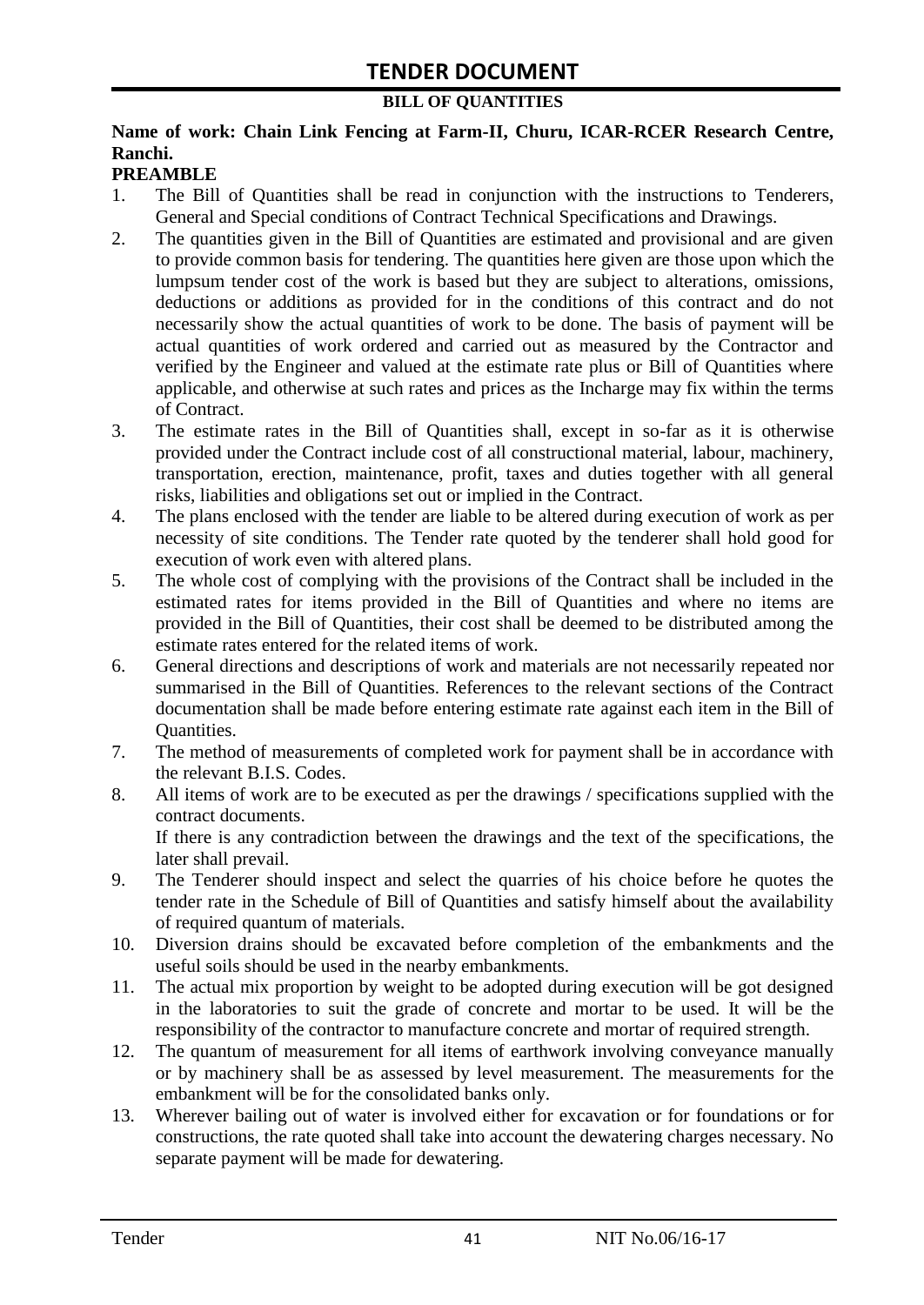# TENDER DOCUMENT

## BILL OF QUANTITIES

**Name of work: Chain Link Fencing at Farm-II, Churu, ICAR-RCER Research Centre, Ranchi.**

**PREAMBLE**

1. The Bill of Quantities shall be read in conjunction with the instructions to Tenderers, General and Special conditions of Contract Technical Specifications and Drawings.
2. The quantities given in the Bill of Quantities are estimated and provisional and are given to provide common basis for tendering. The quantities here given are those upon which the lumpsum tender cost of the work is based but they are subject to alterations, omissions, deductions or additions as provided for in the conditions of this contract and do not necessarily show the actual quantities of work to be done. The basis of payment will be actual quantities of work ordered and carried out as measured by the Contractor and verified by the Engineer and valued at the estimate rate plus or Bill of Quantities where applicable, and otherwise at such rates and prices as the Incharge may fix within the terms of Contract.
3. The estimate rates in the Bill of Quantities shall, except in so-far as it is otherwise provided under the Contract include cost of all constructional material, labour, machinery, transportation, erection, maintenance, profit, taxes and duties together with all general risks, liabilities and obligations set out or implied in the Contract.
4. The plans enclosed with the tender are liable to be altered during execution of work as per necessity of site conditions. The Tender rate quoted by the tenderer shall hold good for execution of work even with altered plans.
5. The whole cost of complying with the provisions of the Contract shall be included in the estimated rates for items provided in the Bill of Quantities and where no items are provided in the Bill of Quantities, their cost shall be deemed to be distributed among the estimate rates entered for the related items of work.
6. General directions and descriptions of work and materials are not necessarily repeated nor summarised in the Bill of Quantities. References to the relevant sections of the Contract documentation shall be made before entering estimate rate against each item in the Bill of Quantities.
7. The method of measurements of completed work for payment shall be in accordance with the relevant B.I.S. Codes.
8. All items of work are to be executed as per the drawings / specifications supplied with the contract documents.
   If there is any contradiction between the drawings and the text of the specifications, the later shall prevail.
9. The Tenderer should inspect and select the quarries of his choice before he quotes the tender rate in the Schedule of Bill of Quantities and satisfy himself about the availability of required quantum of materials.
10. Diversion drains should be excavated before completion of the embankments and the useful soils should be used in the nearby embankments.
11. The actual mix proportion by weight to be adopted during execution will be got designed in the laboratories to suit the grade of concrete and mortar to be used. It will be the responsibility of the contractor to manufacture concrete and mortar of required strength.
12. The quantum of measurement for all items of earthwork involving conveyance manually or by machinery shall be as assessed by level measurement. The measurements for the embankment will be for the consolidated banks only.
13. Wherever bailing out of water is involved either for excavation or for foundations or for constructions, the rate quoted shall take into account the dewatering charges necessary. No separate payment will be made for dewatering.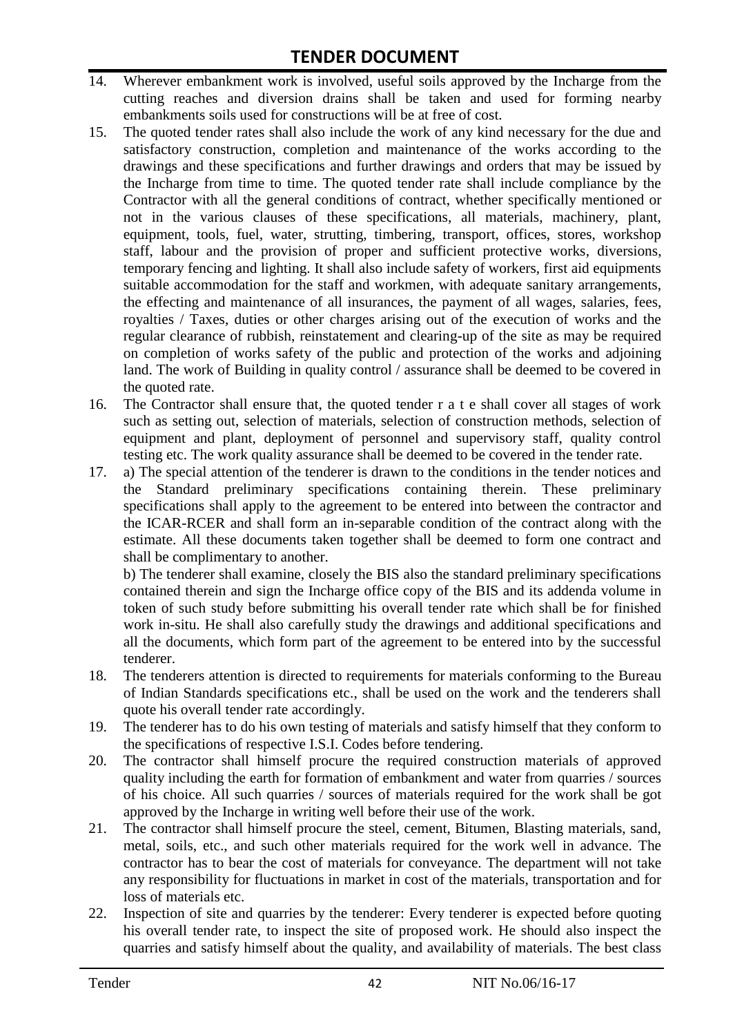14. Wherever embankment work is involved, useful soils approved by the Incharge from the cutting reaches and diversion drains shall be taken and used for forming nearby embankments soils used for constructions will be at free of cost.
15. The quoted tender rates shall also include the work of any kind necessary for the due and satisfactory construction, completion and maintenance of the works according to the drawings and these specifications and further drawings and orders that may be issued by the Incharge from time to time. The quoted tender rate shall include compliance by the Contractor with all the general conditions of contract, whether specifically mentioned or not in the various clauses of these specifications, all materials, machinery, plant, equipment, tools, fuel, water, strutting, timbering, transport, offices, stores, workshop staff, labour and the provision of proper and sufficient protective works, diversions, temporary fencing and lighting. It shall also include safety of workers, first aid equipments suitable accommodation for the staff and workmen, with adequate sanitary arrangements, the effecting and maintenance of all insurances, the payment of all wages, salaries, fees, royalties / Taxes, duties or other charges arising out of the execution of works and the regular clearance of rubbish, reinstatement and clearing-up of the site as may be required on completion of works safety of the public and protection of the works and adjoining land. The work of Building in quality control / assurance shall be deemed to be covered in the quoted rate.
16. The Contractor shall ensure that, the quoted tender r a t e shall cover all stages of work such as setting out, selection of materials, selection of construction methods, selection of equipment and plant, deployment of personnel and supervisory staff, quality control testing etc. The work quality assurance shall be deemed to be covered in the tender rate.
17. a) The special attention of the tenderer is drawn to the conditions in the tender notices and the Standard preliminary specifications containing therein. These preliminary specifications shall apply to the agreement to be entered into between the contractor and the ICAR-RCER and shall form an in-separable condition of the contract along with the estimate. All these documents taken together shall be deemed to form one contract and shall be complimentary to another.

    b) The tenderer shall examine, closely the BIS also the standard preliminary specifications contained therein and sign the Incharge office copy of the BIS and its addenda volume in token of such study before submitting his overall tender rate which shall be for finished work in-situ. He shall also carefully study the drawings and additional specifications and all the documents, which form part of the agreement to be entered into by the successful tenderer.
18. The tenderers attention is directed to requirements for materials conforming to the Bureau of Indian Standards specifications etc., shall be used on the work and the tenderers shall quote his overall tender rate accordingly.
19. The tenderer has to do his own testing of materials and satisfy himself that they conform to the specifications of respective I.S.I. Codes before tendering.
20. The contractor shall himself procure the required construction materials of approved quality including the earth for formation of embankment and water from quarries / sources of his choice. All such quarries / sources of materials required for the work shall be got approved by the Incharge in writing well before their use of the work.
21. The contractor shall himself procure the steel, cement, Bitumen, Blasting materials, sand, metal, soils, etc., and such other materials required for the work well in advance. The contractor has to bear the cost of materials for conveyance. The department will not take any responsibility for fluctuations in market in cost of the materials, transportation and for loss of materials etc.
22. Inspection of site and quarries by the tenderer: Every tenderer is expected before quoting his overall tender rate, to inspect the site of proposed work. He should also inspect the quarries and satisfy himself about the quality, and availability of materials. The best class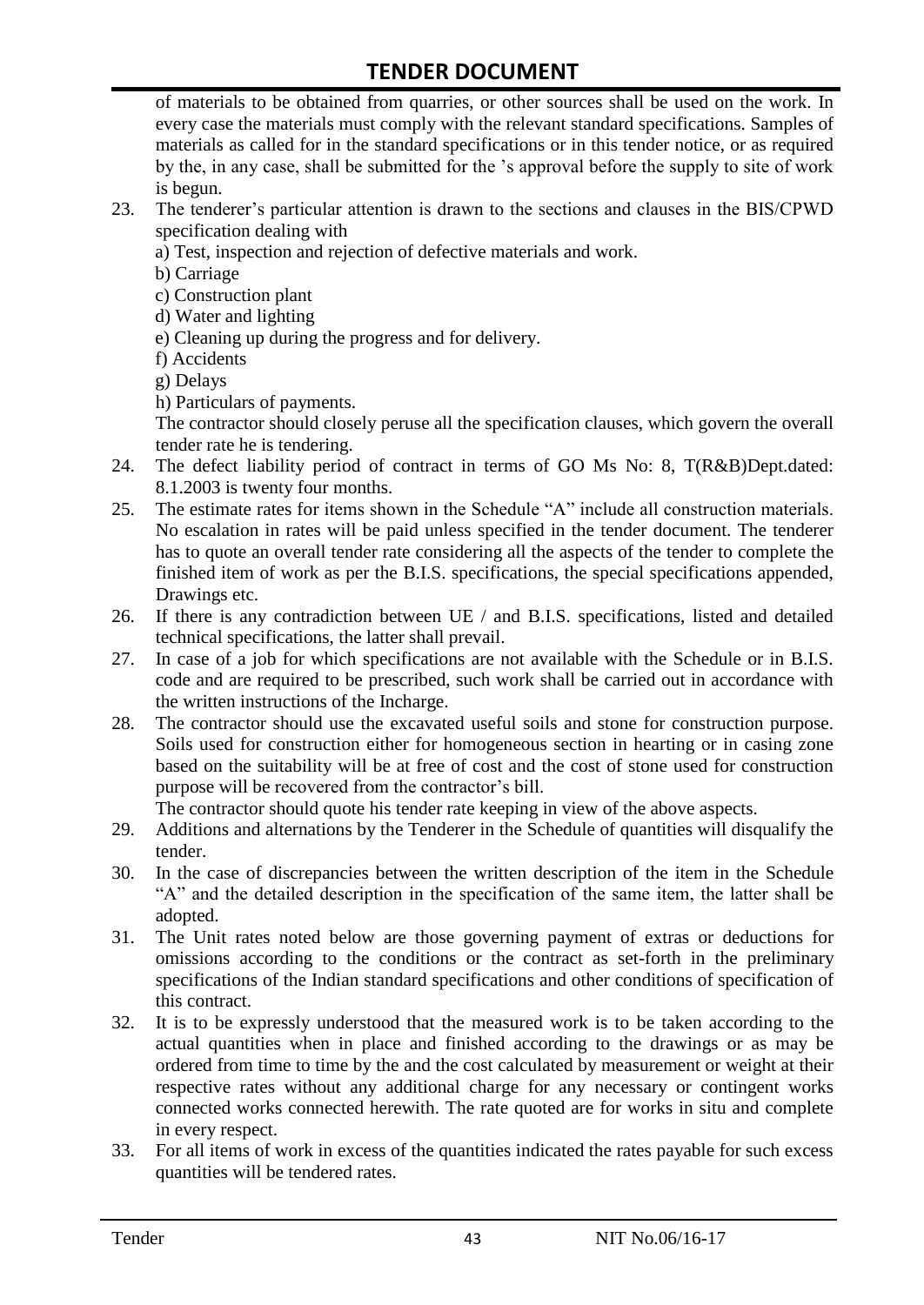of materials to be obtained from quarries, or other sources shall be used on the work. In every case the materials must comply with the relevant standard specifications. Samples of materials as called for in the standard specifications or in this tender notice, or as required by the, in any case, shall be submitted for the 's approval before the supply to site of work is begun.

23. The tenderer's particular attention is drawn to the sections and clauses in the BIS/CPWD specification dealing with
    a) Test, inspection and rejection of defective materials and work.
    b) Carriage
    c) Construction plant
    d) Water and lighting
    e) Cleaning up during the progress and for delivery.
    f) Accidents
    g) Delays
    h) Particulars of payments.

    The contractor should closely peruse all the specification clauses, which govern the overall tender rate he is tendering.
24. The defect liability period of contract in terms of GO Ms No: 8, T(R&B)Dept.dated: 8.1.2003 is twenty four months.
25. The estimate rates for items shown in the Schedule "A" include all construction materials. No escalation in rates will be paid unless specified in the tender document. The tenderer has to quote an overall tender rate considering all the aspects of the tender to complete the finished item of work as per the B.I.S. specifications, the special specifications appended, Drawings etc.
26. If there is any contradiction between UE / and B.I.S. specifications, listed and detailed technical specifications, the latter shall prevail.
27. In case of a job for which specifications are not available with the Schedule or in B.I.S. code and are required to be prescribed, such work shall be carried out in accordance with the written instructions of the Incharge.
28. The contractor should use the excavated useful soils and stone for construction purpose. Soils used for construction either for homogeneous section in hearting or in casing zone based on the suitability will be at free of cost and the cost of stone used for construction purpose will be recovered from the contractor's bill.

    The contractor should quote his tender rate keeping in view of the above aspects.
29. Additions and alternations by the Tenderer in the Schedule of quantities will disqualify the tender.
30. In the case of discrepancies between the written description of the item in the Schedule "A" and the detailed description in the specification of the same item, the latter shall be adopted.
31. The Unit rates noted below are those governing payment of extras or deductions for omissions according to the conditions or the contract as set-forth in the preliminary specifications of the Indian standard specifications and other conditions of specification of this contract.
32. It is to be expressly understood that the measured work is to be taken according to the actual quantities when in place and finished according to the drawings or as may be ordered from time to time by the and the cost calculated by measurement or weight at their respective rates without any additional charge for any necessary or contingent works connected works connected herewith. The rate quoted are for works in situ and complete in every respect.
33. For all items of work in excess of the quantities indicated the rates payable for such excess quantities will be tendered rates.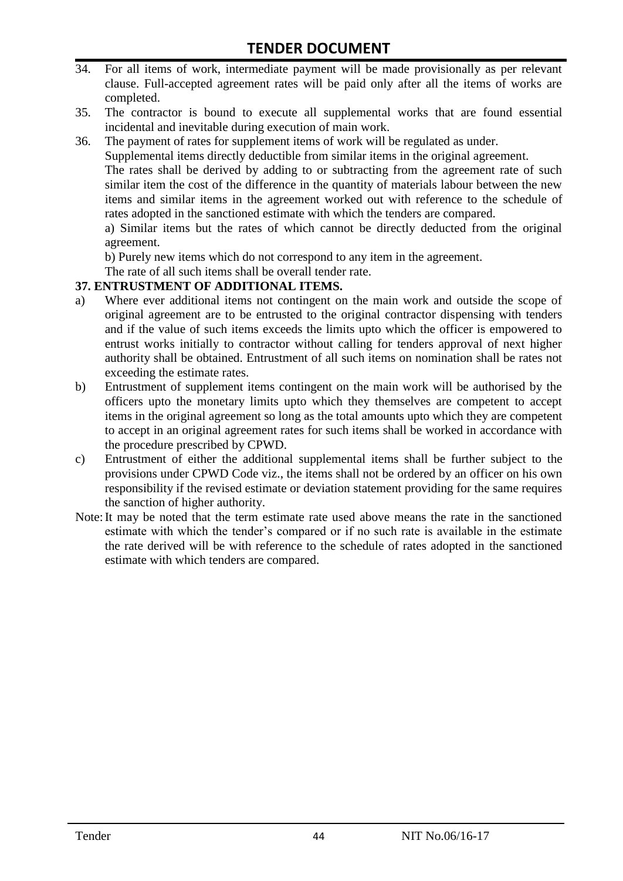34. For all items of work, intermediate payment will be made provisionally as per relevant clause. Full-accepted agreement rates will be paid only after all the items of works are completed.
35. The contractor is bound to execute all supplemental works that are found essential incidental and inevitable during execution of main work.
36. The payment of rates for supplement items of work will be regulated as under.
    Supplemental items directly deductible from similar items in the original agreement.
    The rates shall be derived by adding to or subtracting from the agreement rate of such similar item the cost of the difference in the quantity of materials labour between the new items and similar items in the agreement worked out with reference to the schedule of rates adopted in the sanctioned estimate with which the tenders are compared.
    a) Similar items but the rates of which cannot be directly deducted from the original agreement.
    b) Purely new items which do not correspond to any item in the agreement.
    The rate of all such items shall be overall tender rate.

**37. ENTRUSTMENT OF ADDITIONAL ITEMS.**

a) Where ever additional items not contingent on the main work and outside the scope of original agreement are to be entrusted to the original contractor dispensing with tenders and if the value of such items exceeds the limits upto which the officer is empowered to entrust works initially to contractor without calling for tenders approval of next higher authority shall be obtained. Entrustment of all such items on nomination shall be rates not exceeding the estimate rates.
b) Entrustment of supplement items contingent on the main work will be authorised by the officers upto the monetary limits upto which they themselves are competent to accept items in the original agreement so long as the total amounts upto which they are competent to accept in an original agreement rates for such items shall be worked in accordance with the procedure prescribed by CPWD.
c) Entrustment of either the additional supplemental items shall be further subject to the provisions under CPWD Code viz., the items shall not be ordered by an officer on his own responsibility if the revised estimate or deviation statement providing for the same requires the sanction of higher authority.

Note: It may be noted that the term estimate rate used above means the rate in the sanctioned estimate with which the tender's compared or if no such rate is available in the estimate the rate derived will be with reference to the schedule of rates adopted in the sanctioned estimate with which tenders are compared.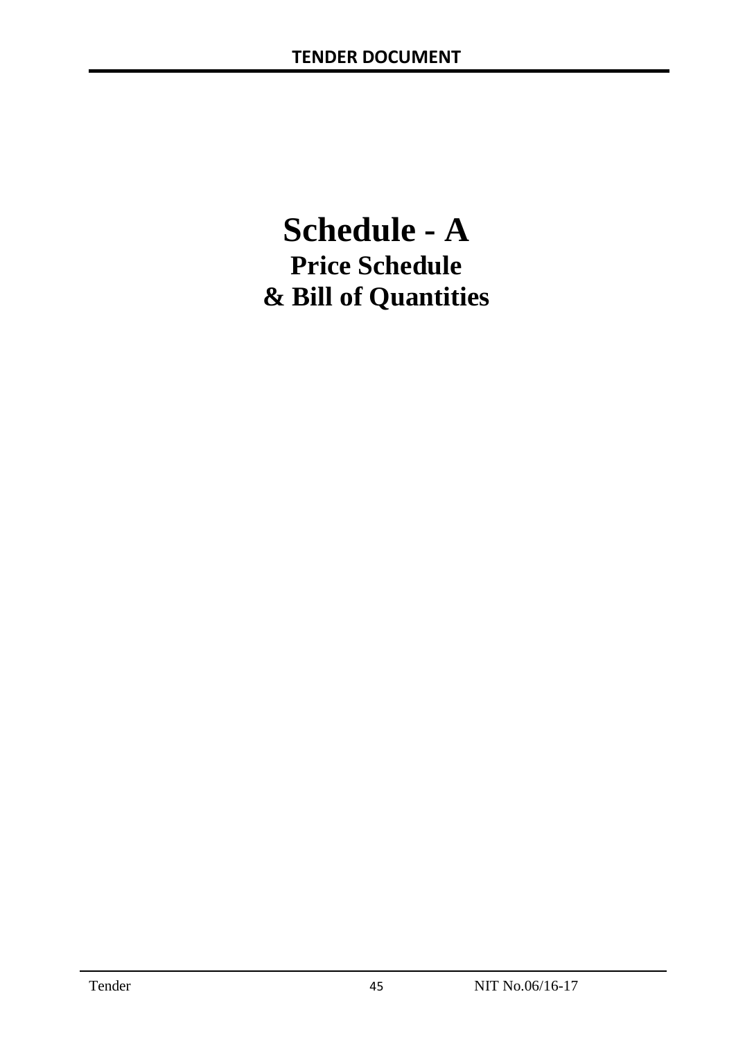# Schedule - A

## Price Schedule

## & Bill of Quantities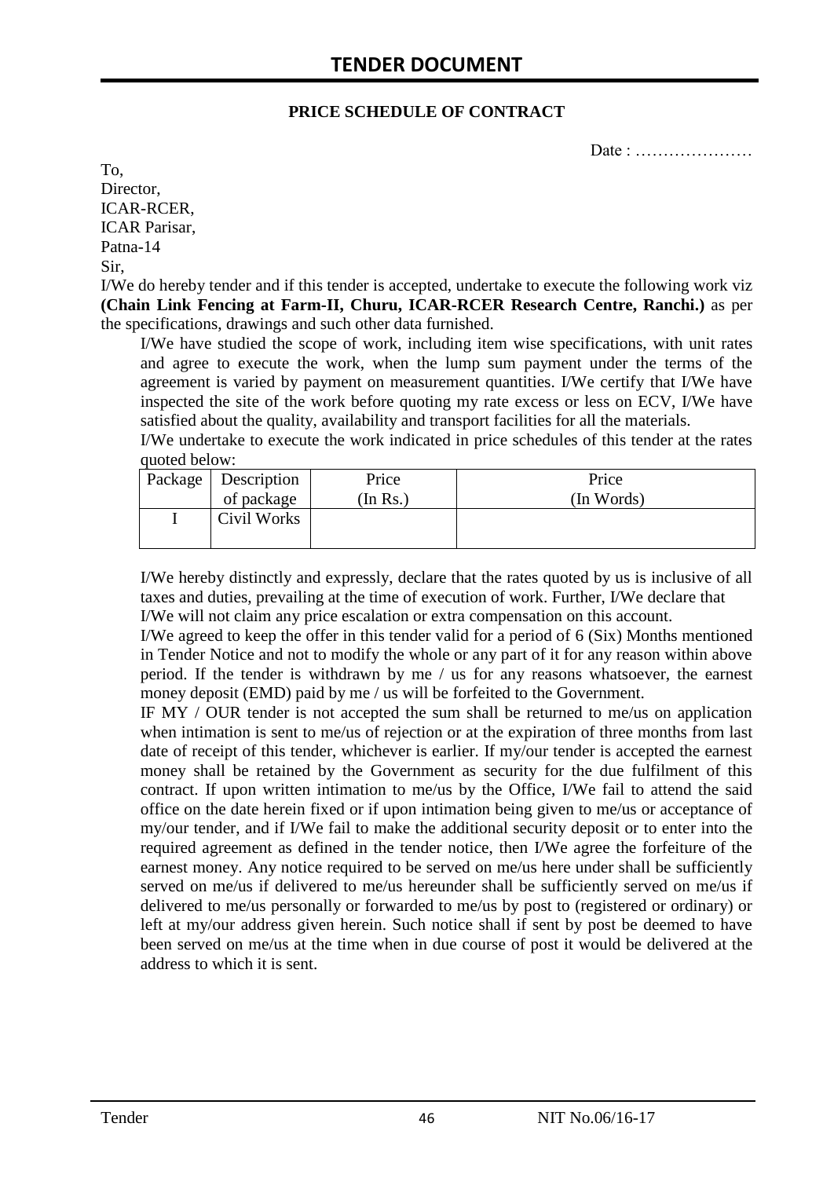## PRICE SCHEDULE OF CONTRACT

Date : …………………

To,
Director,
ICAR-RCER,
ICAR Parisar,
Patna-14
Sir,

I/We do hereby tender and if this tender is accepted, undertake to execute the following work viz **(Chain Link Fencing at Farm-II, Churu, ICAR-RCER Research Centre, Ranchi.)** as per the specifications, drawings and such other data furnished.

I/We have studied the scope of work, including item wise specifications, with unit rates and agree to execute the work, when the lump sum payment under the terms of the agreement is varied by payment on measurement quantities. I/We certify that I/We have inspected the site of the work before quoting my rate excess or less on ECV, I/We have satisfied about the quality, availability and transport facilities for all the materials.

I/We undertake to execute the work indicated in price schedules of this tender at the rates quoted below:

| Package | Description of package | Price (In Rs.) | Price (In Words) |
|---|---|---|---|
| I | Civil Works | | |

I/We hereby distinctly and expressly, declare that the rates quoted by us is inclusive of all taxes and duties, prevailing at the time of execution of work. Further, I/We declare that I/We will not claim any price escalation or extra compensation on this account.

I/We agreed to keep the offer in this tender valid for a period of 6 (Six) Months mentioned in Tender Notice and not to modify the whole or any part of it for any reason within above period. If the tender is withdrawn by me / us for any reasons whatsoever, the earnest money deposit (EMD) paid by me / us will be forfeited to the Government.

IF MY / OUR tender is not accepted the sum shall be returned to me/us on application when intimation is sent to me/us of rejection or at the expiration of three months from last date of receipt of this tender, whichever is earlier. If my/our tender is accepted the earnest money shall be retained by the Government as security for the due fulfilment of this contract. If upon written intimation to me/us by the Office, I/We fail to attend the said office on the date herein fixed or if upon intimation being given to me/us or acceptance of my/our tender, and if I/We fail to make the additional security deposit or to enter into the required agreement as defined in the tender notice, then I/We agree the forfeiture of the earnest money. Any notice required to be served on me/us here under shall be sufficiently served on me/us if delivered to me/us hereunder shall be sufficiently served on me/us if delivered to me/us personally or forwarded to me/us by post to (registered or ordinary) or left at my/our address given herein. Such notice shall if sent by post be deemed to have been served on me/us at the time when in due course of post it would be delivered at the address to which it is sent.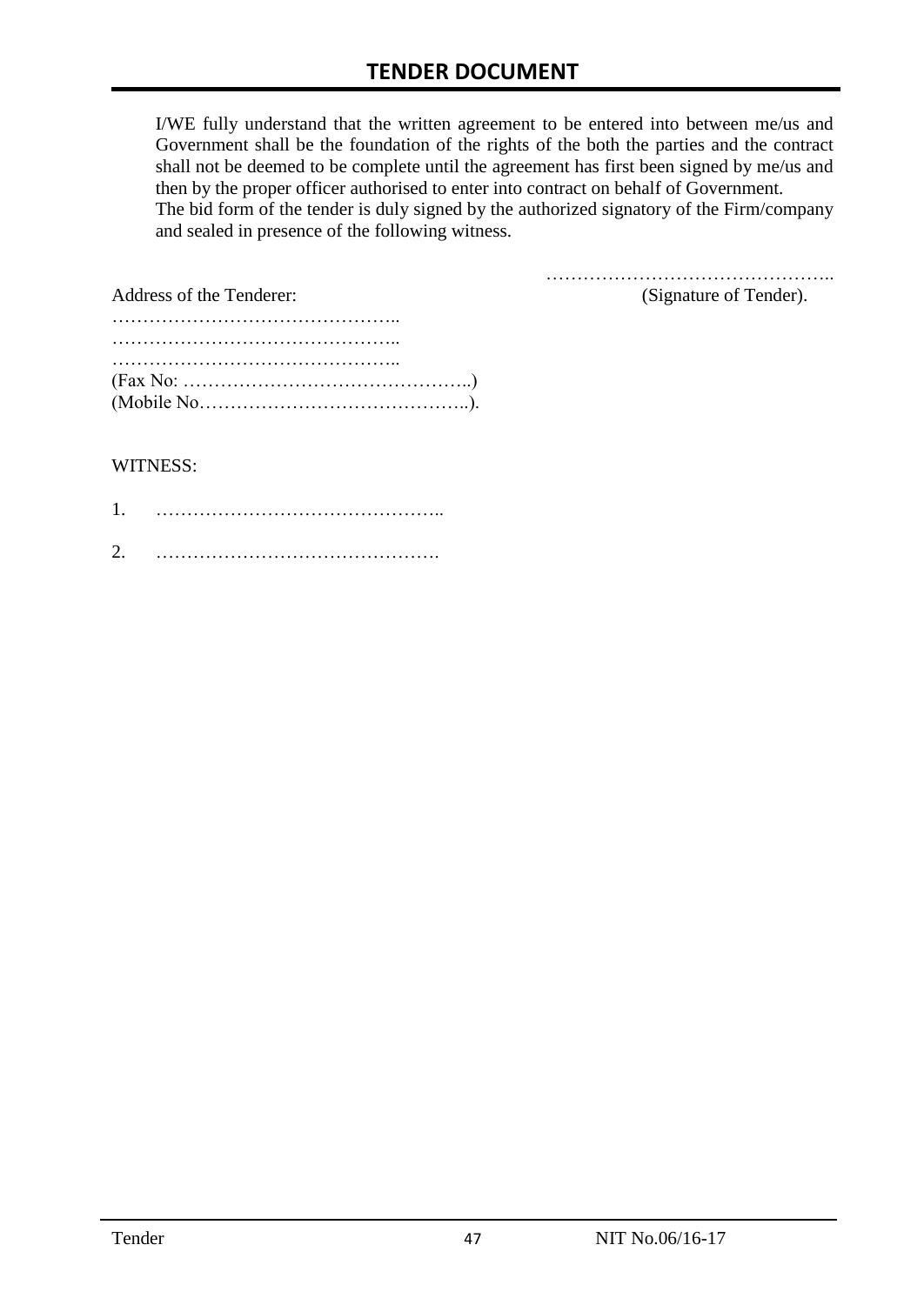I/WE fully understand that the written agreement to be entered into between me/us and Government shall be the foundation of the rights of the both the parties and the contract shall not be deemed to be complete until the agreement has first been signed by me/us and then by the proper officer authorised to enter into contract on behalf of Government.
The bid form of the tender is duly signed by the authorized signatory of the Firm/company and sealed in presence of the following witness.

………………………………………..
(Signature of Tender).

Address of the Tenderer:
………………………………………..
………………………………………..
………………………………………..
(Fax No: ………………………………………..)
(Mobile No……………………………………..).

WITNESS:

1. ………………………………………..

2. ……………………………………….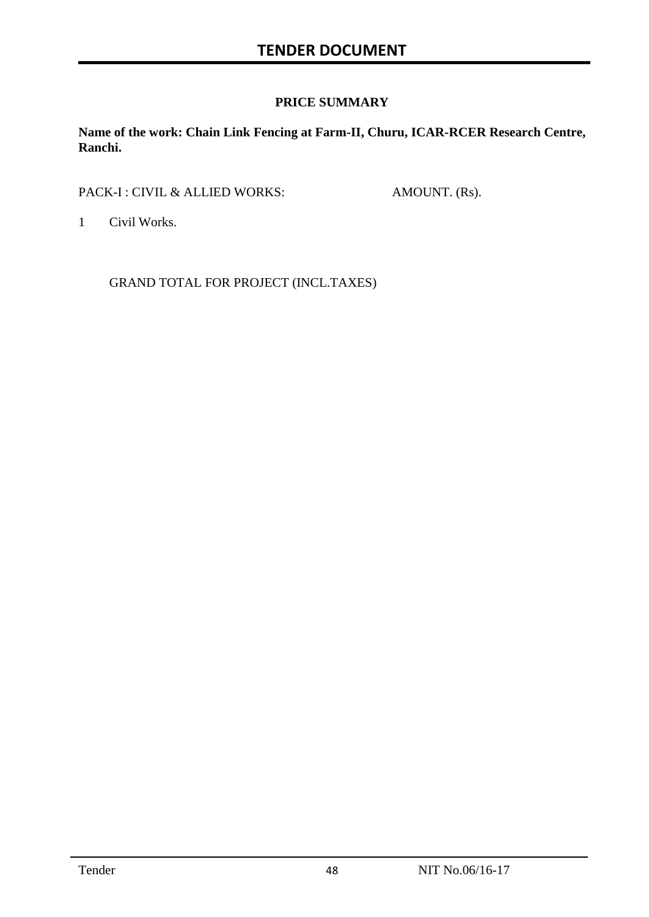# TENDER DOCUMENT

### PRICE SUMMARY

**Name of the work: Chain Link Fencing at Farm-II, Churu, ICAR-RCER Research Centre, Ranchi.**

| PACK-I : CIVIL & ALLIED WORKS: | AMOUNT. (Rs). |
|---|---|
| 1 Civil Works. | |
| GRAND TOTAL FOR PROJECT (INCL.TAXES) | |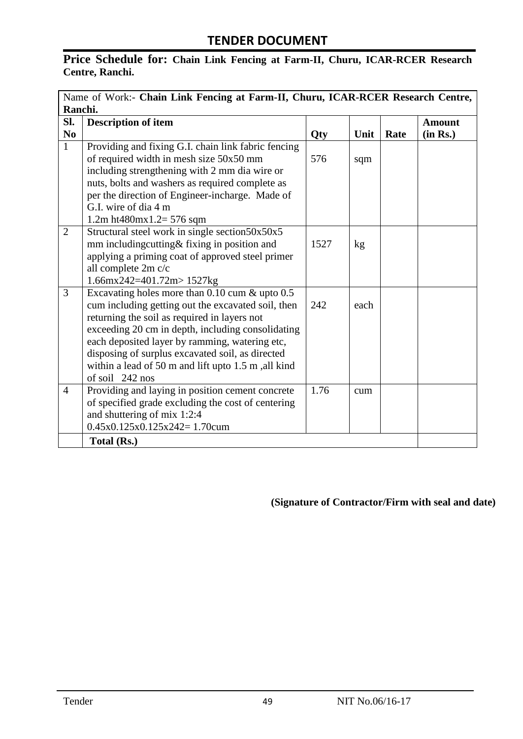## TENDER DOCUMENT

**Price Schedule for: Chain Link Fencing at Farm-II, Churu, ICAR-RCER Research Centre, Ranchi.**

| Name of Work:- **Chain Link Fencing at Farm-II, Churu, ICAR-RCER Research Centre, Ranchi.** | | | | | |
|---|---|---|---|---|---|
| **Sl. No** | **Description of item** | **Qty** | **Unit** | **Rate** | **Amount (in Rs.)** |
| 1 | Providing and fixing G.I. chain link fabric fencing of required width in mesh size 50x50 mm including strengthening with 2 mm dia wire or nuts, bolts and washers as required complete as per the direction of Engineer-incharge. Made of G.I. wire of dia 4 m<br>1.2m ht480mx1.2= 576 sqm | 576 | sqm | | |
| 2 | Structural steel work in single section50x50x5 mm includingcutting& fixing in position and applying a priming coat of approved steel primer all complete 2m c/c<br>1.66mx242=401.72m> 1527kg | 1527 | kg | | |
| 3 | Excavating holes more than 0.10 cum & upto 0.5 cum including getting out the excavated soil, then returning the soil as required in layers not exceeding 20 cm in depth, including consolidating each deposited layer by ramming, watering etc, disposing of surplus excavated soil, as directed within a lead of 50 m and lift upto 1.5 m ,all kind of soil 242 nos | 242 | each | | |
| 4 | Providing and laying in position cement concrete of specified grade excluding the cost of centering and shuttering of mix 1:2:4<br>0.45x0.125x0.125x242= 1.70cum | 1.76 | cum | | |
| | **Total (Rs.)** | | | | |

**(Signature of Contractor/Firm with seal and date)**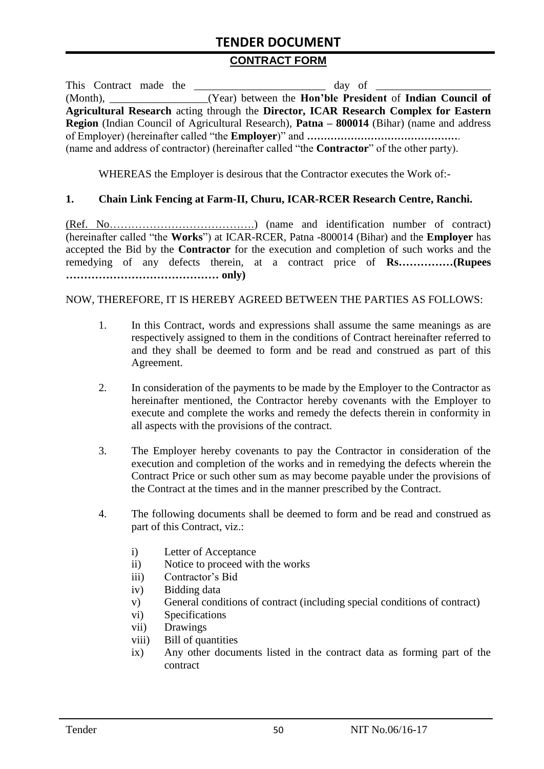# TENDER DOCUMENT

## CONTRACT FORM

This Contract made the ________________________ day of ____________________ (Month), __________________(Year) between the **Hon'ble President** of **Indian Council of Agricultural Research** acting through the **Director, ICAR Research Complex for Eastern Region** (Indian Council of Agricultural Research), **Patna – 800014** (Bihar) (name and address of Employer) (hereinafter called "the **Employer**)" and **………………………………………**. (name and address of contractor) (hereinafter called "the **Contractor**" of the other party).

WHEREAS the Employer is desirous that the Contractor executes the Work of:-

**1. Chain Link Fencing at Farm-II, Churu, ICAR-RCER Research Centre, Ranchi.**

(Ref. No………………………………….) (name and identification number of contract) (hereinafter called "the **Works**") at ICAR-RCER, Patna -800014 (Bihar) and the **Employer** has accepted the Bid by the **Contractor** for the execution and completion of such works and the remedying of any defects therein, at a contract price of **Rs……………(Rupees …………………………………… only)**

NOW, THEREFORE, IT IS HEREBY AGREED BETWEEN THE PARTIES AS FOLLOWS:

1. In this Contract, words and expressions shall assume the same meanings as are respectively assigned to them in the conditions of Contract hereinafter referred to and they shall be deemed to form and be read and construed as part of this Agreement.

2. In consideration of the payments to be made by the Employer to the Contractor as hereinafter mentioned, the Contractor hereby covenants with the Employer to execute and complete the works and remedy the defects therein in conformity in all aspects with the provisions of the contract.

3. The Employer hereby covenants to pay the Contractor in consideration of the execution and completion of the works and in remedying the defects wherein the Contract Price or such other sum as may become payable under the provisions of the Contract at the times and in the manner prescribed by the Contract.

4. The following documents shall be deemed to form and be read and construed as part of this Contract, viz.:

   i) Letter of Acceptance
   ii) Notice to proceed with the works
   iii) Contractor's Bid
   iv) Bidding data
   v) General conditions of contract (including special conditions of contract)
   vi) Specifications
   vii) Drawings
   viii) Bill of quantities
   ix) Any other documents listed in the contract data as forming part of the contract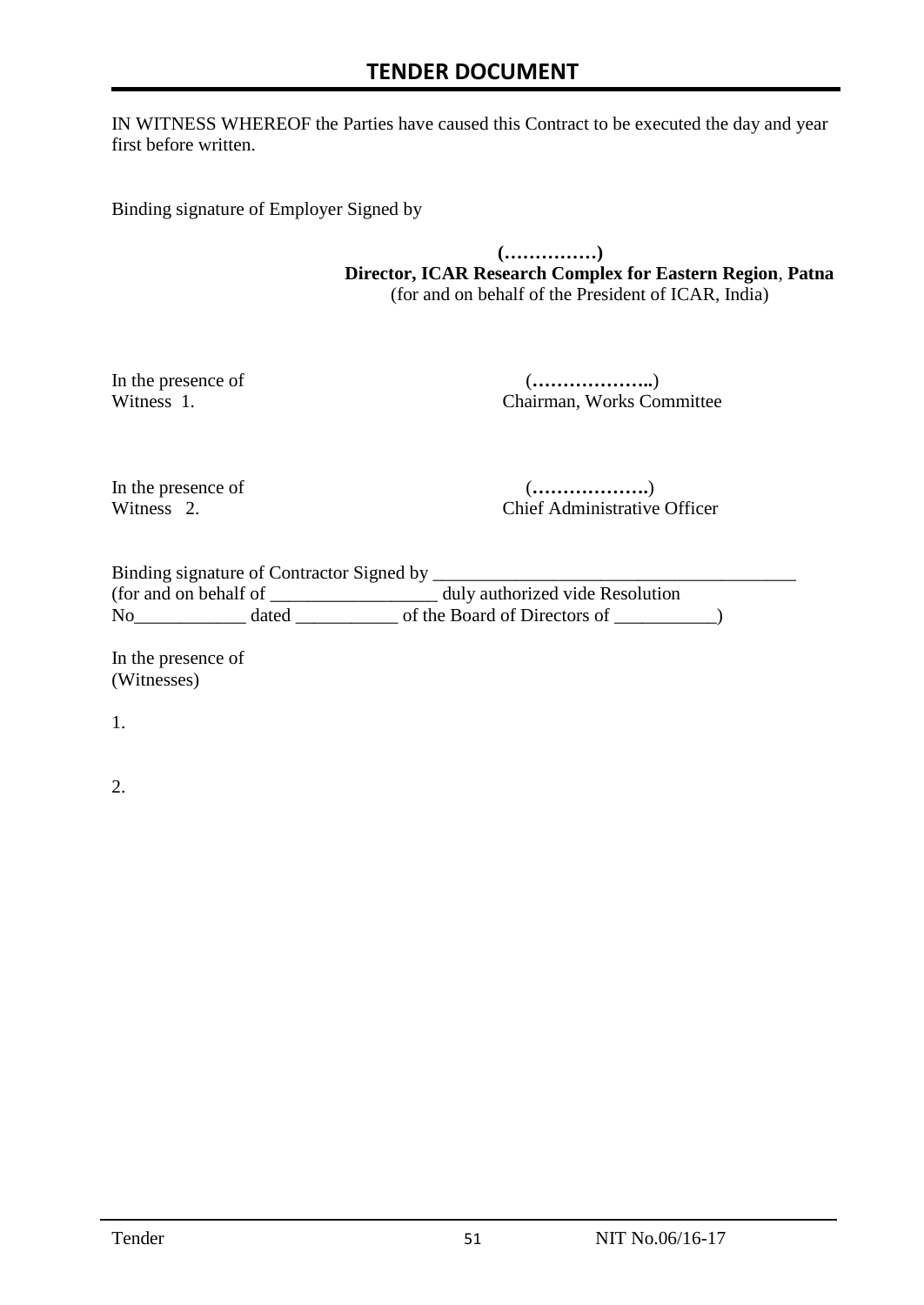IN WITNESS WHEREOF the Parties have caused this Contract to be executed the day and year first before written.

Binding signature of Employer Signed by

**(……………)**
**Director, ICAR Research Complex for Eastern Region**, **Patna**
(for and on behalf of the President of ICAR, India)

In the presence of
Witness 1.

(**………………..**)
Chairman, Works Committee

In the presence of
Witness 2.

(**……………….**)
Chief Administrative Officer

Binding signature of Contractor Signed by ________________________________________
(for and on behalf of __________________ duly authorized vide Resolution
No____________ dated ___________ of the Board of Directors of ___________)

In the presence of
(Witnesses)

1.

2.